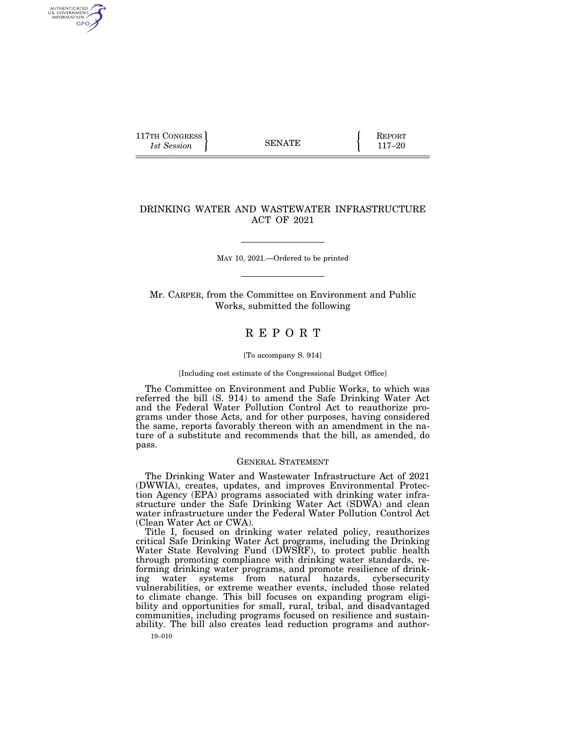117TH CONGRESS
*1st Session*

SENATE

REPORT
117–20

# DRINKING WATER AND WASTEWATER INFRASTRUCTURE ACT OF 2021

MAY 10, 2021.—Ordered to be printed

Mr. CARPER, from the Committee on Environment and Public Works, submitted the following

# REPORT

[To accompany S. 914]

[Including cost estimate of the Congressional Budget Office]

The Committee on Environment and Public Works, to which was referred the bill (S. 914) to amend the Safe Drinking Water Act and the Federal Water Pollution Control Act to reauthorize programs under those Acts, and for other purposes, having considered the same, reports favorably thereon with an amendment in the nature of a substitute and recommends that the bill, as amended, do pass.

## GENERAL STATEMENT

The Drinking Water and Wastewater Infrastructure Act of 2021 (DWWIA), creates, updates, and improves Environmental Protection Agency (EPA) programs associated with drinking water infrastructure under the Safe Drinking Water Act (SDWA) and clean water infrastructure under the Federal Water Pollution Control Act (Clean Water Act or CWA).

Title I, focused on drinking water related policy, reauthorizes critical Safe Drinking Water Act programs, including the Drinking Water State Revolving Fund (DWSRF), to protect public health through promoting compliance with drinking water standards, reforming drinking water programs, and promote resilience of drinking water systems from natural hazards, cybersecurity vulnerabilities, or extreme weather events, included those related to climate change. This bill focuses on expanding program eligibility and opportunities for small, rural, tribal, and disadvantaged communities, including programs focused on resilience and sustainability. The bill also creates lead reduction programs and author-

19–010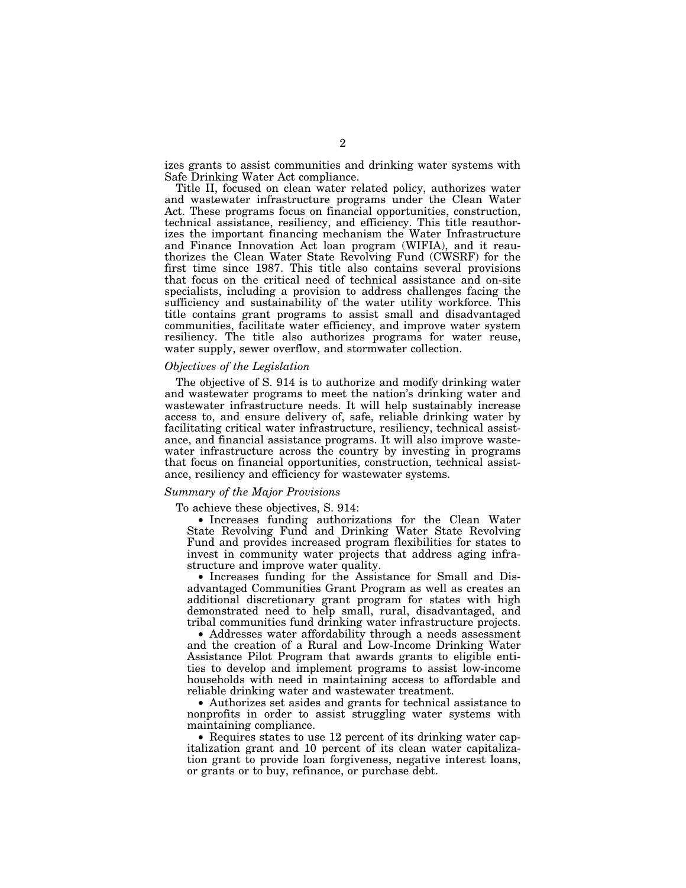izes grants to assist communities and drinking water systems with Safe Drinking Water Act compliance.

Title II, focused on clean water related policy, authorizes water and wastewater infrastructure programs under the Clean Water Act. These programs focus on financial opportunities, construction, technical assistance, resiliency, and efficiency. This title reauthorizes the important financing mechanism the Water Infrastructure and Finance Innovation Act loan program (WIFIA), and it reauthorizes the Clean Water State Revolving Fund (CWSRF) for the first time since 1987. This title also contains several provisions that focus on the critical need of technical assistance and on-site specialists, including a provision to address challenges facing the sufficiency and sustainability of the water utility workforce. This title contains grant programs to assist small and disadvantaged communities, facilitate water efficiency, and improve water system resiliency. The title also authorizes programs for water reuse, water supply, sewer overflow, and stormwater collection.

### *Objectives of the Legislation*

The objective of S. 914 is to authorize and modify drinking water and wastewater programs to meet the nation's drinking water and wastewater infrastructure needs. It will help sustainably increase access to, and ensure delivery of, safe, reliable drinking water by facilitating critical water infrastructure, resiliency, technical assistance, and financial assistance programs. It will also improve wastewater infrastructure across the country by investing in programs that focus on financial opportunities, construction, technical assistance, resiliency and efficiency for wastewater systems.

### *Summary of the Major Provisions*

To achieve these objectives, S. 914:

- Increases funding authorizations for the Clean Water State Revolving Fund and Drinking Water State Revolving Fund and provides increased program flexibilities for states to invest in community water projects that address aging infrastructure and improve water quality.
- Increases funding for the Assistance for Small and Disadvantaged Communities Grant Program as well as creates an additional discretionary grant program for states with high demonstrated need to help small, rural, disadvantaged, and tribal communities fund drinking water infrastructure projects.
- Addresses water affordability through a needs assessment and the creation of a Rural and Low-Income Drinking Water Assistance Pilot Program that awards grants to eligible entities to develop and implement programs to assist low-income households with need in maintaining access to affordable and reliable drinking water and wastewater treatment.
- Authorizes set asides and grants for technical assistance to nonprofits in order to assist struggling water systems with maintaining compliance.
- Requires states to use 12 percent of its drinking water capitalization grant and 10 percent of its clean water capitalization grant to provide loan forgiveness, negative interest loans, or grants or to buy, refinance, or purchase debt.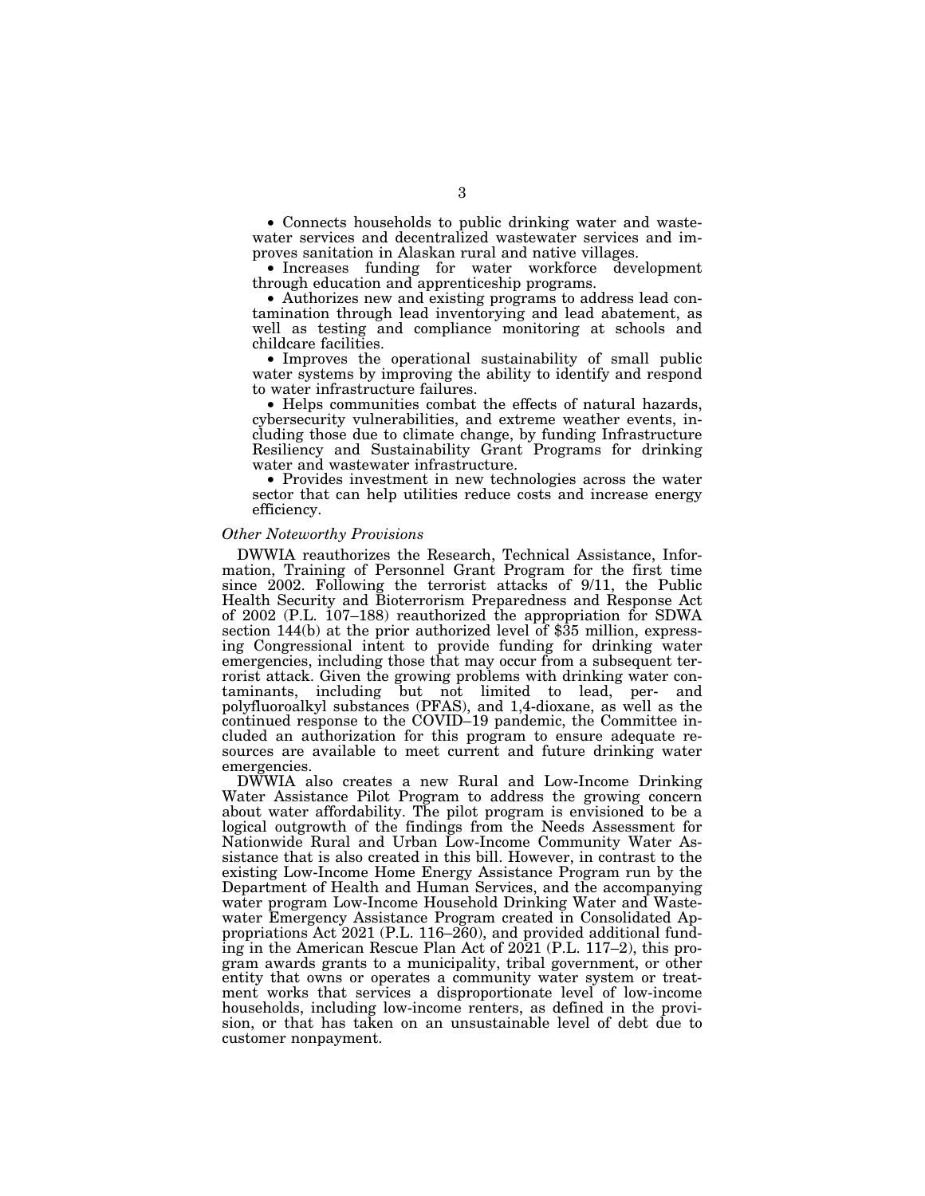- Connects households to public drinking water and wastewater services and decentralized wastewater services and improves sanitation in Alaskan rural and native villages.
- Increases funding for water workforce development through education and apprenticeship programs.
- Authorizes new and existing programs to address lead contamination through lead inventorying and lead abatement, as well as testing and compliance monitoring at schools and childcare facilities.
- Improves the operational sustainability of small public water systems by improving the ability to identify and respond to water infrastructure failures.
- Helps communities combat the effects of natural hazards, cybersecurity vulnerabilities, and extreme weather events, including those due to climate change, by funding Infrastructure Resiliency and Sustainability Grant Programs for drinking water and wastewater infrastructure.
- Provides investment in new technologies across the water sector that can help utilities reduce costs and increase energy efficiency.

*Other Noteworthy Provisions*

DWWIA reauthorizes the Research, Technical Assistance, Information, Training of Personnel Grant Program for the first time since 2002. Following the terrorist attacks of 9/11, the Public Health Security and Bioterrorism Preparedness and Response Act of 2002 (P.L. 107–188) reauthorized the appropriation for SDWA section 144(b) at the prior authorized level of $35 million, expressing Congressional intent to provide funding for drinking water emergencies, including those that may occur from a subsequent terrorist attack. Given the growing problems with drinking water contaminants, including but not limited to lead, per- and polyfluoroalkyl substances (PFAS), and 1,4-dioxane, as well as the continued response to the COVID–19 pandemic, the Committee included an authorization for this program to ensure adequate resources are available to meet current and future drinking water emergencies.

DWWIA also creates a new Rural and Low-Income Drinking Water Assistance Pilot Program to address the growing concern about water affordability. The pilot program is envisioned to be a logical outgrowth of the findings from the Needs Assessment for Nationwide Rural and Urban Low-Income Community Water Assistance that is also created in this bill. However, in contrast to the existing Low-Income Home Energy Assistance Program run by the Department of Health and Human Services, and the accompanying water program Low-Income Household Drinking Water and Wastewater Emergency Assistance Program created in Consolidated Appropriations Act 2021 (P.L. 116–260), and provided additional funding in the American Rescue Plan Act of 2021 (P.L. 117–2), this program awards grants to a municipality, tribal government, or other entity that owns or operates a community water system or treatment works that services a disproportionate level of low-income households, including low-income renters, as defined in the provision, or that has taken on an unsustainable level of debt due to customer nonpayment.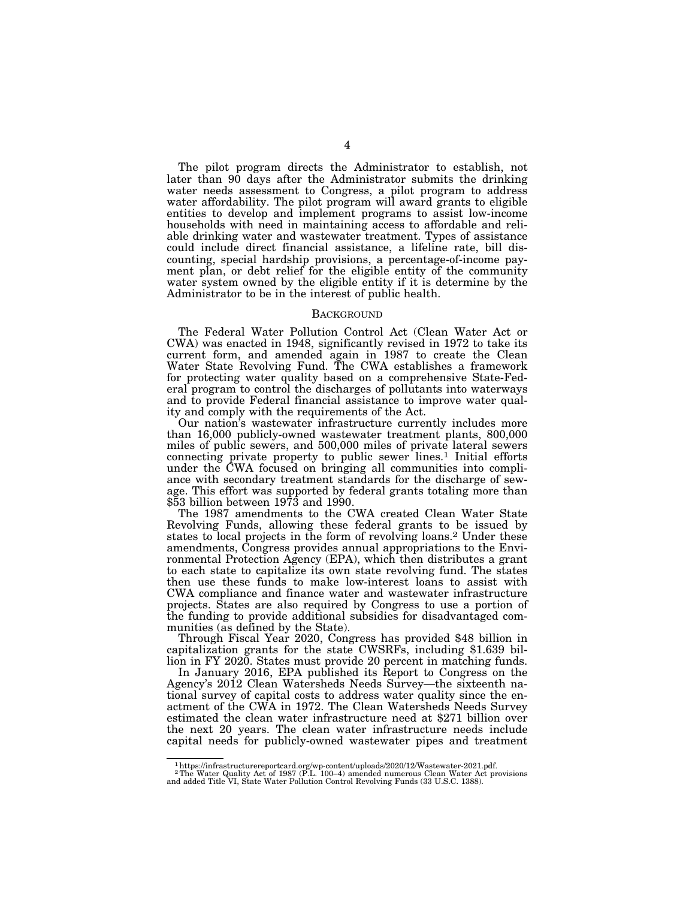The pilot program directs the Administrator to establish, not later than 90 days after the Administrator submits the drinking water needs assessment to Congress, a pilot program to address water affordability. The pilot program will award grants to eligible entities to develop and implement programs to assist low-income households with need in maintaining access to affordable and reliable drinking water and wastewater treatment. Types of assistance could include direct financial assistance, a lifeline rate, bill discounting, special hardship provisions, a percentage-of-income payment plan, or debt relief for the eligible entity of the community water system owned by the eligible entity if it is determine by the Administrator to be in the interest of public health.

## BACKGROUND

The Federal Water Pollution Control Act (Clean Water Act or CWA) was enacted in 1948, significantly revised in 1972 to take its current form, and amended again in 1987 to create the Clean Water State Revolving Fund. The CWA establishes a framework for protecting water quality based on a comprehensive State-Federal program to control the discharges of pollutants into waterways and to provide Federal financial assistance to improve water quality and comply with the requirements of the Act.

Our nation's wastewater infrastructure currently includes more than 16,000 publicly-owned wastewater treatment plants, 800,000 miles of public sewers, and 500,000 miles of private lateral sewers connecting private property to public sewer lines.[1] Initial efforts under the CWA focused on bringing all communities into compliance with secondary treatment standards for the discharge of sewage. This effort was supported by federal grants totaling more than $53 billion between 1973 and 1990.

The 1987 amendments to the CWA created Clean Water State Revolving Funds, allowing these federal grants to be issued by states to local projects in the form of revolving loans.[2] Under these amendments, Congress provides annual appropriations to the Environmental Protection Agency (EPA), which then distributes a grant to each state to capitalize its own state revolving fund. The states then use these funds to make low-interest loans to assist with CWA compliance and finance water and wastewater infrastructure projects. States are also required by Congress to use a portion of the funding to provide additional subsidies for disadvantaged communities (as defined by the State).

Through Fiscal Year 2020, Congress has provided $48 billion in capitalization grants for the state CWSRFs, including $1.639 billion in FY 2020. States must provide 20 percent in matching funds.

In January 2016, EPA published its Report to Congress on the Agency's 2012 Clean Watersheds Needs Survey—the sixteenth national survey of capital costs to address water quality since the enactment of the CWA in 1972. The Clean Watersheds Needs Survey estimated the clean water infrastructure need at $271 billion over the next 20 years. The clean water infrastructure needs include capital needs for publicly-owned wastewater pipes and treatment

---

[1] https://infrastructurereportcard.org/wp-content/uploads/2020/12/Wastewater-2021.pdf.

[2] The Water Quality Act of 1987 (P.L. 100–4) amended numerous Clean Water Act provisions and added Title VI, State Water Pollution Control Revolving Funds (33 U.S.C. 1388).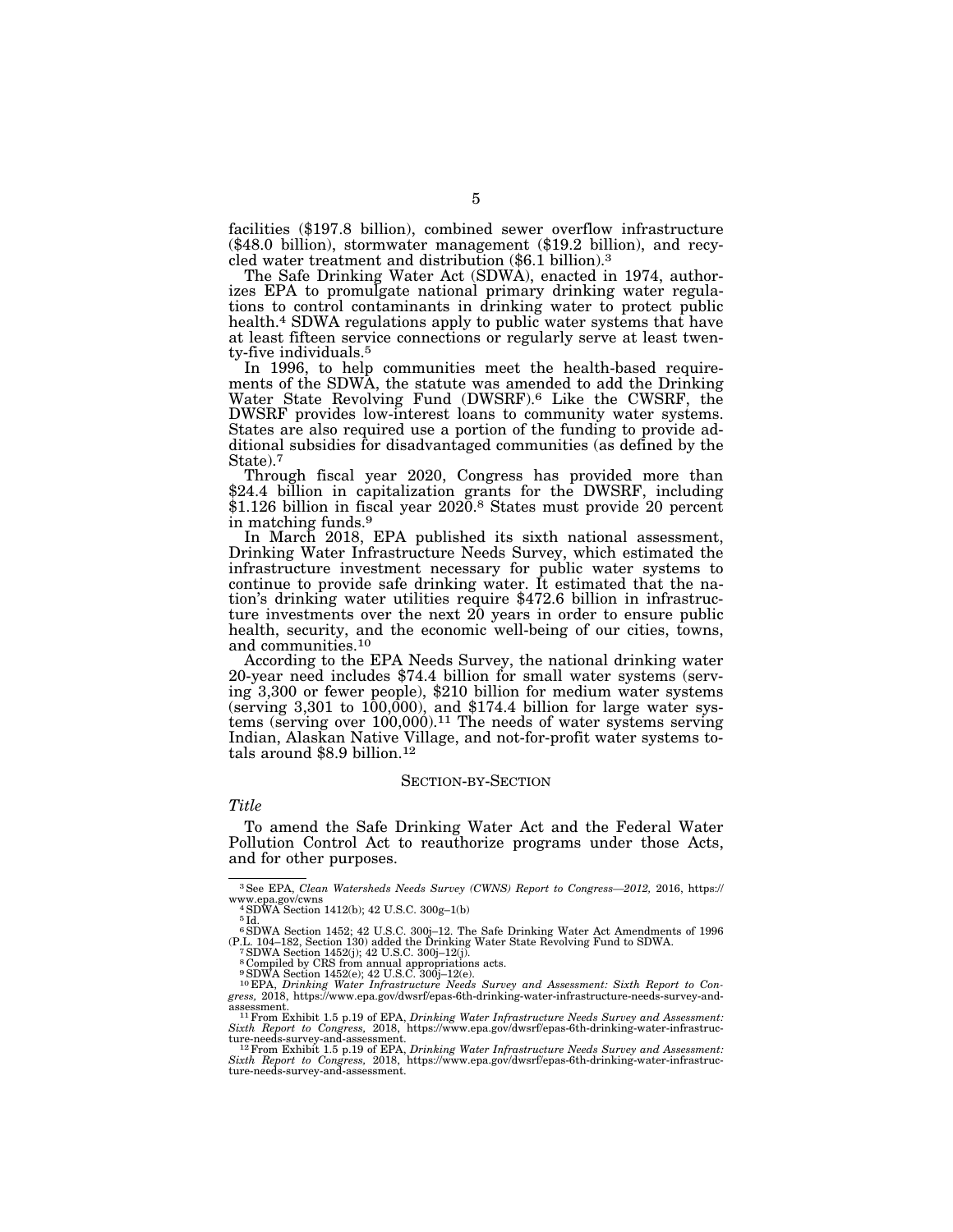facilities ($197.8 billion), combined sewer overflow infrastructure ($48.0 billion), stormwater management ($19.2 billion), and recycled water treatment and distribution ($6.1 billion).[3]

The Safe Drinking Water Act (SDWA), enacted in 1974, authorizes EPA to promulgate national primary drinking water regulations to control contaminants in drinking water to protect public health.[4] SDWA regulations apply to public water systems that have at least fifteen service connections or regularly serve at least twenty-five individuals.[5]

In 1996, to help communities meet the health-based requirements of the SDWA, the statute was amended to add the Drinking Water State Revolving Fund (DWSRF).[6] Like the CWSRF, the DWSRF provides low-interest loans to community water systems. States are also required use a portion of the funding to provide additional subsidies for disadvantaged communities (as defined by the State).[7]

Through fiscal year 2020, Congress has provided more than $24.4 billion in capitalization grants for the DWSRF, including $1.126 billion in fiscal year 2020.[8] States must provide 20 percent in matching funds.[9]

In March 2018, EPA published its sixth national assessment, Drinking Water Infrastructure Needs Survey, which estimated the infrastructure investment necessary for public water systems to continue to provide safe drinking water. It estimated that the nation's drinking water utilities require $472.6 billion in infrastructure investments over the next 20 years in order to ensure public health, security, and the economic well-being of our cities, towns, and communities.[10]

According to the EPA Needs Survey, the national drinking water 20-year need includes $74.4 billion for small water systems (serving 3,300 or fewer people), $210 billion for medium water systems (serving 3,301 to 100,000), and $174.4 billion for large water systems (serving over 100,000).[11] The needs of water systems serving Indian, Alaskan Native Village, and not-for-profit water systems totals around $8.9 billion.[12]

## SECTION-BY-SECTION

*Title*

To amend the Safe Drinking Water Act and the Federal Water Pollution Control Act to reauthorize programs under those Acts, and for other purposes.

---

[3] See EPA, *Clean Watersheds Needs Survey (CWNS) Report to Congress—2012,* 2016, https://www.epa.gov/cwns

[4] SDWA Section 1412(b); 42 U.S.C. 300g–1(b)

[5] Id.

[6] SDWA Section 1452; 42 U.S.C. 300j–12. The Safe Drinking Water Act Amendments of 1996 (P.L. 104–182, Section 130) added the Drinking Water State Revolving Fund to SDWA.

[7] SDWA Section 1452(j); 42 U.S.C. 300j–12(j).

[8] Compiled by CRS from annual appropriations acts.

[9] SDWA Section 1452(e); 42 U.S.C. 300j–12(e).

[10] EPA, *Drinking Water Infrastructure Needs Survey and Assessment: Sixth Report to Congress,* 2018, https://www.epa.gov/dwsrf/epas-6th-drinking-water-infrastructure-needs-survey-and-assessment.

[11] From Exhibit 1.5 p.19 of EPA, *Drinking Water Infrastructure Needs Survey and Assessment: Sixth Report to Congress,* 2018, https://www.epa.gov/dwsrf/epas-6th-drinking-water-infrastructure-needs-survey-and-assessment.

[12] From Exhibit 1.5 p.19 of EPA, *Drinking Water Infrastructure Needs Survey and Assessment: Sixth Report to Congress,* 2018, https://www.epa.gov/dwsrf/epas-6th-drinking-water-infrastructure-needs-survey-and-assessment.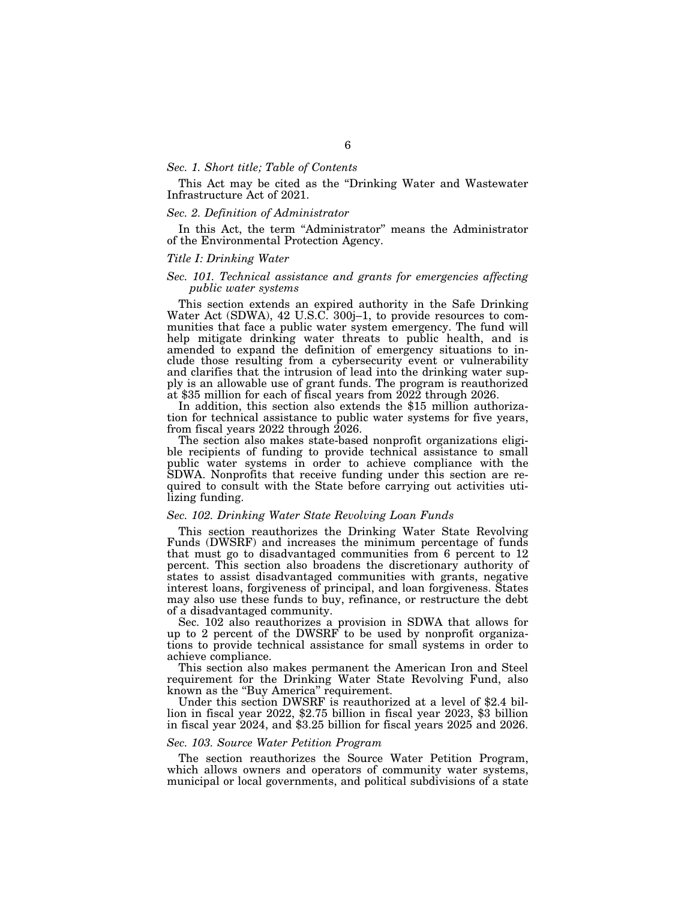*Sec. 1. Short title; Table of Contents*

This Act may be cited as the "Drinking Water and Wastewater Infrastructure Act of 2021.

*Sec. 2. Definition of Administrator*

In this Act, the term "Administrator" means the Administrator of the Environmental Protection Agency.

*Title I: Drinking Water*

*Sec. 101. Technical assistance and grants for emergencies affecting public water systems*

This section extends an expired authority in the Safe Drinking Water Act (SDWA), 42 U.S.C. 300j–1, to provide resources to communities that face a public water system emergency. The fund will help mitigate drinking water threats to public health, and is amended to expand the definition of emergency situations to include those resulting from a cybersecurity event or vulnerability and clarifies that the intrusion of lead into the drinking water supply is an allowable use of grant funds. The program is reauthorized at $35 million for each of fiscal years from 2022 through 2026.

In addition, this section also extends the $15 million authorization for technical assistance to public water systems for five years, from fiscal years 2022 through 2026.

The section also makes state-based nonprofit organizations eligible recipients of funding to provide technical assistance to small public water systems in order to achieve compliance with the SDWA. Nonprofits that receive funding under this section are required to consult with the State before carrying out activities utilizing funding.

*Sec. 102. Drinking Water State Revolving Loan Funds*

This section reauthorizes the Drinking Water State Revolving Funds (DWSRF) and increases the minimum percentage of funds that must go to disadvantaged communities from 6 percent to 12 percent. This section also broadens the discretionary authority of states to assist disadvantaged communities with grants, negative interest loans, forgiveness of principal, and loan forgiveness. States may also use these funds to buy, refinance, or restructure the debt of a disadvantaged community.

Sec. 102 also reauthorizes a provision in SDWA that allows for up to 2 percent of the DWSRF to be used by nonprofit organizations to provide technical assistance for small systems in order to achieve compliance.

This section also makes permanent the American Iron and Steel requirement for the Drinking Water State Revolving Fund, also known as the "Buy America" requirement.

Under this section DWSRF is reauthorized at a level of $2.4 billion in fiscal year 2022, $2.75 billion in fiscal year 2023, $3 billion in fiscal year 2024, and $3.25 billion for fiscal years 2025 and 2026.

*Sec. 103. Source Water Petition Program*

The section reauthorizes the Source Water Petition Program, which allows owners and operators of community water systems, municipal or local governments, and political subdivisions of a state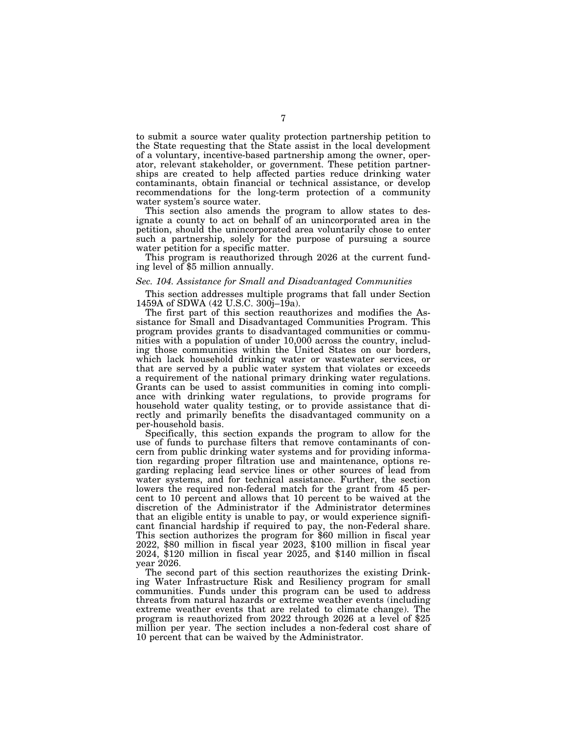to submit a source water quality protection partnership petition to the State requesting that the State assist in the local development of a voluntary, incentive-based partnership among the owner, operator, relevant stakeholder, or government. These petition partnerships are created to help affected parties reduce drinking water contaminants, obtain financial or technical assistance, or develop recommendations for the long-term protection of a community water system's source water.

This section also amends the program to allow states to designate a county to act on behalf of an unincorporated area in the petition, should the unincorporated area voluntarily chose to enter such a partnership, solely for the purpose of pursuing a source water petition for a specific matter.

This program is reauthorized through 2026 at the current funding level of $5 million annually.

*Sec. 104. Assistance for Small and Disadvantaged Communities*

This section addresses multiple programs that fall under Section 1459A of SDWA (42 U.S.C. 300j–19a).

The first part of this section reauthorizes and modifies the Assistance for Small and Disadvantaged Communities Program. This program provides grants to disadvantaged communities or communities with a population of under 10,000 across the country, including those communities within the United States on our borders, which lack household drinking water or wastewater services, or that are served by a public water system that violates or exceeds a requirement of the national primary drinking water regulations. Grants can be used to assist communities in coming into compliance with drinking water regulations, to provide programs for household water quality testing, or to provide assistance that directly and primarily benefits the disadvantaged community on a per-household basis.

Specifically, this section expands the program to allow for the use of funds to purchase filters that remove contaminants of concern from public drinking water systems and for providing information regarding proper filtration use and maintenance, options regarding replacing lead service lines or other sources of lead from water systems, and for technical assistance. Further, the section lowers the required non-federal match for the grant from 45 percent to 10 percent and allows that 10 percent to be waived at the discretion of the Administrator if the Administrator determines that an eligible entity is unable to pay, or would experience significant financial hardship if required to pay, the non-Federal share. This section authorizes the program for $60 million in fiscal year 2022, $80 million in fiscal year 2023, $100 million in fiscal year 2024, $120 million in fiscal year 2025, and $140 million in fiscal year 2026.

The second part of this section reauthorizes the existing Drinking Water Infrastructure Risk and Resiliency program for small communities. Funds under this program can be used to address threats from natural hazards or extreme weather events (including extreme weather events that are related to climate change). The program is reauthorized from 2022 through 2026 at a level of $25 million per year. The section includes a non-federal cost share of 10 percent that can be waived by the Administrator.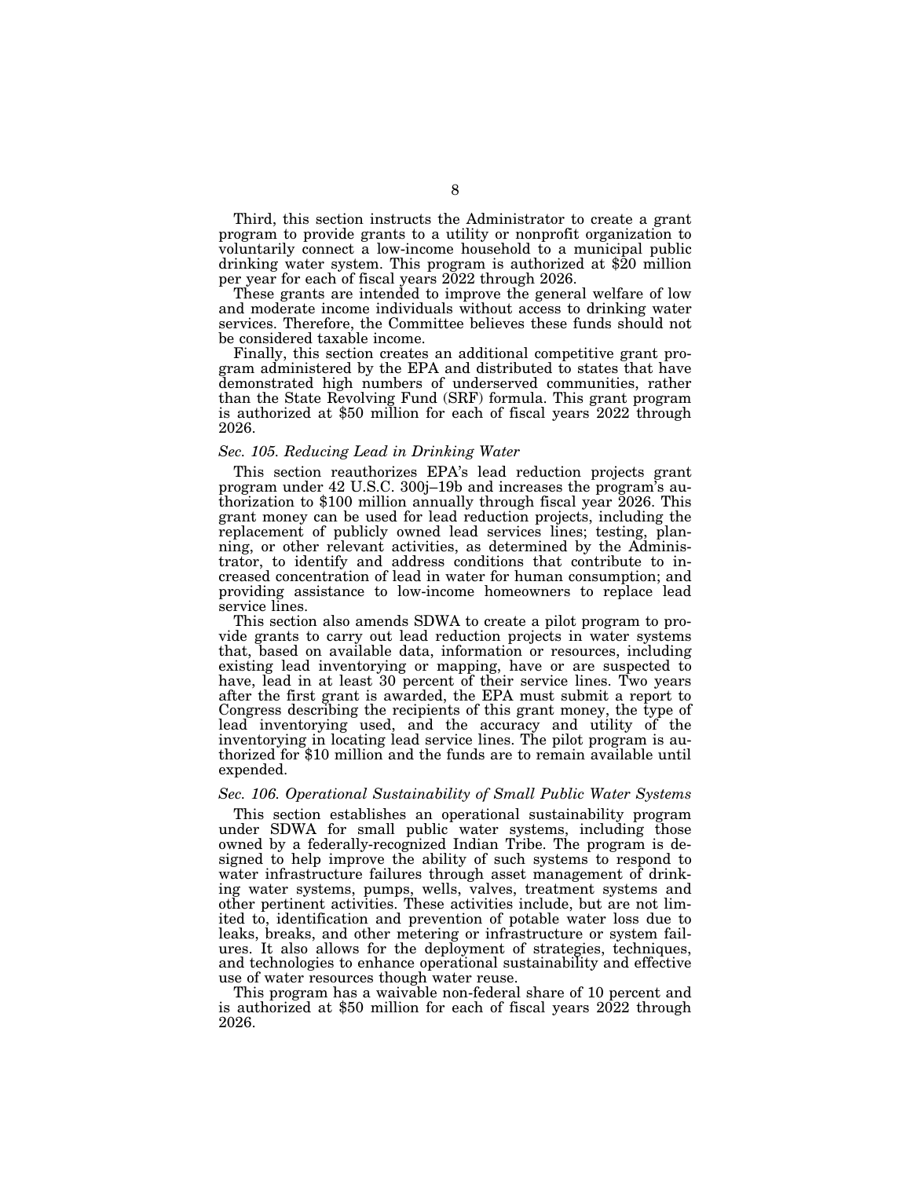Third, this section instructs the Administrator to create a grant program to provide grants to a utility or nonprofit organization to voluntarily connect a low-income household to a municipal public drinking water system. This program is authorized at $20 million per year for each of fiscal years 2022 through 2026.

These grants are intended to improve the general welfare of low and moderate income individuals without access to drinking water services. Therefore, the Committee believes these funds should not be considered taxable income.

Finally, this section creates an additional competitive grant program administered by the EPA and distributed to states that have demonstrated high numbers of underserved communities, rather than the State Revolving Fund (SRF) formula. This grant program is authorized at $50 million for each of fiscal years 2022 through 2026.

### *Sec. 105. Reducing Lead in Drinking Water*

This section reauthorizes EPA's lead reduction projects grant program under 42 U.S.C. 300j–19b and increases the program's authorization to $100 million annually through fiscal year 2026. This grant money can be used for lead reduction projects, including the replacement of publicly owned lead services lines; testing, planning, or other relevant activities, as determined by the Administrator, to identify and address conditions that contribute to increased concentration of lead in water for human consumption; and providing assistance to low-income homeowners to replace lead service lines.

This section also amends SDWA to create a pilot program to provide grants to carry out lead reduction projects in water systems that, based on available data, information or resources, including existing lead inventorying or mapping, have or are suspected to have, lead in at least 30 percent of their service lines. Two years after the first grant is awarded, the EPA must submit a report to Congress describing the recipients of this grant money, the type of lead inventorying used, and the accuracy and utility of the inventorying in locating lead service lines. The pilot program is authorized for $10 million and the funds are to remain available until expended.

### *Sec. 106. Operational Sustainability of Small Public Water Systems*

This section establishes an operational sustainability program under SDWA for small public water systems, including those owned by a federally-recognized Indian Tribe. The program is designed to help improve the ability of such systems to respond to water infrastructure failures through asset management of drinking water systems, pumps, wells, valves, treatment systems and other pertinent activities. These activities include, but are not limited to, identification and prevention of potable water loss due to leaks, breaks, and other metering or infrastructure or system failures. It also allows for the deployment of strategies, techniques, and technologies to enhance operational sustainability and effective use of water resources though water reuse.

This program has a waivable non-federal share of 10 percent and is authorized at $50 million for each of fiscal years 2022 through 2026.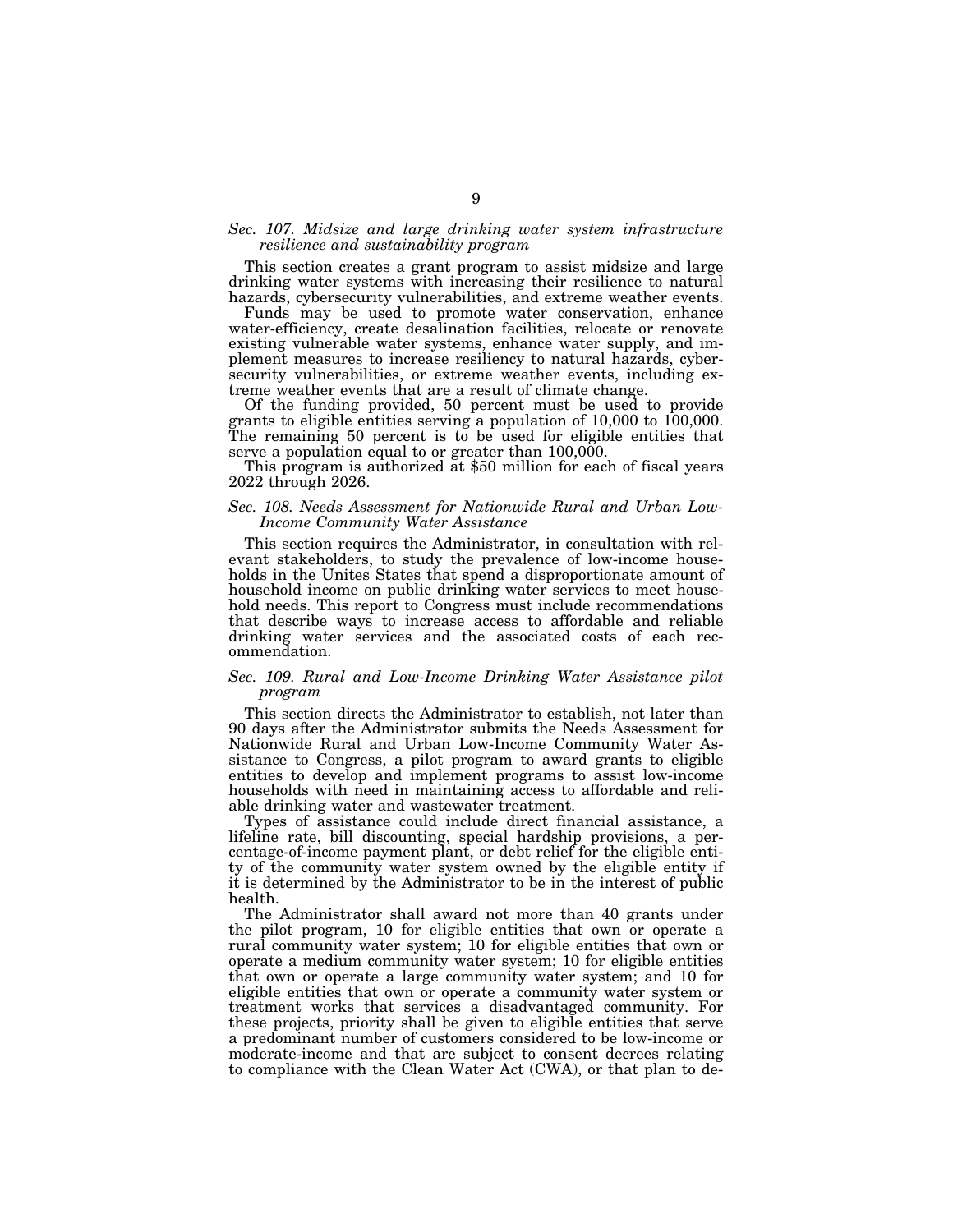*Sec. 107. Midsize and large drinking water system infrastructure resilience and sustainability program*

This section creates a grant program to assist midsize and large drinking water systems with increasing their resilience to natural hazards, cybersecurity vulnerabilities, and extreme weather events.

Funds may be used to promote water conservation, enhance water-efficiency, create desalination facilities, relocate or renovate existing vulnerable water systems, enhance water supply, and implement measures to increase resiliency to natural hazards, cybersecurity vulnerabilities, or extreme weather events, including extreme weather events that are a result of climate change.

Of the funding provided, 50 percent must be used to provide grants to eligible entities serving a population of 10,000 to 100,000. The remaining 50 percent is to be used for eligible entities that serve a population equal to or greater than 100,000.

This program is authorized at $50 million for each of fiscal years 2022 through 2026.

*Sec. 108. Needs Assessment for Nationwide Rural and Urban Low-Income Community Water Assistance*

This section requires the Administrator, in consultation with relevant stakeholders, to study the prevalence of low-income households in the Unites States that spend a disproportionate amount of household income on public drinking water services to meet household needs. This report to Congress must include recommendations that describe ways to increase access to affordable and reliable drinking water services and the associated costs of each recommendation.

*Sec. 109. Rural and Low-Income Drinking Water Assistance pilot program*

This section directs the Administrator to establish, not later than 90 days after the Administrator submits the Needs Assessment for Nationwide Rural and Urban Low-Income Community Water Assistance to Congress, a pilot program to award grants to eligible entities to develop and implement programs to assist low-income households with need in maintaining access to affordable and reliable drinking water and wastewater treatment.

Types of assistance could include direct financial assistance, a lifeline rate, bill discounting, special hardship provisions, a percentage-of-income payment plant, or debt relief for the eligible entity of the community water system owned by the eligible entity if it is determined by the Administrator to be in the interest of public health.

The Administrator shall award not more than 40 grants under the pilot program, 10 for eligible entities that own or operate a rural community water system; 10 for eligible entities that own or operate a medium community water system; 10 for eligible entities that own or operate a large community water system; and 10 for eligible entities that own or operate a community water system or treatment works that services a disadvantaged community. For these projects, priority shall be given to eligible entities that serve a predominant number of customers considered to be low-income or moderate-income and that are subject to consent decrees relating to compliance with the Clean Water Act (CWA), or that plan to de-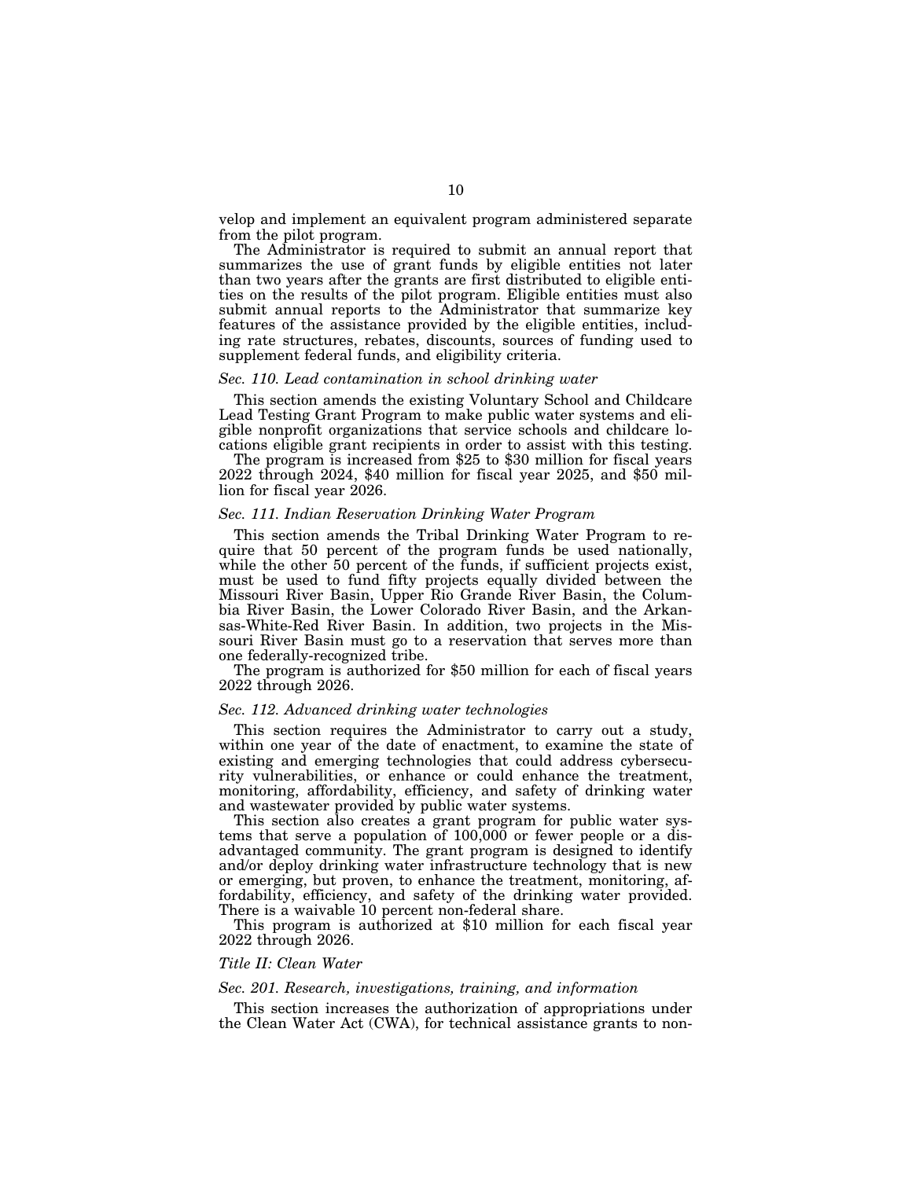velop and implement an equivalent program administered separate from the pilot program.

The Administrator is required to submit an annual report that summarizes the use of grant funds by eligible entities not later than two years after the grants are first distributed to eligible entities on the results of the pilot program. Eligible entities must also submit annual reports to the Administrator that summarize key features of the assistance provided by the eligible entities, including rate structures, rebates, discounts, sources of funding used to supplement federal funds, and eligibility criteria.

*Sec. 110. Lead contamination in school drinking water*

This section amends the existing Voluntary School and Childcare Lead Testing Grant Program to make public water systems and eligible nonprofit organizations that service schools and childcare locations eligible grant recipients in order to assist with this testing.

The program is increased from $25 to $30 million for fiscal years 2022 through 2024, $40 million for fiscal year 2025, and $50 million for fiscal year 2026.

*Sec. 111. Indian Reservation Drinking Water Program*

This section amends the Tribal Drinking Water Program to require that 50 percent of the program funds be used nationally, while the other 50 percent of the funds, if sufficient projects exist, must be used to fund fifty projects equally divided between the Missouri River Basin, Upper Rio Grande River Basin, the Columbia River Basin, the Lower Colorado River Basin, and the Arkansas-White-Red River Basin. In addition, two projects in the Missouri River Basin must go to a reservation that serves more than one federally-recognized tribe.

The program is authorized for $50 million for each of fiscal years 2022 through 2026.

*Sec. 112. Advanced drinking water technologies*

This section requires the Administrator to carry out a study, within one year of the date of enactment, to examine the state of existing and emerging technologies that could address cybersecurity vulnerabilities, or enhance or could enhance the treatment, monitoring, affordability, efficiency, and safety of drinking water and wastewater provided by public water systems.

This section also creates a grant program for public water systems that serve a population of 100,000 or fewer people or a disadvantaged community. The grant program is designed to identify and/or deploy drinking water infrastructure technology that is new or emerging, but proven, to enhance the treatment, monitoring, affordability, efficiency, and safety of the drinking water provided. There is a waivable 10 percent non-federal share.

This program is authorized at $10 million for each fiscal year 2022 through 2026.

*Title II: Clean Water*

*Sec. 201. Research, investigations, training, and information*

This section increases the authorization of appropriations under the Clean Water Act (CWA), for technical assistance grants to non-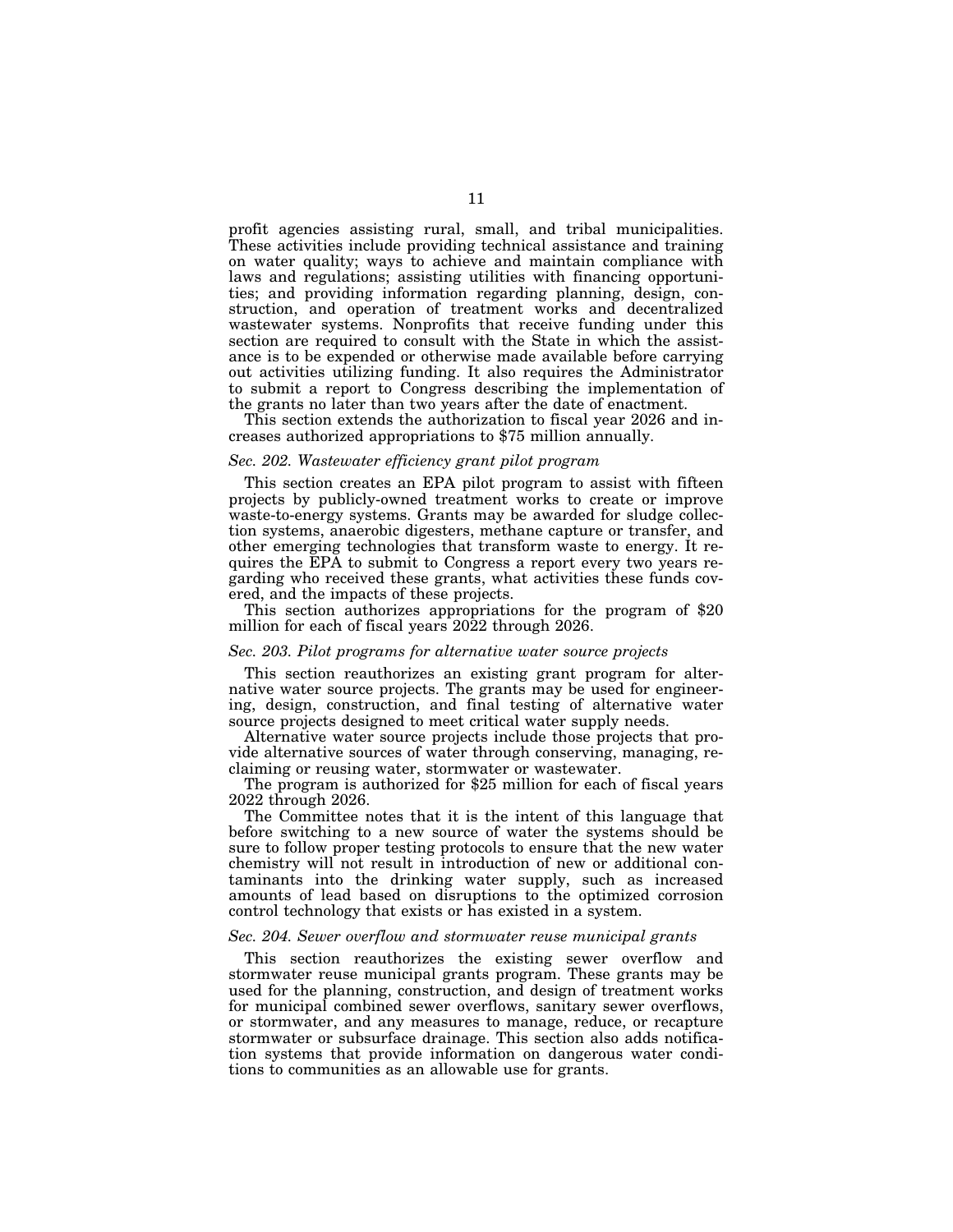profit agencies assisting rural, small, and tribal municipalities. These activities include providing technical assistance and training on water quality; ways to achieve and maintain compliance with laws and regulations; assisting utilities with financing opportunities; and providing information regarding planning, design, construction, and operation of treatment works and decentralized wastewater systems. Nonprofits that receive funding under this section are required to consult with the State in which the assistance is to be expended or otherwise made available before carrying out activities utilizing funding. It also requires the Administrator to submit a report to Congress describing the implementation of the grants no later than two years after the date of enactment.

This section extends the authorization to fiscal year 2026 and increases authorized appropriations to $75 million annually.

*Sec. 202. Wastewater efficiency grant pilot program*

This section creates an EPA pilot program to assist with fifteen projects by publicly-owned treatment works to create or improve waste-to-energy systems. Grants may be awarded for sludge collection systems, anaerobic digesters, methane capture or transfer, and other emerging technologies that transform waste to energy. It requires the EPA to submit to Congress a report every two years regarding who received these grants, what activities these funds covered, and the impacts of these projects.

This section authorizes appropriations for the program of $20 million for each of fiscal years 2022 through 2026.

*Sec. 203. Pilot programs for alternative water source projects*

This section reauthorizes an existing grant program for alternative water source projects. The grants may be used for engineering, design, construction, and final testing of alternative water source projects designed to meet critical water supply needs.

Alternative water source projects include those projects that provide alternative sources of water through conserving, managing, reclaiming or reusing water, stormwater or wastewater.

The program is authorized for $25 million for each of fiscal years 2022 through 2026.

The Committee notes that it is the intent of this language that before switching to a new source of water the systems should be sure to follow proper testing protocols to ensure that the new water chemistry will not result in introduction of new or additional contaminants into the drinking water supply, such as increased amounts of lead based on disruptions to the optimized corrosion control technology that exists or has existed in a system.

*Sec. 204. Sewer overflow and stormwater reuse municipal grants*

This section reauthorizes the existing sewer overflow and stormwater reuse municipal grants program. These grants may be used for the planning, construction, and design of treatment works for municipal combined sewer overflows, sanitary sewer overflows, or stormwater, and any measures to manage, reduce, or recapture stormwater or subsurface drainage. This section also adds notification systems that provide information on dangerous water conditions to communities as an allowable use for grants.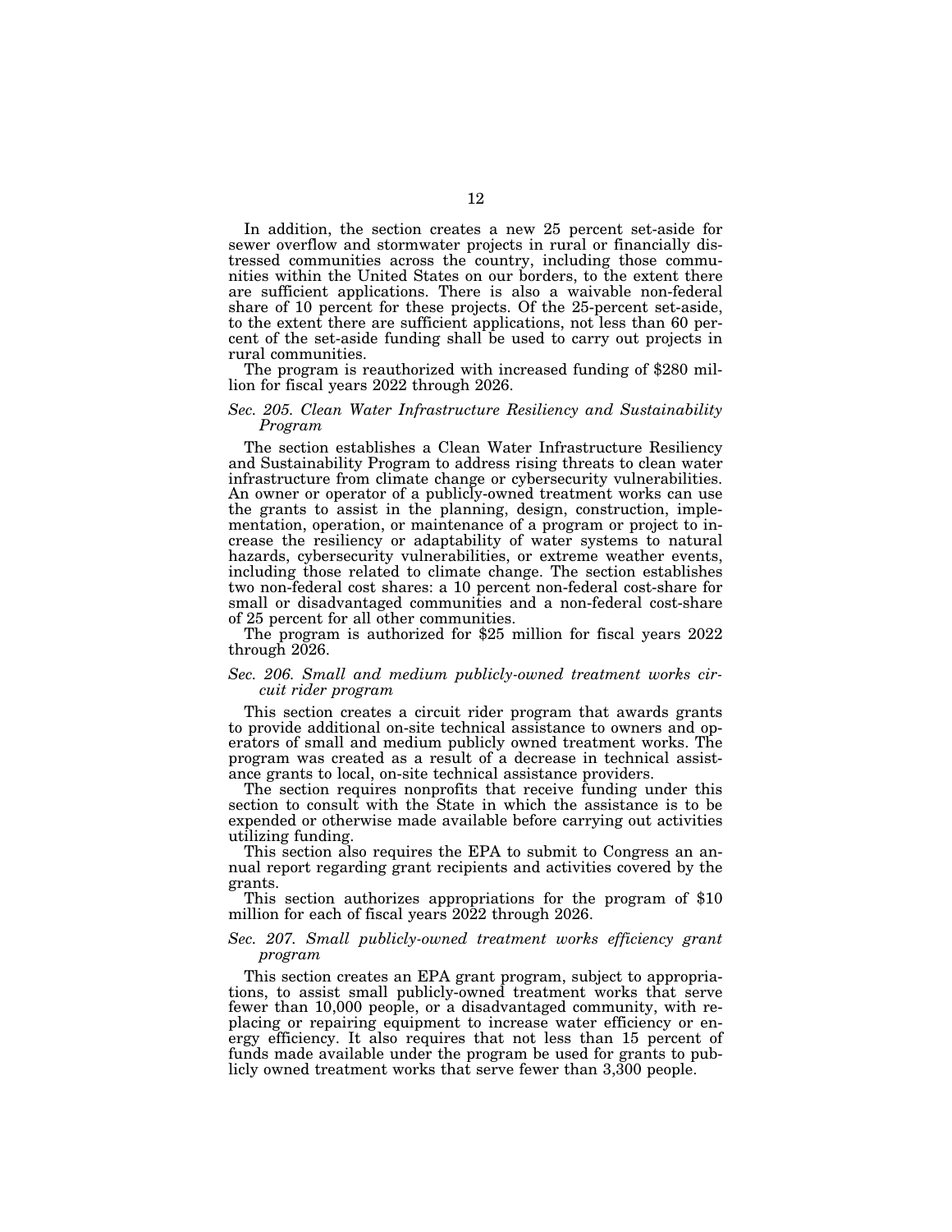In addition, the section creates a new 25 percent set-aside for sewer overflow and stormwater projects in rural or financially distressed communities across the country, including those communities within the United States on our borders, to the extent there are sufficient applications. There is also a waivable non-federal share of 10 percent for these projects. Of the 25-percent set-aside, to the extent there are sufficient applications, not less than 60 percent of the set-aside funding shall be used to carry out projects in rural communities.

The program is reauthorized with increased funding of $280 million for fiscal years 2022 through 2026.

### *Sec. 205. Clean Water Infrastructure Resiliency and Sustainability Program*

The section establishes a Clean Water Infrastructure Resiliency and Sustainability Program to address rising threats to clean water infrastructure from climate change or cybersecurity vulnerabilities. An owner or operator of a publicly-owned treatment works can use the grants to assist in the planning, design, construction, implementation, operation, or maintenance of a program or project to increase the resiliency or adaptability of water systems to natural hazards, cybersecurity vulnerabilities, or extreme weather events, including those related to climate change. The section establishes two non-federal cost shares: a 10 percent non-federal cost-share for small or disadvantaged communities and a non-federal cost-share of 25 percent for all other communities.

The program is authorized for $25 million for fiscal years 2022 through 2026.

### *Sec. 206. Small and medium publicly-owned treatment works circuit rider program*

This section creates a circuit rider program that awards grants to provide additional on-site technical assistance to owners and operators of small and medium publicly owned treatment works. The program was created as a result of a decrease in technical assistance grants to local, on-site technical assistance providers.

The section requires nonprofits that receive funding under this section to consult with the State in which the assistance is to be expended or otherwise made available before carrying out activities utilizing funding.

This section also requires the EPA to submit to Congress an annual report regarding grant recipients and activities covered by the grants.

This section authorizes appropriations for the program of $10 million for each of fiscal years 2022 through 2026.

### *Sec. 207. Small publicly-owned treatment works efficiency grant program*

This section creates an EPA grant program, subject to appropriations, to assist small publicly-owned treatment works that serve fewer than 10,000 people, or a disadvantaged community, with replacing or repairing equipment to increase water efficiency or energy efficiency. It also requires that not less than 15 percent of funds made available under the program be used for grants to publicly owned treatment works that serve fewer than 3,300 people.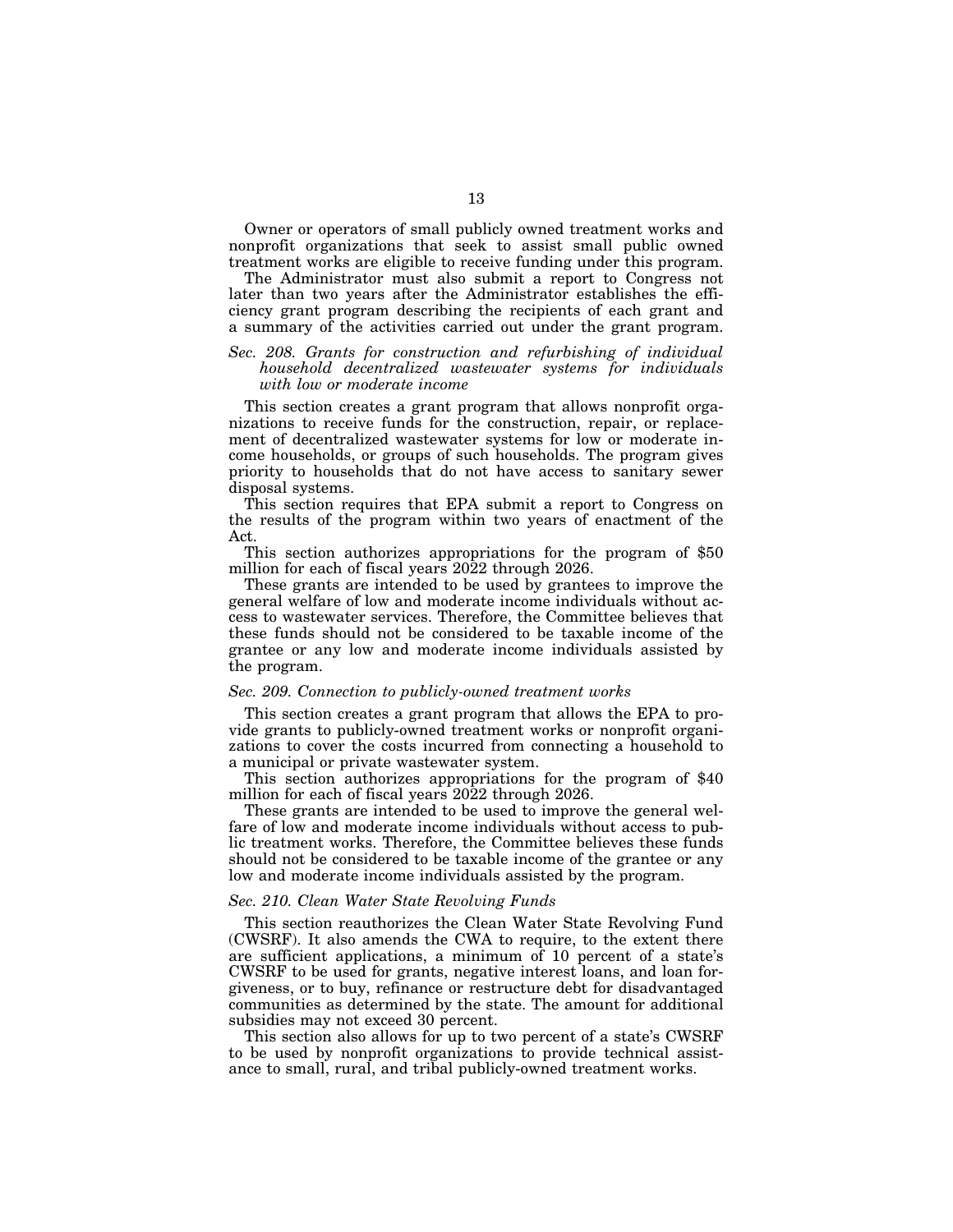Owner or operators of small publicly owned treatment works and nonprofit organizations that seek to assist small public owned treatment works are eligible to receive funding under this program.

The Administrator must also submit a report to Congress not later than two years after the Administrator establishes the efficiency grant program describing the recipients of each grant and a summary of the activities carried out under the grant program.

*Sec. 208. Grants for construction and refurbishing of individual household decentralized wastewater systems for individuals with low or moderate income*

This section creates a grant program that allows nonprofit organizations to receive funds for the construction, repair, or replacement of decentralized wastewater systems for low or moderate income households, or groups of such households. The program gives priority to households that do not have access to sanitary sewer disposal systems.

This section requires that EPA submit a report to Congress on the results of the program within two years of enactment of the Act.

This section authorizes appropriations for the program of $50 million for each of fiscal years 2022 through 2026.

These grants are intended to be used by grantees to improve the general welfare of low and moderate income individuals without access to wastewater services. Therefore, the Committee believes that these funds should not be considered to be taxable income of the grantee or any low and moderate income individuals assisted by the program.

*Sec. 209. Connection to publicly-owned treatment works*

This section creates a grant program that allows the EPA to provide grants to publicly-owned treatment works or nonprofit organizations to cover the costs incurred from connecting a household to a municipal or private wastewater system.

This section authorizes appropriations for the program of $40 million for each of fiscal years 2022 through 2026.

These grants are intended to be used to improve the general welfare of low and moderate income individuals without access to public treatment works. Therefore, the Committee believes these funds should not be considered to be taxable income of the grantee or any low and moderate income individuals assisted by the program.

*Sec. 210. Clean Water State Revolving Funds*

This section reauthorizes the Clean Water State Revolving Fund (CWSRF). It also amends the CWA to require, to the extent there are sufficient applications, a minimum of 10 percent of a state's CWSRF to be used for grants, negative interest loans, and loan forgiveness, or to buy, refinance or restructure debt for disadvantaged communities as determined by the state. The amount for additional subsidies may not exceed 30 percent.

This section also allows for up to two percent of a state's CWSRF to be used by nonprofit organizations to provide technical assistance to small, rural, and tribal publicly-owned treatment works.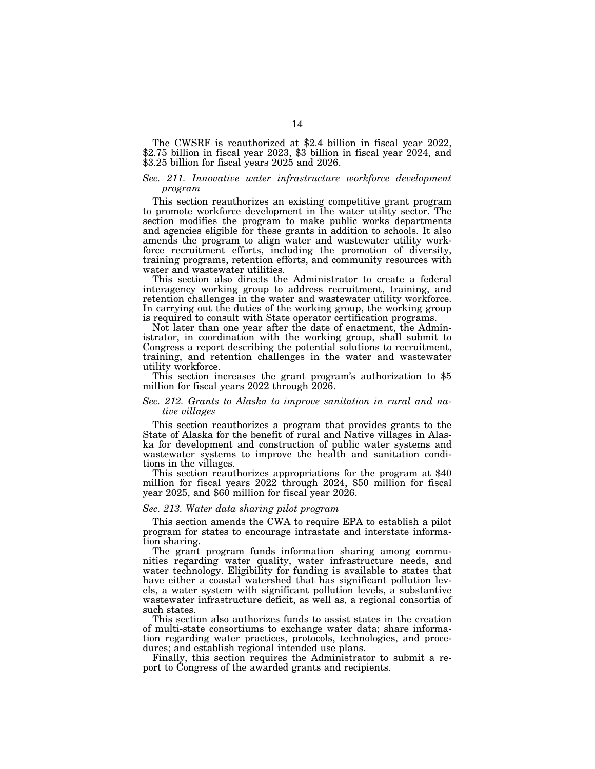The CWSRF is reauthorized at $2.4 billion in fiscal year 2022, $2.75 billion in fiscal year 2023, $3 billion in fiscal year 2024, and $3.25 billion for fiscal years 2025 and 2026.

*Sec. 211. Innovative water infrastructure workforce development program*

This section reauthorizes an existing competitive grant program to promote workforce development in the water utility sector. The section modifies the program to make public works departments and agencies eligible for these grants in addition to schools. It also amends the program to align water and wastewater utility workforce recruitment efforts, including the promotion of diversity, training programs, retention efforts, and community resources with water and wastewater utilities.

This section also directs the Administrator to create a federal interagency working group to address recruitment, training, and retention challenges in the water and wastewater utility workforce. In carrying out the duties of the working group, the working group is required to consult with State operator certification programs.

Not later than one year after the date of enactment, the Administrator, in coordination with the working group, shall submit to Congress a report describing the potential solutions to recruitment, training, and retention challenges in the water and wastewater utility workforce.

This section increases the grant program's authorization to $5 million for fiscal years 2022 through 2026.

*Sec. 212. Grants to Alaska to improve sanitation in rural and native villages*

This section reauthorizes a program that provides grants to the State of Alaska for the benefit of rural and Native villages in Alaska for development and construction of public water systems and wastewater systems to improve the health and sanitation conditions in the villages.

This section reauthorizes appropriations for the program at $40 million for fiscal years 2022 through 2024, $50 million for fiscal year 2025, and $60 million for fiscal year 2026.

*Sec. 213. Water data sharing pilot program*

This section amends the CWA to require EPA to establish a pilot program for states to encourage intrastate and interstate information sharing.

The grant program funds information sharing among communities regarding water quality, water infrastructure needs, and water technology. Eligibility for funding is available to states that have either a coastal watershed that has significant pollution levels, a water system with significant pollution levels, a substantive wastewater infrastructure deficit, as well as, a regional consortia of such states.

This section also authorizes funds to assist states in the creation of multi-state consortiums to exchange water data; share information regarding water practices, protocols, technologies, and procedures; and establish regional intended use plans.

Finally, this section requires the Administrator to submit a report to Congress of the awarded grants and recipients.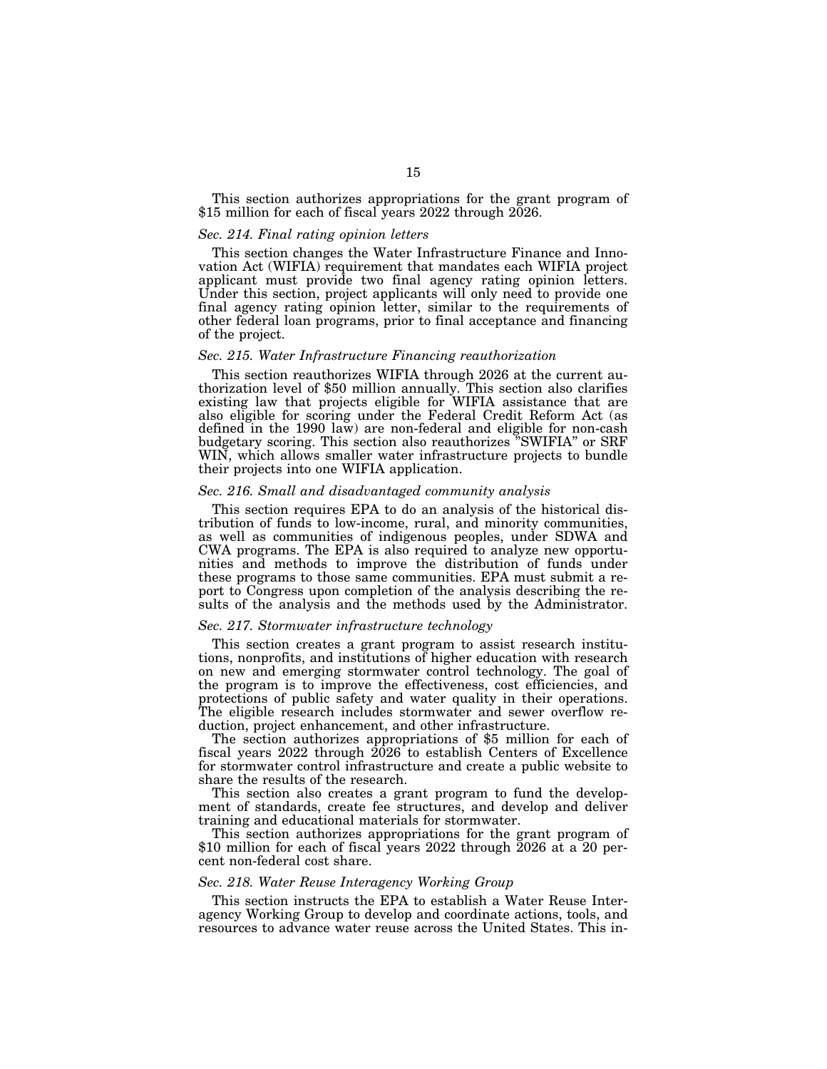This section authorizes appropriations for the grant program of $15 million for each of fiscal years 2022 through 2026.

*Sec. 214. Final rating opinion letters*

This section changes the Water Infrastructure Finance and Innovation Act (WIFIA) requirement that mandates each WIFIA project applicant must provide two final agency rating opinion letters. Under this section, project applicants will only need to provide one final agency rating opinion letter, similar to the requirements of other federal loan programs, prior to final acceptance and financing of the project.

*Sec. 215. Water Infrastructure Financing reauthorization*

This section reauthorizes WIFIA through 2026 at the current authorization level of $50 million annually. This section also clarifies existing law that projects eligible for WIFIA assistance that are also eligible for scoring under the Federal Credit Reform Act (as defined in the 1990 law) are non-federal and eligible for non-cash budgetary scoring. This section also reauthorizes "SWIFIA" or SRF WIN, which allows smaller water infrastructure projects to bundle their projects into one WIFIA application.

*Sec. 216. Small and disadvantaged community analysis*

This section requires EPA to do an analysis of the historical distribution of funds to low-income, rural, and minority communities, as well as communities of indigenous peoples, under SDWA and CWA programs. The EPA is also required to analyze new opportunities and methods to improve the distribution of funds under these programs to those same communities. EPA must submit a report to Congress upon completion of the analysis describing the results of the analysis and the methods used by the Administrator.

*Sec. 217. Stormwater infrastructure technology*

This section creates a grant program to assist research institutions, nonprofits, and institutions of higher education with research on new and emerging stormwater control technology. The goal of the program is to improve the effectiveness, cost efficiencies, and protections of public safety and water quality in their operations. The eligible research includes stormwater and sewer overflow reduction, project enhancement, and other infrastructure.

The section authorizes appropriations of $5 million for each of fiscal years 2022 through 2026 to establish Centers of Excellence for stormwater control infrastructure and create a public website to share the results of the research.

This section also creates a grant program to fund the development of standards, create fee structures, and develop and deliver training and educational materials for stormwater.

This section authorizes appropriations for the grant program of $10 million for each of fiscal years 2022 through 2026 at a 20 percent non-federal cost share.

*Sec. 218. Water Reuse Interagency Working Group*

This section instructs the EPA to establish a Water Reuse Interagency Working Group to develop and coordinate actions, tools, and resources to advance water reuse across the United States. This in-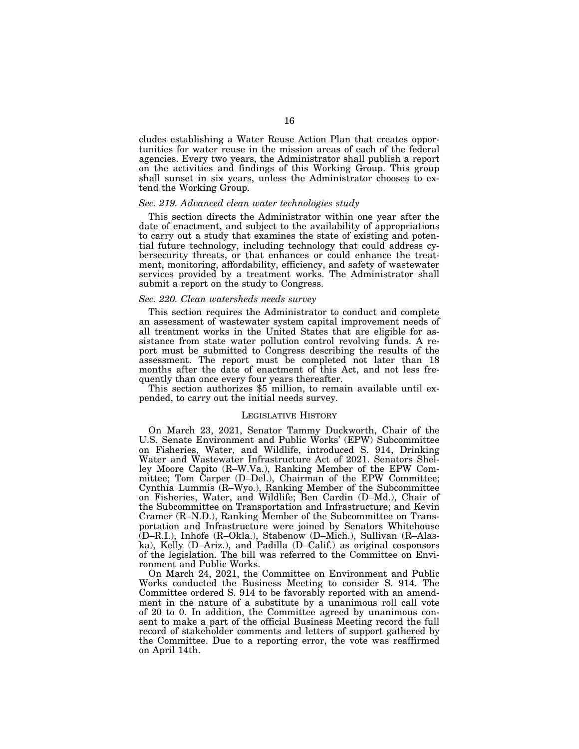cludes establishing a Water Reuse Action Plan that creates opportunities for water reuse in the mission areas of each of the federal agencies. Every two years, the Administrator shall publish a report on the activities and findings of this Working Group. This group shall sunset in six years, unless the Administrator chooses to extend the Working Group.

*Sec. 219. Advanced clean water technologies study*

This section directs the Administrator within one year after the date of enactment, and subject to the availability of appropriations to carry out a study that examines the state of existing and potential future technology, including technology that could address cybersecurity threats, or that enhances or could enhance the treatment, monitoring, affordability, efficiency, and safety of wastewater services provided by a treatment works. The Administrator shall submit a report on the study to Congress.

*Sec. 220. Clean watersheds needs survey*

This section requires the Administrator to conduct and complete an assessment of wastewater system capital improvement needs of all treatment works in the United States that are eligible for assistance from state water pollution control revolving funds. A report must be submitted to Congress describing the results of the assessment. The report must be completed not later than 18 months after the date of enactment of this Act, and not less frequently than once every four years thereafter.

This section authorizes $5 million, to remain available until expended, to carry out the initial needs survey.

## LEGISLATIVE HISTORY

On March 23, 2021, Senator Tammy Duckworth, Chair of the U.S. Senate Environment and Public Works' (EPW) Subcommittee on Fisheries, Water, and Wildlife, introduced S. 914, Drinking Water and Wastewater Infrastructure Act of 2021. Senators Shelley Moore Capito (R–W.Va.), Ranking Member of the EPW Committee; Tom Carper (D–Del.), Chairman of the EPW Committee; Cynthia Lummis (R–Wyo.), Ranking Member of the Subcommittee on Fisheries, Water, and Wildlife; Ben Cardin (D–Md.), Chair of the Subcommittee on Transportation and Infrastructure; and Kevin Cramer (R–N.D.), Ranking Member of the Subcommittee on Transportation and Infrastructure were joined by Senators Whitehouse (D–R.I.), Inhofe (R–Okla.), Stabenow (D–Mich.), Sullivan (R–Alaska), Kelly (D–Ariz.), and Padilla (D–Calif.) as original cosponsors of the legislation. The bill was referred to the Committee on Environment and Public Works.

On March 24, 2021, the Committee on Environment and Public Works conducted the Business Meeting to consider S. 914. The Committee ordered S. 914 to be favorably reported with an amendment in the nature of a substitute by a unanimous roll call vote of 20 to 0. In addition, the Committee agreed by unanimous consent to make a part of the official Business Meeting record the full record of stakeholder comments and letters of support gathered by the Committee. Due to a reporting error, the vote was reaffirmed on April 14th.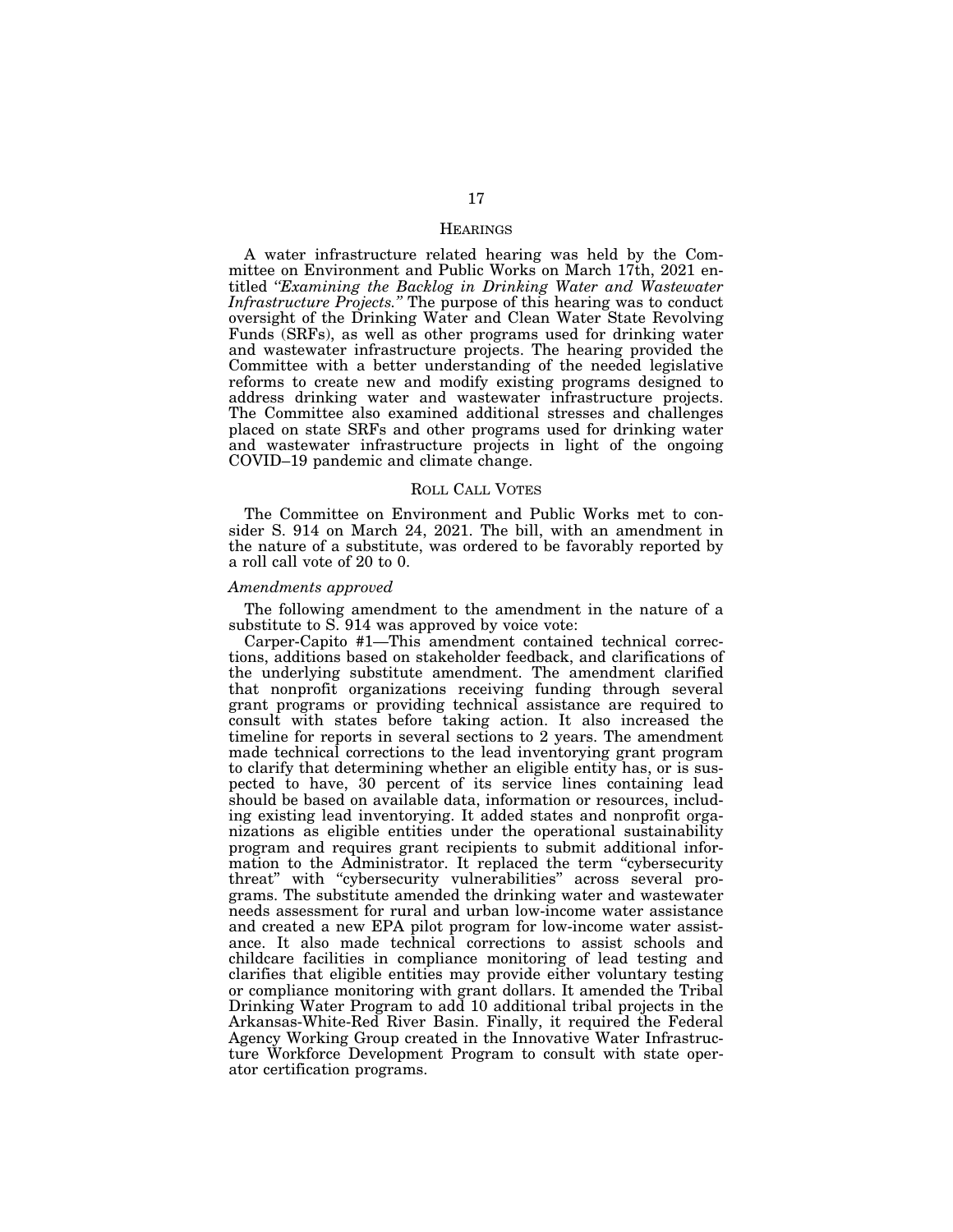## HEARINGS

A water infrastructure related hearing was held by the Committee on Environment and Public Works on March 17th, 2021 entitled *"Examining the Backlog in Drinking Water and Wastewater Infrastructure Projects."* The purpose of this hearing was to conduct oversight of the Drinking Water and Clean Water State Revolving Funds (SRFs), as well as other programs used for drinking water and wastewater infrastructure projects. The hearing provided the Committee with a better understanding of the needed legislative reforms to create new and modify existing programs designed to address drinking water and wastewater infrastructure projects. The Committee also examined additional stresses and challenges placed on state SRFs and other programs used for drinking water and wastewater infrastructure projects in light of the ongoing COVID–19 pandemic and climate change.

## ROLL CALL VOTES

The Committee on Environment and Public Works met to consider S. 914 on March 24, 2021. The bill, with an amendment in the nature of a substitute, was ordered to be favorably reported by a roll call vote of 20 to 0.

### *Amendments approved*

The following amendment to the amendment in the nature of a substitute to S. 914 was approved by voice vote:

Carper-Capito #1—This amendment contained technical corrections, additions based on stakeholder feedback, and clarifications of the underlying substitute amendment. The amendment clarified that nonprofit organizations receiving funding through several grant programs or providing technical assistance are required to consult with states before taking action. It also increased the timeline for reports in several sections to 2 years. The amendment made technical corrections to the lead inventorying grant program to clarify that determining whether an eligible entity has, or is suspected to have, 30 percent of its service lines containing lead should be based on available data, information or resources, including existing lead inventorying. It added states and nonprofit organizations as eligible entities under the operational sustainability program and requires grant recipients to submit additional information to the Administrator. It replaced the term "cybersecurity threat" with "cybersecurity vulnerabilities" across several programs. The substitute amended the drinking water and wastewater needs assessment for rural and urban low-income water assistance and created a new EPA pilot program for low-income water assistance. It also made technical corrections to assist schools and childcare facilities in compliance monitoring of lead testing and clarifies that eligible entities may provide either voluntary testing or compliance monitoring with grant dollars. It amended the Tribal Drinking Water Program to add 10 additional tribal projects in the Arkansas-White-Red River Basin. Finally, it required the Federal Agency Working Group created in the Innovative Water Infrastructure Workforce Development Program to consult with state operator certification programs.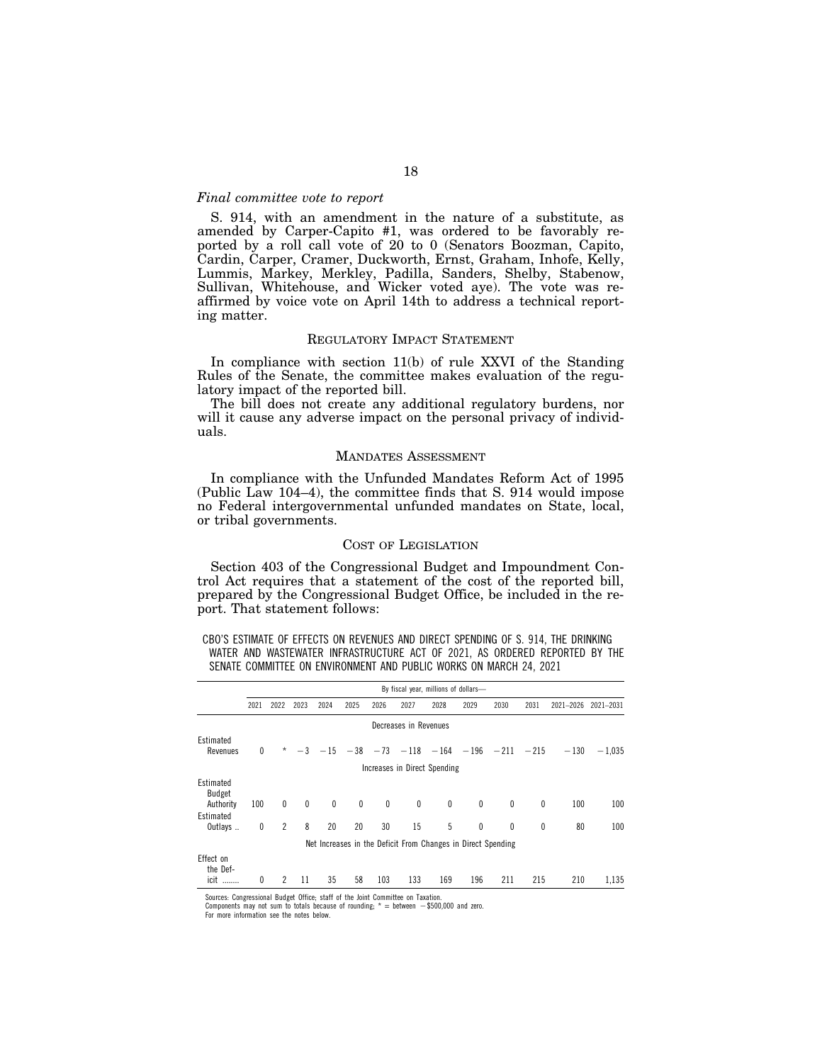*Final committee vote to report*

S. 914, with an amendment in the nature of a substitute, as amended by Carper-Capito #1, was ordered to be favorably reported by a roll call vote of 20 to 0 (Senators Boozman, Capito, Cardin, Carper, Cramer, Duckworth, Ernst, Graham, Inhofe, Kelly, Lummis, Markey, Merkley, Padilla, Sanders, Shelby, Stabenow, Sullivan, Whitehouse, and Wicker voted aye). The vote was reaffirmed by voice vote on April 14th to address a technical reporting matter.

## REGULATORY IMPACT STATEMENT

In compliance with section 11(b) of rule XXVI of the Standing Rules of the Senate, the committee makes evaluation of the regulatory impact of the reported bill.

The bill does not create any additional regulatory burdens, nor will it cause any adverse impact on the personal privacy of individuals.

## MANDATES ASSESSMENT

In compliance with the Unfunded Mandates Reform Act of 1995 (Public Law 104–4), the committee finds that S. 914 would impose no Federal intergovernmental unfunded mandates on State, local, or tribal governments.

## COST OF LEGISLATION

Section 403 of the Congressional Budget and Impoundment Control Act requires that a statement of the cost of the reported bill, prepared by the Congressional Budget Office, be included in the report. That statement follows:

CBO'S ESTIMATE OF EFFECTS ON REVENUES AND DIRECT SPENDING OF S. 914, THE DRINKING WATER AND WASTEWATER INFRASTRUCTURE ACT OF 2021, AS ORDERED REPORTED BY THE SENATE COMMITTEE ON ENVIRONMENT AND PUBLIC WORKS ON MARCH 24, 2021

| | By fiscal year, millions of dollars— | | | | | | | | | | | | |
|---|---|---|---|---|---|---|---|---|---|---|---|---|---|
| | 2021 | 2022 | 2023 | 2024 | 2025 | 2026 | 2027 | 2028 | 2029 | 2030 | 2031 | 2021–2026 | 2021–2031 |
| | Decreases in Revenues | | | | | | | | | | | | |
| Estimated Revenues | 0 | * | −3 | −15 | −38 | −73 | −118 | −164 | −196 | −211 | −215 | −130 | −1,035 |
| | Increases in Direct Spending | | | | | | | | | | | | |
| Estimated Budget Authority | 100 | 0 | 0 | 0 | 0 | 0 | 0 | 0 | 0 | 0 | 0 | 100 | 100 |
| Estimated Outlays .. | 0 | 2 | 8 | 20 | 20 | 30 | 15 | 5 | 0 | 0 | 0 | 80 | 100 |
| | Net Increases in the Deficit From Changes in Direct Spending | | | | | | | | | | | | |
| Effect on the Deficit ........ | 0 | 2 | 11 | 35 | 58 | 103 | 133 | 169 | 196 | 211 | 215 | 210 | 1,135 |

Sources: Congressional Budget Office; staff of the Joint Committee on Taxation.
Components may not sum to totals because of rounding; * = between −$500,000 and zero.
For more information see the notes below.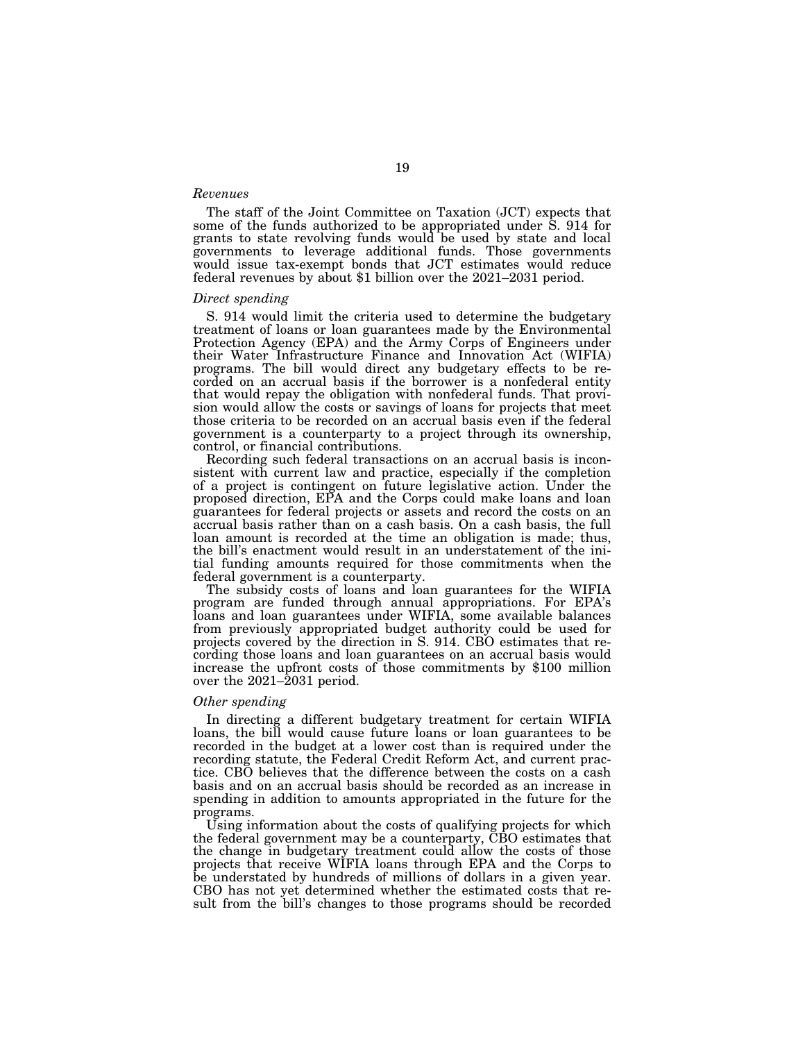*Revenues*

The staff of the Joint Committee on Taxation (JCT) expects that some of the funds authorized to be appropriated under S. 914 for grants to state revolving funds would be used by state and local governments to leverage additional funds. Those governments would issue tax-exempt bonds that JCT estimates would reduce federal revenues by about $1 billion over the 2021–2031 period.

*Direct spending*

S. 914 would limit the criteria used to determine the budgetary treatment of loans or loan guarantees made by the Environmental Protection Agency (EPA) and the Army Corps of Engineers under their Water Infrastructure Finance and Innovation Act (WIFIA) programs. The bill would direct any budgetary effects to be recorded on an accrual basis if the borrower is a nonfederal entity that would repay the obligation with nonfederal funds. That provision would allow the costs or savings of loans for projects that meet those criteria to be recorded on an accrual basis even if the federal government is a counterparty to a project through its ownership, control, or financial contributions.

Recording such federal transactions on an accrual basis is inconsistent with current law and practice, especially if the completion of a project is contingent on future legislative action. Under the proposed direction, EPA and the Corps could make loans and loan guarantees for federal projects or assets and record the costs on an accrual basis rather than on a cash basis. On a cash basis, the full loan amount is recorded at the time an obligation is made; thus, the bill's enactment would result in an understatement of the initial funding amounts required for those commitments when the federal government is a counterparty.

The subsidy costs of loans and loan guarantees for the WIFIA program are funded through annual appropriations. For EPA's loans and loan guarantees under WIFIA, some available balances from previously appropriated budget authority could be used for projects covered by the direction in S. 914. CBO estimates that recording those loans and loan guarantees on an accrual basis would increase the upfront costs of those commitments by $100 million over the 2021–2031 period.

*Other spending*

In directing a different budgetary treatment for certain WIFIA loans, the bill would cause future loans or loan guarantees to be recorded in the budget at a lower cost than is required under the recording statute, the Federal Credit Reform Act, and current practice. CBO believes that the difference between the costs on a cash basis and on an accrual basis should be recorded as an increase in spending in addition to amounts appropriated in the future for the programs.

Using information about the costs of qualifying projects for which the federal government may be a counterparty, CBO estimates that the change in budgetary treatment could allow the costs of those projects that receive WIFIA loans through EPA and the Corps to be understated by hundreds of millions of dollars in a given year. CBO has not yet determined whether the estimated costs that result from the bill's changes to those programs should be recorded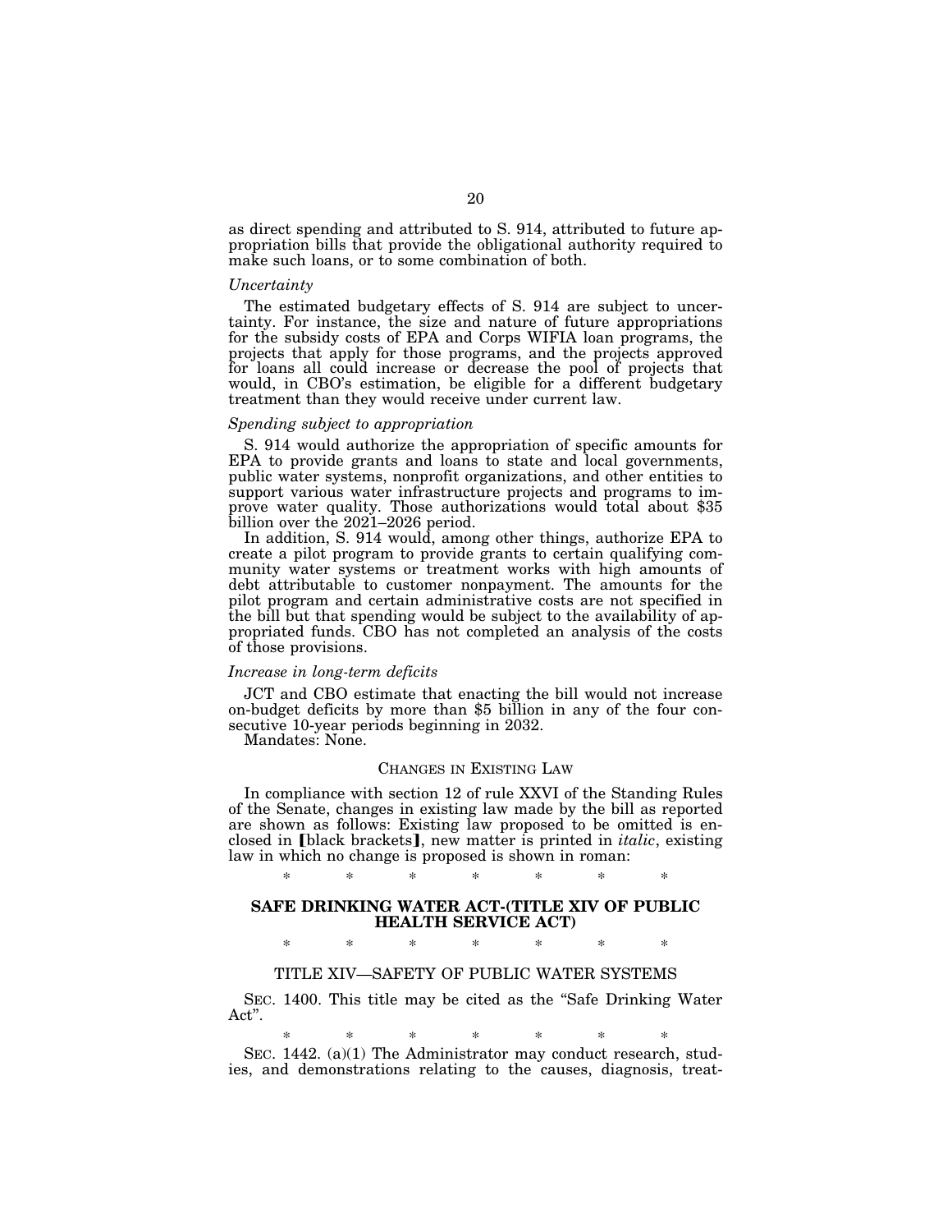as direct spending and attributed to S. 914, attributed to future appropriation bills that provide the obligational authority required to make such loans, or to some combination of both.

*Uncertainty*

The estimated budgetary effects of S. 914 are subject to uncertainty. For instance, the size and nature of future appropriations for the subsidy costs of EPA and Corps WIFIA loan programs, the projects that apply for those programs, and the projects approved for loans all could increase or decrease the pool of projects that would, in CBO's estimation, be eligible for a different budgetary treatment than they would receive under current law.

*Spending subject to appropriation*

S. 914 would authorize the appropriation of specific amounts for EPA to provide grants and loans to state and local governments, public water systems, nonprofit organizations, and other entities to support various water infrastructure projects and programs to improve water quality. Those authorizations would total about $35 billion over the 2021–2026 period.

In addition, S. 914 would, among other things, authorize EPA to create a pilot program to provide grants to certain qualifying community water systems or treatment works with high amounts of debt attributable to customer nonpayment. The amounts for the pilot program and certain administrative costs are not specified in the bill but that spending would be subject to the availability of appropriated funds. CBO has not completed an analysis of the costs of those provisions.

*Increase in long-term deficits*

JCT and CBO estimate that enacting the bill would not increase on-budget deficits by more than $5 billion in any of the four consecutive 10-year periods beginning in 2032.

Mandates: None.

## CHANGES IN EXISTING LAW

In compliance with section 12 of rule XXVI of the Standing Rules of the Senate, changes in existing law made by the bill as reported are shown as follows: Existing law proposed to be omitted is enclosed in ⟦black brackets⟧, new matter is printed in *italic*, existing law in which no change is proposed is shown in roman:

\* \* \* \* \* \* \*

## SAFE DRINKING WATER ACT-(TITLE XIV OF PUBLIC HEALTH SERVICE ACT)

\* \* \* \* \* \* \*

### TITLE XIV—SAFETY OF PUBLIC WATER SYSTEMS

SEC. 1400. This title may be cited as the "Safe Drinking Water Act".

\* \* \* \* \* \* \*

SEC. 1442. (a)(1) The Administrator may conduct research, studies, and demonstrations relating to the causes, diagnosis, treat-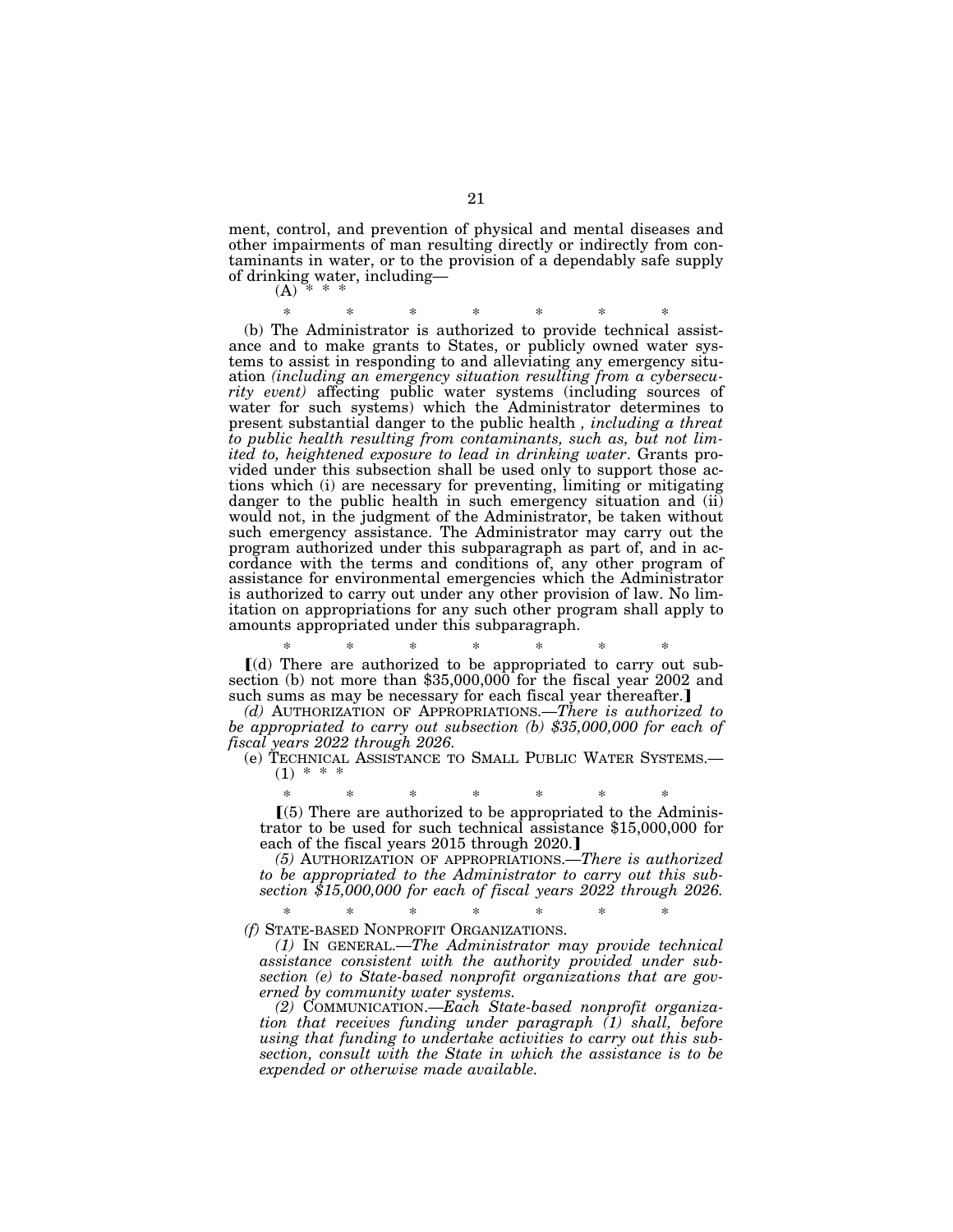ment, control, and prevention of physical and mental diseases and other impairments of man resulting directly or indirectly from contaminants in water, or to the provision of a dependably safe supply of drinking water, including—

(A) * * *

\* \* \* \* \* \* \*

(b) The Administrator is authorized to provide technical assistance and to make grants to States, or publicly owned water systems to assist in responding to and alleviating any emergency situation *(including an emergency situation resulting from a cybersecurity event)* affecting public water systems (including sources of water for such systems) which the Administrator determines to present substantial danger to the public health *, including a threat to public health resulting from contaminants, such as, but not limited to, heightened exposure to lead in drinking water*. Grants provided under this subsection shall be used only to support those actions which (i) are necessary for preventing, limiting or mitigating danger to the public health in such emergency situation and (ii) would not, in the judgment of the Administrator, be taken without such emergency assistance. The Administrator may carry out the program authorized under this subparagraph as part of, and in accordance with the terms and conditions of, any other program of assistance for environmental emergencies which the Administrator is authorized to carry out under any other provision of law. No limitation on appropriations for any such other program shall apply to amounts appropriated under this subparagraph.

\* \* \* \* \* \* \*

⟦(d) There are authorized to be appropriated to carry out subsection (b) not more than $35,000,000 for the fiscal year 2002 and such sums as may be necessary for each fiscal year thereafter.⟧

*(d)* AUTHORIZATION OF APPROPRIATIONS.—*There is authorized to be appropriated to carry out subsection (b) $35,000,000 for each of fiscal years 2022 through 2026.*

(e) TECHNICAL ASSISTANCE TO SMALL PUBLIC WATER SYSTEMS.—

(1) * * *

\* \* \* \* \* \* \*

⟦(5) There are authorized to be appropriated to the Administrator to be used for such technical assistance $15,000,000 for each of the fiscal years 2015 through 2020.⟧

*(5)* AUTHORIZATION OF APPROPRIATIONS.—*There is authorized to be appropriated to the Administrator to carry out this subsection $15,000,000 for each of fiscal years 2022 through 2026.*

\* \* \* \* \* \* \*

*(f)* STATE-BASED NONPROFIT ORGANIZATIONS.

*(1)* IN GENERAL.—*The Administrator may provide technical assistance consistent with the authority provided under subsection (e) to State-based nonprofit organizations that are governed by community water systems.*

*(2)* COMMUNICATION.—*Each State-based nonprofit organization that receives funding under paragraph (1) shall, before using that funding to undertake activities to carry out this subsection, consult with the State in which the assistance is to be expended or otherwise made available.*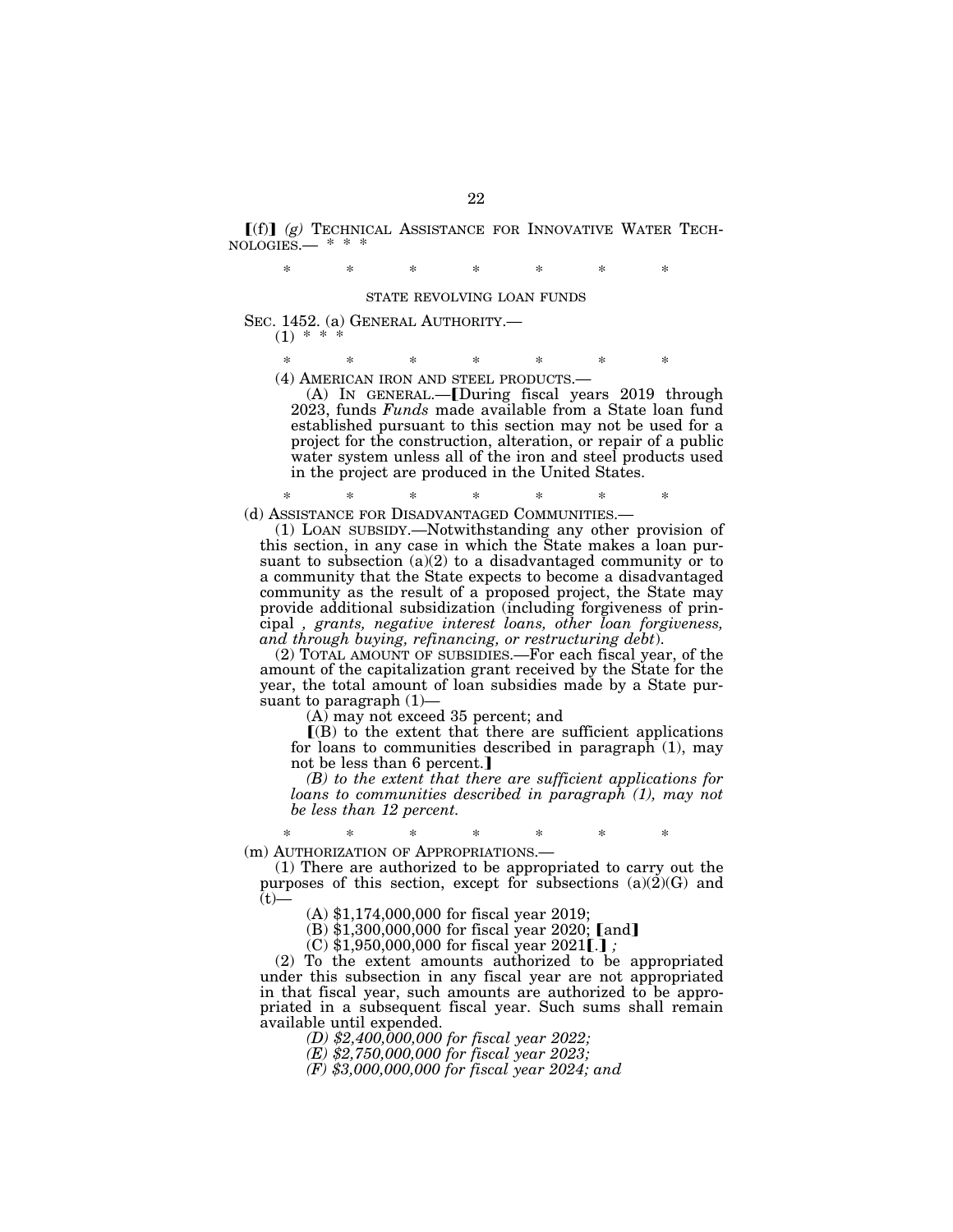【(f)】 *(g)* TECHNICAL ASSISTANCE FOR INNOVATIVE WATER TECHNOLOGIES.— * * *

\* \* \* \* \* \* \*

STATE REVOLVING LOAN FUNDS

SEC. 1452. (a) GENERAL AUTHORITY.—

(1) * * *

\* \* \* \* \* \* \*

(4) AMERICAN IRON AND STEEL PRODUCTS.—

(A) IN GENERAL.—【During fiscal years 2019 through 2023, funds *Funds* made available from a State loan fund established pursuant to this section may not be used for a project for the construction, alteration, or repair of a public water system unless all of the iron and steel products used in the project are produced in the United States.

\* \* \* \* \* \* \*

(d) ASSISTANCE FOR DISADVANTAGED COMMUNITIES.—

(1) LOAN SUBSIDY.—Notwithstanding any other provision of this section, in any case in which the State makes a loan pursuant to subsection (a)(2) to a disadvantaged community or to a community that the State expects to become a disadvantaged community as the result of a proposed project, the State may provide additional subsidization (including forgiveness of principal *, grants, negative interest loans, other loan forgiveness, and through buying, refinancing, or restructuring debt*).

(2) TOTAL AMOUNT OF SUBSIDIES.—For each fiscal year, of the amount of the capitalization grant received by the State for the year, the total amount of loan subsidies made by a State pursuant to paragraph (1)—

(A) may not exceed 35 percent; and

【(B) to the extent that there are sufficient applications for loans to communities described in paragraph (1), may not be less than 6 percent.】

*(B) to the extent that there are sufficient applications for loans to communities described in paragraph (1), may not be less than 12 percent.*

\* \* \* \* \* \* \*

(m) AUTHORIZATION OF APPROPRIATIONS.—

(1) There are authorized to be appropriated to carry out the purposes of this section, except for subsections (a)(2)(G) and (t)—

(A) $1,174,000,000 for fiscal year 2019;

(B) $1,300,000,000 for fiscal year 2020; 【and】

(C) $1,950,000,000 for fiscal year 2021【.】 *;*

(2) To the extent amounts authorized to be appropriated under this subsection in any fiscal year are not appropriated in that fiscal year, such amounts are authorized to be appropriated in a subsequent fiscal year. Such sums shall remain available until expended.

*(D) $2,400,000,000 for fiscal year 2022;*

*(E) $2,750,000,000 for fiscal year 2023;*

*(F) $3,000,000,000 for fiscal year 2024; and*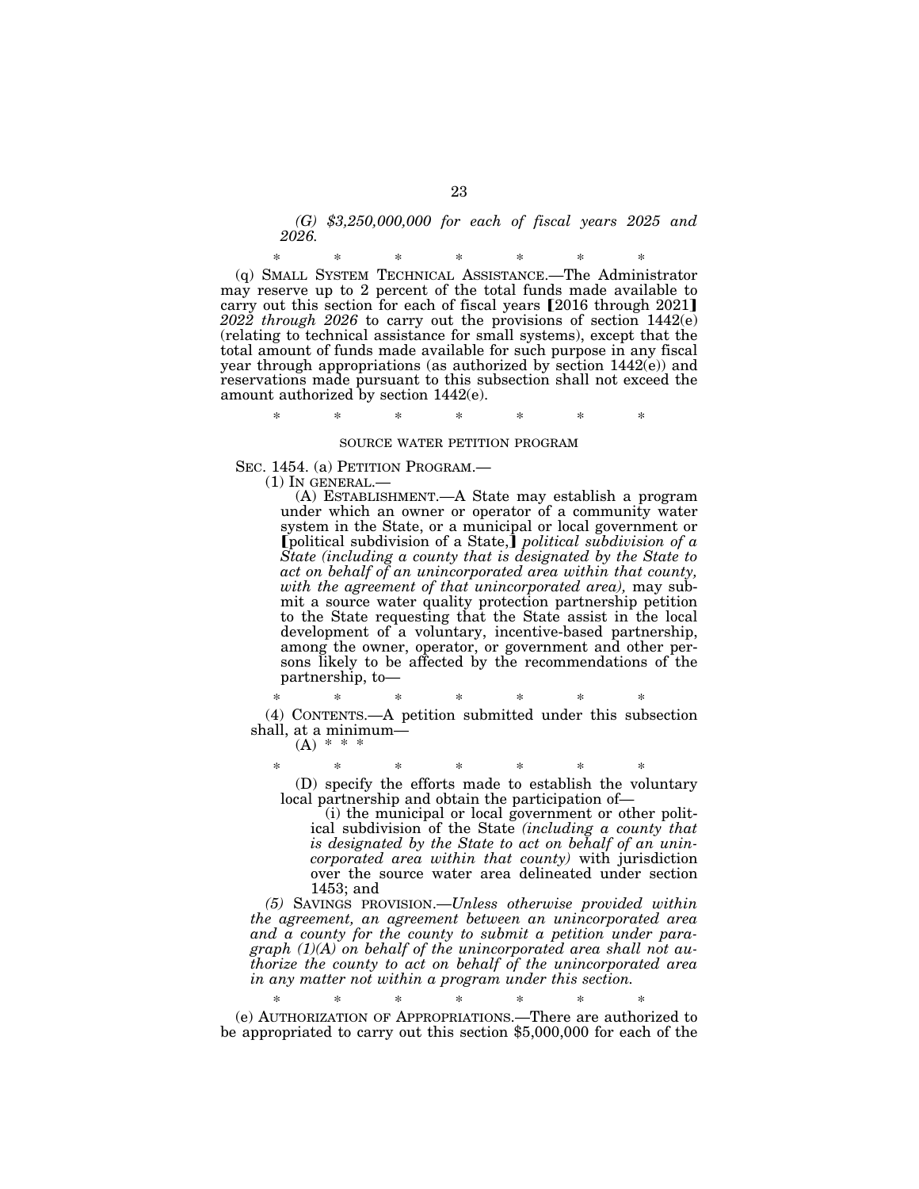*(G) $3,250,000,000 for each of fiscal years 2025 and 2026.*

\* \* \* \* \* \* \*

(q) SMALL SYSTEM TECHNICAL ASSISTANCE.—The Administrator may reserve up to 2 percent of the total funds made available to carry out this section for each of fiscal years ⟦2016 through 2021⟧ *2022 through 2026* to carry out the provisions of section 1442(e) (relating to technical assistance for small systems), except that the total amount of funds made available for such purpose in any fiscal year through appropriations (as authorized by section 1442(e)) and reservations made pursuant to this subsection shall not exceed the amount authorized by section 1442(e).

\* \* \* \* \* \* \*

SOURCE WATER PETITION PROGRAM

SEC. 1454. (a) PETITION PROGRAM.—

(1) IN GENERAL.—

(A) ESTABLISHMENT.—A State may establish a program under which an owner or operator of a community water system in the State, or a municipal or local government or ⟦political subdivision of a State,⟧ *political subdivision of a State (including a county that is designated by the State to act on behalf of an unincorporated area within that county, with the agreement of that unincorporated area),* may submit a source water quality protection partnership petition to the State requesting that the State assist in the local development of a voluntary, incentive-based partnership, among the owner, operator, or government and other persons likely to be affected by the recommendations of the partnership, to—

\* \* \* \* \* \* \*

(4) CONTENTS.—A petition submitted under this subsection shall, at a minimum—

(A) \* \* \*

\* \* \* \* \* \* \*

(D) specify the efforts made to establish the voluntary local partnership and obtain the participation of—

(i) the municipal or local government or other political subdivision of the State *(including a county that is designated by the State to act on behalf of an unincorporated area within that county)* with jurisdiction over the source water area delineated under section 1453; and

*(5)* SAVINGS PROVISION.—*Unless otherwise provided within the agreement, an agreement between an unincorporated area and a county for the county to submit a petition under paragraph (1)(A) on behalf of the unincorporated area shall not authorize the county to act on behalf of the unincorporated area in any matter not within a program under this section.*

\* \* \* \* \* \* \*

(e) AUTHORIZATION OF APPROPRIATIONS.—There are authorized to be appropriated to carry out this section $5,000,000 for each of the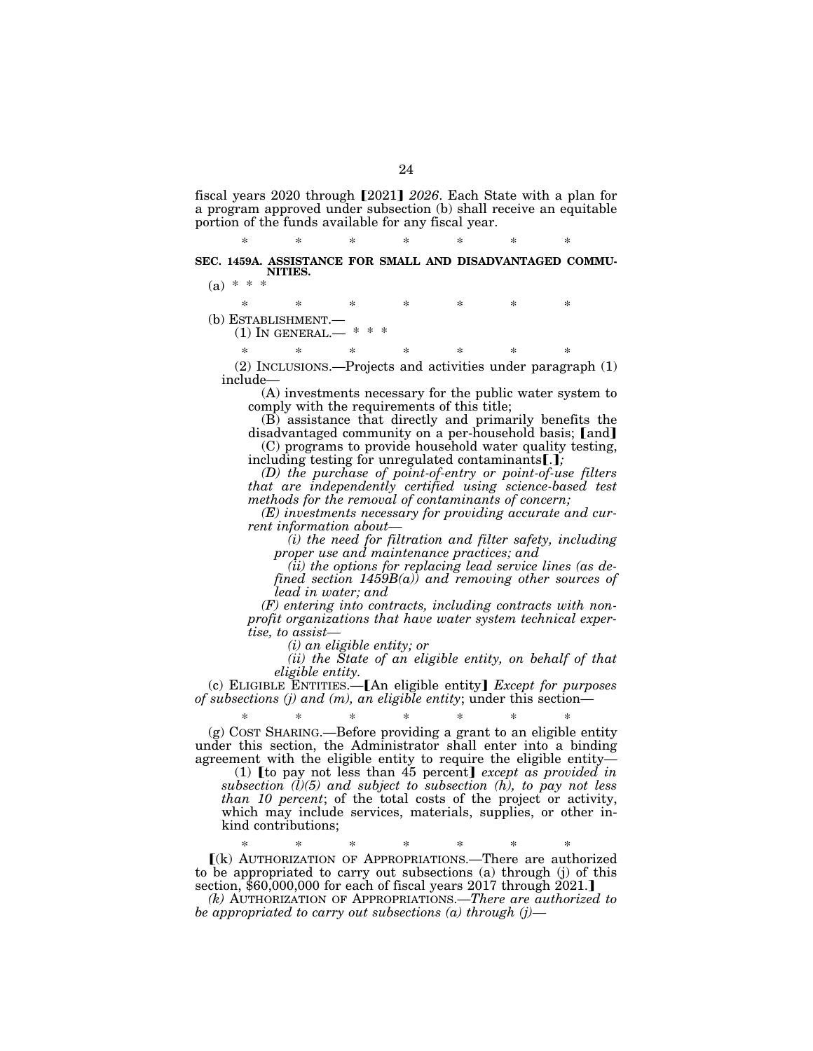fiscal years 2020 through [2021] *2026*. Each State with a plan for a program approved under subsection (b) shall receive an equitable portion of the funds available for any fiscal year.

\* \* \* \* \* \* \*

**SEC. 1459A. ASSISTANCE FOR SMALL AND DISADVANTAGED COMMUNITIES.**

(a) \* \* \*

\* \* \* \* \* \* \*

(b) ESTABLISHMENT.—

(1) IN GENERAL.— \* \* \*

\* \* \* \* \* \* \*

(2) INCLUSIONS.—Projects and activities under paragraph (1) include—

(A) investments necessary for the public water system to comply with the requirements of this title;

(B) assistance that directly and primarily benefits the disadvantaged community on a per-household basis; [and]

(C) programs to provide household water quality testing, including testing for unregulated contaminants[.]*;*

*(D) the purchase of point-of-entry or point-of-use filters that are independently certified using science-based test methods for the removal of contaminants of concern;*

*(E) investments necessary for providing accurate and current information about—*

*(i) the need for filtration and filter safety, including proper use and maintenance practices; and*

*(ii) the options for replacing lead service lines (as defined section 1459B(a)) and removing other sources of lead in water; and*

*(F) entering into contracts, including contracts with nonprofit organizations that have water system technical expertise, to assist—*

*(i) an eligible entity; or*

*(ii) the State of an eligible entity, on behalf of that eligible entity.*

(c) ELIGIBLE ENTITIES.—[An eligible entity] *Except for purposes of subsections (j) and (m), an eligible entity*; under this section—

\* \* \* \* \* \* \*

(g) COST SHARING.—Before providing a grant to an eligible entity under this section, the Administrator shall enter into a binding agreement with the eligible entity to require the eligible entity—

(1) [to pay not less than 45 percent] *except as provided in subsection (l)(5) and subject to subsection (h), to pay not less than 10 percent*; of the total costs of the project or activity, which may include services, materials, supplies, or other in-kind contributions;

\* \* \* \* \* \* \*

[(k) AUTHORIZATION OF APPROPRIATIONS.—There are authorized to be appropriated to carry out subsections (a) through (j) of this section, $60,000,000 for each of fiscal years 2017 through 2021.]

*(k) AUTHORIZATION OF APPROPRIATIONS.—There are authorized to be appropriated to carry out subsections (a) through (j)—*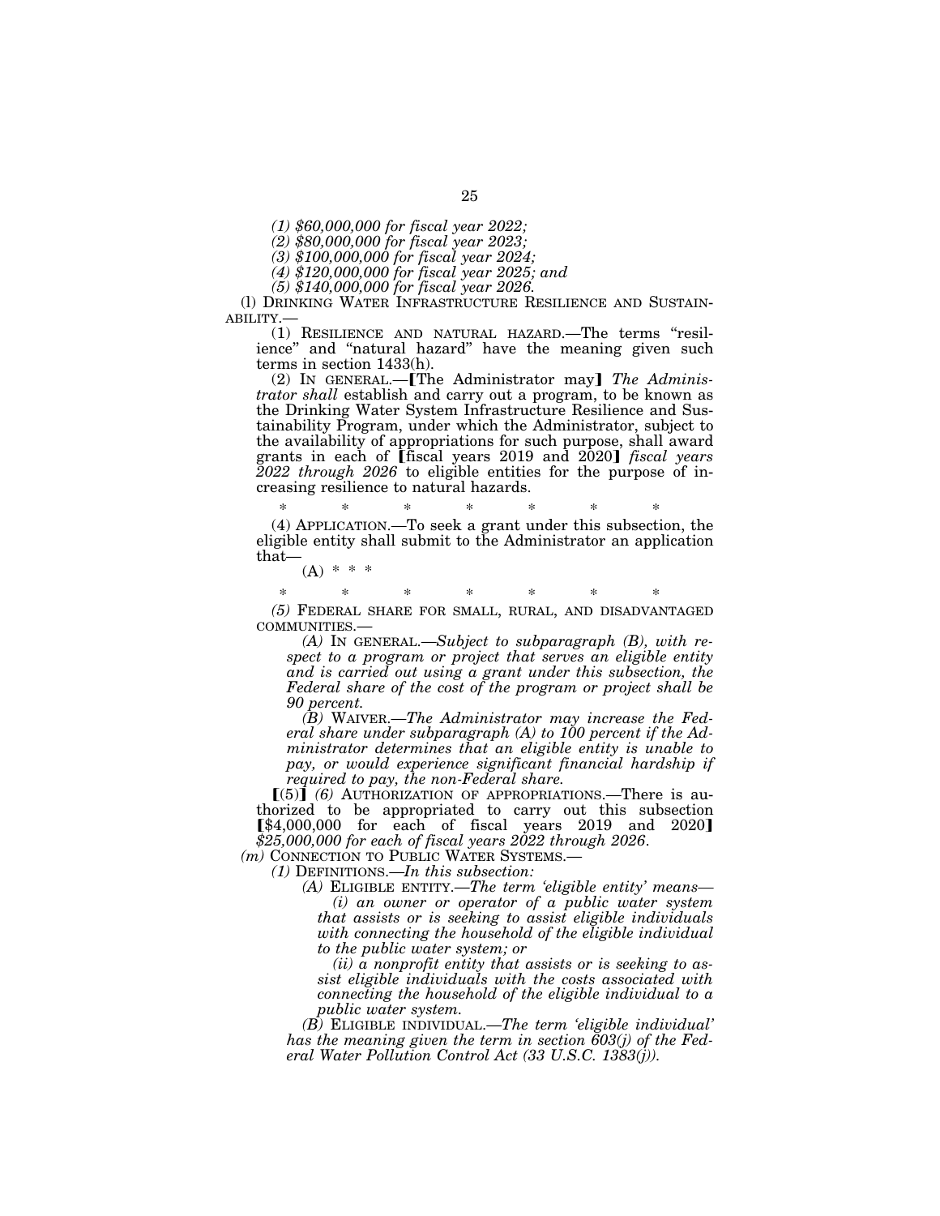*(1) $60,000,000 for fiscal year 2022;*

*(2) $80,000,000 for fiscal year 2023;*

*(3) $100,000,000 for fiscal year 2024;*

*(4) $120,000,000 for fiscal year 2025; and*

*(5) $140,000,000 for fiscal year 2026.*

(l) DRINKING WATER INFRASTRUCTURE RESILIENCE AND SUSTAINABILITY.—

(1) RESILIENCE AND NATURAL HAZARD.—The terms "resilience" and "natural hazard" have the meaning given such terms in section 1433(h).

(2) IN GENERAL.—【The Administrator may】 *The Administrator shall* establish and carry out a program, to be known as the Drinking Water System Infrastructure Resilience and Sustainability Program, under which the Administrator, subject to the availability of appropriations for such purpose, shall award grants in each of 【fiscal years 2019 and 2020】 *fiscal years 2022 through 2026* to eligible entities for the purpose of increasing resilience to natural hazards.

\* \* \* \* \* \* \*

(4) APPLICATION.—To seek a grant under this subsection, the eligible entity shall submit to the Administrator an application that—

(A) \* \* \*

\* \* \* \* \* \* \*

*(5)* FEDERAL SHARE FOR SMALL, RURAL, AND DISADVANTAGED COMMUNITIES.—

*(A)* IN GENERAL.—*Subject to subparagraph (B), with respect to a program or project that serves an eligible entity and is carried out using a grant under this subsection, the Federal share of the cost of the program or project shall be 90 percent.*

*(B)* WAIVER.—*The Administrator may increase the Federal share under subparagraph (A) to 100 percent if the Administrator determines that an eligible entity is unable to pay, or would experience significant financial hardship if required to pay, the non-Federal share.*

【(5)】 *(6)* AUTHORIZATION OF APPROPRIATIONS.—There is authorized to be appropriated to carry out this subsection 【$4,000,000 for each of fiscal years 2019 and 2020】 *$25,000,000 for each of fiscal years 2022 through 2026*.

*(m)* CONNECTION TO PUBLIC WATER SYSTEMS.—

*(1)* DEFINITIONS.—*In this subsection:*

*(A)* ELIGIBLE ENTITY.—*The term 'eligible entity' means—*

*(i) an owner or operator of a public water system that assists or is seeking to assist eligible individuals with connecting the household of the eligible individual to the public water system; or*

*(ii) a nonprofit entity that assists or is seeking to assist eligible individuals with the costs associated with connecting the household of the eligible individual to a public water system.*

*(B)* ELIGIBLE INDIVIDUAL.—*The term 'eligible individual' has the meaning given the term in section 603(j) of the Federal Water Pollution Control Act (33 U.S.C. 1383(j)).*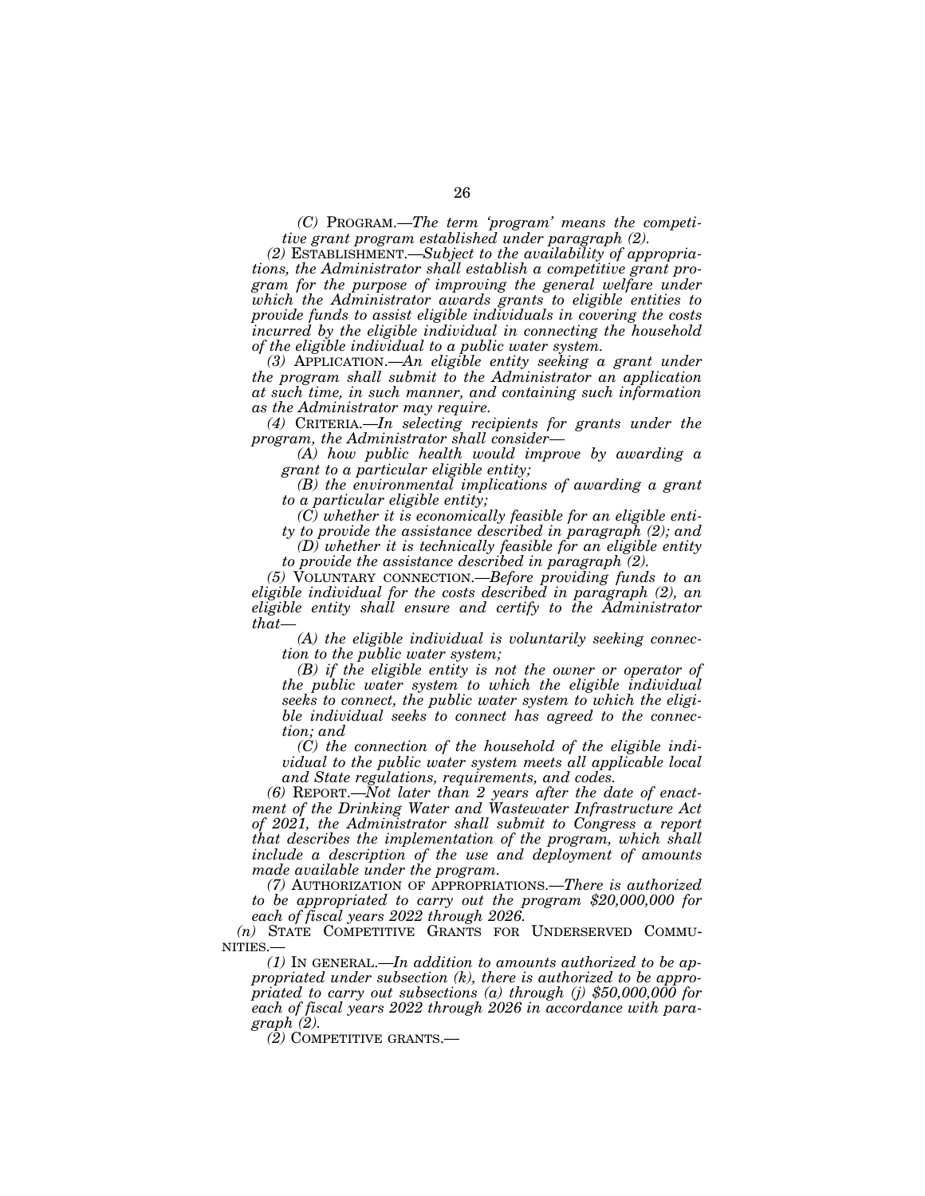*(C)* PROGRAM.—*The term 'program' means the competitive grant program established under paragraph (2).*

*(2)* ESTABLISHMENT.—*Subject to the availability of appropriations, the Administrator shall establish a competitive grant program for the purpose of improving the general welfare under which the Administrator awards grants to eligible entities to provide funds to assist eligible individuals in covering the costs incurred by the eligible individual in connecting the household of the eligible individual to a public water system.*

*(3)* APPLICATION.—*An eligible entity seeking a grant under the program shall submit to the Administrator an application at such time, in such manner, and containing such information as the Administrator may require.*

*(4)* CRITERIA.—*In selecting recipients for grants under the program, the Administrator shall consider—*

*(A) how public health would improve by awarding a grant to a particular eligible entity;*

*(B) the environmental implications of awarding a grant to a particular eligible entity;*

*(C) whether it is economically feasible for an eligible entity to provide the assistance described in paragraph (2); and*

*(D) whether it is technically feasible for an eligible entity to provide the assistance described in paragraph (2).*

*(5)* VOLUNTARY CONNECTION.—*Before providing funds to an eligible individual for the costs described in paragraph (2), an eligible entity shall ensure and certify to the Administrator that—*

*(A) the eligible individual is voluntarily seeking connection to the public water system;*

*(B) if the eligible entity is not the owner or operator of the public water system to which the eligible individual seeks to connect, the public water system to which the eligible individual seeks to connect has agreed to the connection; and*

*(C) the connection of the household of the eligible individual to the public water system meets all applicable local and State regulations, requirements, and codes.*

*(6)* REPORT.—*Not later than 2 years after the date of enactment of the Drinking Water and Wastewater Infrastructure Act of 2021, the Administrator shall submit to Congress a report that describes the implementation of the program, which shall include a description of the use and deployment of amounts made available under the program.*

*(7)* AUTHORIZATION OF APPROPRIATIONS.—*There is authorized to be appropriated to carry out the program $20,000,000 for each of fiscal years 2022 through 2026.*

*(n)* STATE COMPETITIVE GRANTS FOR UNDERSERVED COMMUNITIES.—

*(1)* IN GENERAL.—*In addition to amounts authorized to be appropriated under subsection (k), there is authorized to be appropriated to carry out subsections (a) through (j) $50,000,000 for each of fiscal years 2022 through 2026 in accordance with paragraph (2).*

*(2)* COMPETITIVE GRANTS.—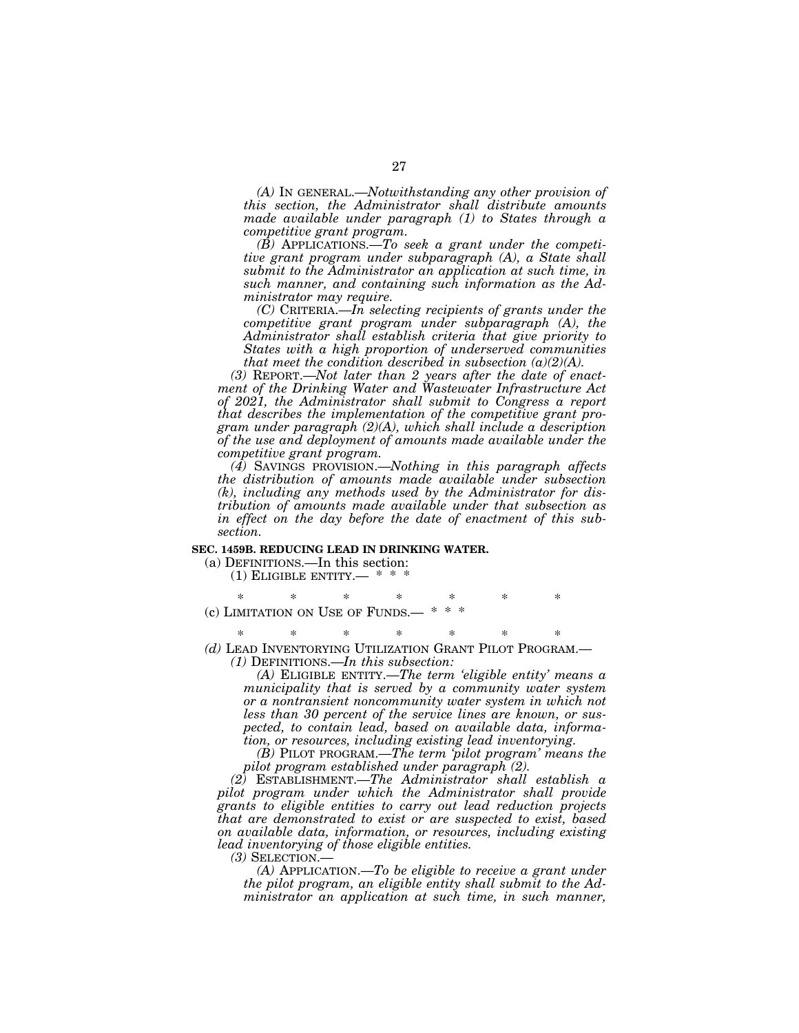*(A)* IN GENERAL.—*Notwithstanding any other provision of this section, the Administrator shall distribute amounts made available under paragraph (1) to States through a competitive grant program.*

*(B)* APPLICATIONS.—*To seek a grant under the competitive grant program under subparagraph (A), a State shall submit to the Administrator an application at such time, in such manner, and containing such information as the Administrator may require.*

*(C)* CRITERIA.—*In selecting recipients of grants under the competitive grant program under subparagraph (A), the Administrator shall establish criteria that give priority to States with a high proportion of underserved communities that meet the condition described in subsection (a)(2)(A).*

*(3)* REPORT.—*Not later than 2 years after the date of enactment of the Drinking Water and Wastewater Infrastructure Act of 2021, the Administrator shall submit to Congress a report that describes the implementation of the competitive grant program under paragraph (2)(A), which shall include a description of the use and deployment of amounts made available under the competitive grant program.*

*(4)* SAVINGS PROVISION.—*Nothing in this paragraph affects the distribution of amounts made available under subsection (k), including any methods used by the Administrator for distribution of amounts made available under that subsection as in effect on the day before the date of enactment of this subsection.*

**SEC. 1459B. REDUCING LEAD IN DRINKING WATER.**

(a) DEFINITIONS.—In this section:

(1) ELIGIBLE ENTITY.— * * *

\* \* \* \* \* \* \*

(c) LIMITATION ON USE OF FUNDS.— * * *

\* \* \* \* \* \* \*

*(d)* LEAD INVENTORYING UTILIZATION GRANT PILOT PROGRAM.—

*(1)* DEFINITIONS.—*In this subsection:*

*(A)* ELIGIBLE ENTITY.—*The term 'eligible entity' means a municipality that is served by a community water system or a nontransient noncommunity water system in which not less than 30 percent of the service lines are known, or suspected, to contain lead, based on available data, information, or resources, including existing lead inventorying.*

*(B)* PILOT PROGRAM.—*The term 'pilot program' means the pilot program established under paragraph (2).*

*(2)* ESTABLISHMENT.—*The Administrator shall establish a pilot program under which the Administrator shall provide grants to eligible entities to carry out lead reduction projects that are demonstrated to exist or are suspected to exist, based on available data, information, or resources, including existing lead inventorying of those eligible entities.*

*(3)* SELECTION.—

*(A)* APPLICATION.—*To be eligible to receive a grant under the pilot program, an eligible entity shall submit to the Administrator an application at such time, in such manner,*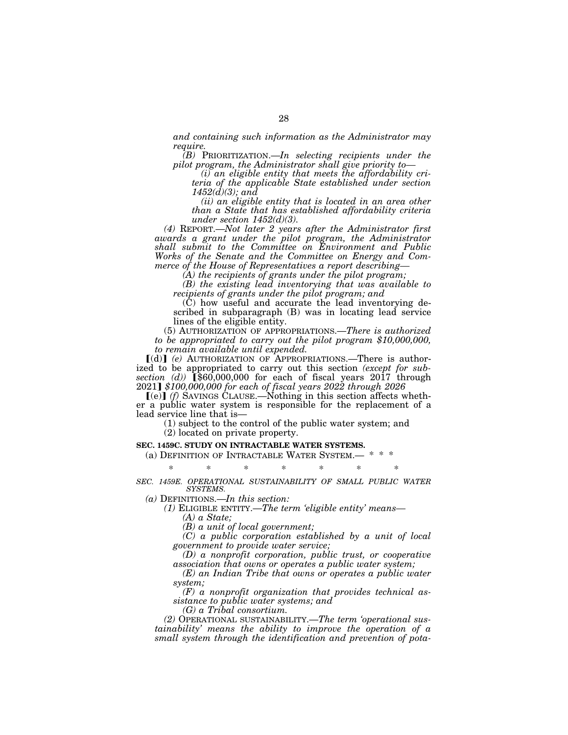*and containing such information as the Administrator may require.*

*(B)* PRIORITIZATION.—*In selecting recipients under the pilot program, the Administrator shall give priority to—*

*(i) an eligible entity that meets the affordability criteria of the applicable State established under section 1452(d)(3); and*

*(ii) an eligible entity that is located in an area other than a State that has established affordability criteria under section 1452(d)(3).*

*(4)* REPORT.—*Not later 2 years after the Administrator first awards a grant under the pilot program, the Administrator shall submit to the Committee on Environment and Public Works of the Senate and the Committee on Energy and Commerce of the House of Representatives a report describing—*

*(A) the recipients of grants under the pilot program;*

*(B) the existing lead inventorying that was available to recipients of grants under the pilot program; and*

(C) how useful and accurate the lead inventorying described in subparagraph (B) was in locating lead service lines of the eligible entity.

(5) AUTHORIZATION OF APPROPRIATIONS.—*There is authorized to be appropriated to carry out the pilot program $10,000,000, to remain available until expended.*

[(d)] *(e)* AUTHORIZATION OF APPROPRIATIONS.—There is authorized to be appropriated to carry out this section *(except for subsection (d))* [$60,000,000 for each of fiscal years 2017 through 2021] *$100,000,000 for each of fiscal years 2022 through 2026*

[(e)] *(f)* SAVINGS CLAUSE.—Nothing in this section affects whether a public water system is responsible for the replacement of a lead service line that is—

(1) subject to the control of the public water system; and

(2) located on private property.

**SEC. 1459C. STUDY ON INTRACTABLE WATER SYSTEMS.**

(a) DEFINITION OF INTRACTABLE WATER SYSTEM.— * * *

\* \* \* \* \* \* \*

*SEC. 1459E. OPERATIONAL SUSTAINABILITY OF SMALL PUBLIC WATER SYSTEMS.*

*(a)* DEFINITIONS.—*In this section:*

*(1)* ELIGIBLE ENTITY.—*The term 'eligible entity' means—*

*(A) a State;*

*(B) a unit of local government;*

*(C) a public corporation established by a unit of local government to provide water service;*

*(D) a nonprofit corporation, public trust, or cooperative association that owns or operates a public water system;*

*(E) an Indian Tribe that owns or operates a public water system;*

*(F) a nonprofit organization that provides technical assistance to public water systems; and*

*(G) a Tribal consortium.*

*(2)* OPERATIONAL SUSTAINABILITY.—*The term 'operational sustainability' means the ability to improve the operation of a small system through the identification and prevention of pota-*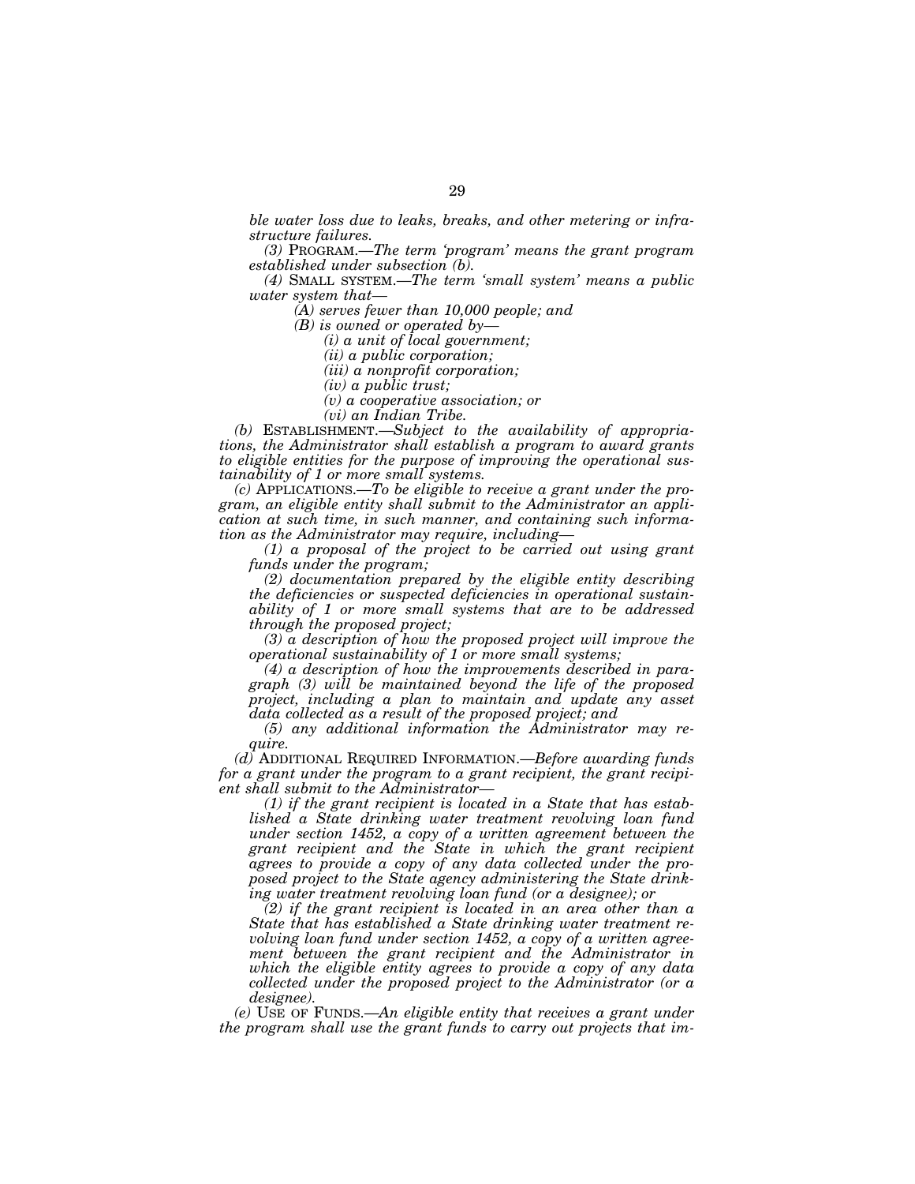*ble water loss due to leaks, breaks, and other metering or infrastructure failures.*

*(3)* PROGRAM.—*The term 'program' means the grant program established under subsection (b).*

*(4)* SMALL SYSTEM.—*The term 'small system' means a public water system that—*

*(A) serves fewer than 10,000 people; and*

*(B) is owned or operated by—*

*(i) a unit of local government;*

*(ii) a public corporation;*

*(iii) a nonprofit corporation;*

*(iv) a public trust;*

*(v) a cooperative association; or*

*(vi) an Indian Tribe.*

*(b)* ESTABLISHMENT.—*Subject to the availability of appropriations, the Administrator shall establish a program to award grants to eligible entities for the purpose of improving the operational sustainability of 1 or more small systems.*

*(c)* APPLICATIONS.—*To be eligible to receive a grant under the program, an eligible entity shall submit to the Administrator an application at such time, in such manner, and containing such information as the Administrator may require, including—*

*(1) a proposal of the project to be carried out using grant funds under the program;*

*(2) documentation prepared by the eligible entity describing the deficiencies or suspected deficiencies in operational sustainability of 1 or more small systems that are to be addressed through the proposed project;*

*(3) a description of how the proposed project will improve the operational sustainability of 1 or more small systems;*

*(4) a description of how the improvements described in paragraph (3) will be maintained beyond the life of the proposed project, including a plan to maintain and update any asset data collected as a result of the proposed project; and*

*(5) any additional information the Administrator may require.*

*(d)* ADDITIONAL REQUIRED INFORMATION.—*Before awarding funds for a grant under the program to a grant recipient, the grant recipient shall submit to the Administrator—*

*(1) if the grant recipient is located in a State that has established a State drinking water treatment revolving loan fund under section 1452, a copy of a written agreement between the grant recipient and the State in which the grant recipient agrees to provide a copy of any data collected under the proposed project to the State agency administering the State drinking water treatment revolving loan fund (or a designee); or*

*(2) if the grant recipient is located in an area other than a State that has established a State drinking water treatment revolving loan fund under section 1452, a copy of a written agreement between the grant recipient and the Administrator in which the eligible entity agrees to provide a copy of any data collected under the proposed project to the Administrator (or a designee).*

*(e)* USE OF FUNDS.—*An eligible entity that receives a grant under the program shall use the grant funds to carry out projects that im-*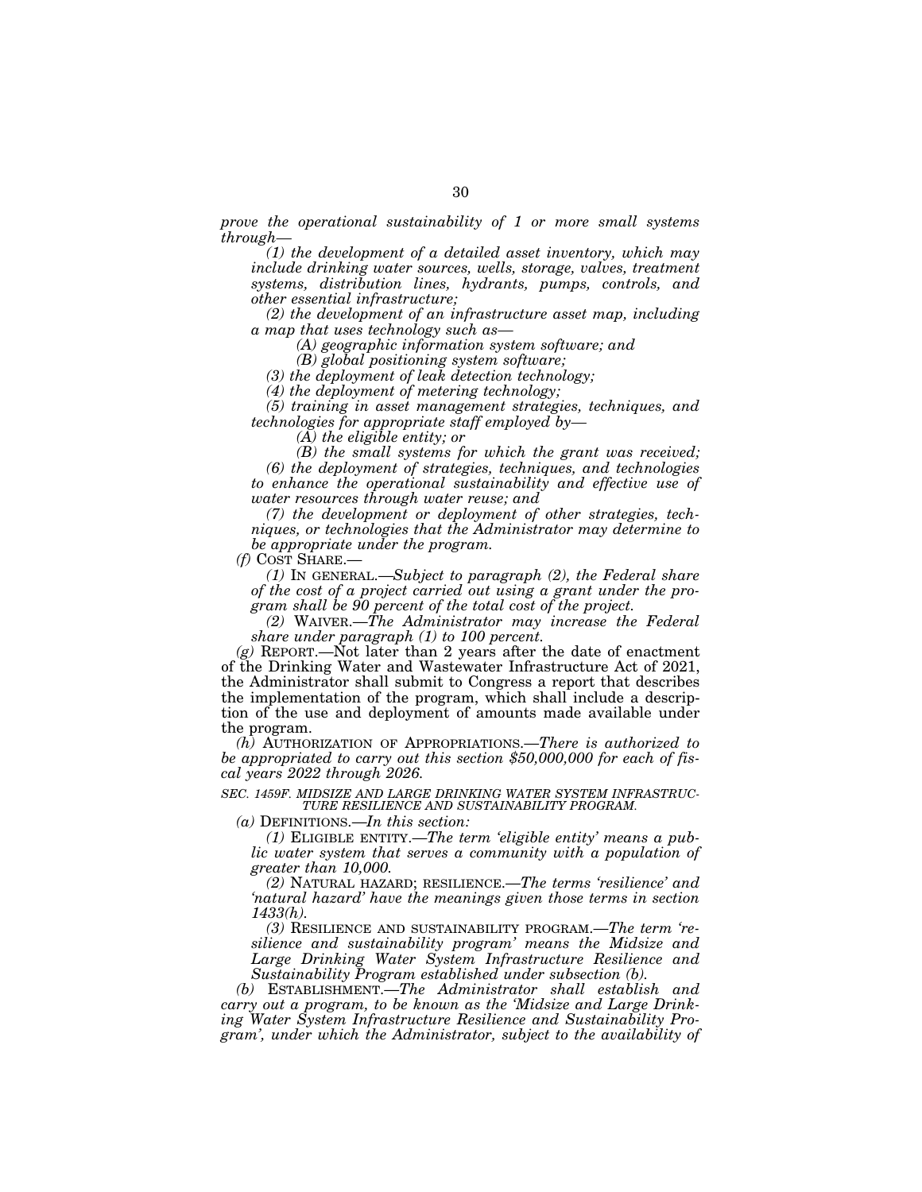*prove the operational sustainability of 1 or more small systems through—*

*(1) the development of a detailed asset inventory, which may include drinking water sources, wells, storage, valves, treatment systems, distribution lines, hydrants, pumps, controls, and other essential infrastructure;*

*(2) the development of an infrastructure asset map, including a map that uses technology such as—*

*(A) geographic information system software; and*

*(B) global positioning system software;*

*(3) the deployment of leak detection technology;*

*(4) the deployment of metering technology;*

*(5) training in asset management strategies, techniques, and technologies for appropriate staff employed by—*

*(A) the eligible entity; or*

*(B) the small systems for which the grant was received;*

*(6) the deployment of strategies, techniques, and technologies to enhance the operational sustainability and effective use of water resources through water reuse; and*

*(7) the development or deployment of other strategies, techniques, or technologies that the Administrator may determine to be appropriate under the program.*

*(f)* COST SHARE.—

*(1)* IN GENERAL.—*Subject to paragraph (2), the Federal share of the cost of a project carried out using a grant under the program shall be 90 percent of the total cost of the project.*

*(2)* WAIVER.—*The Administrator may increase the Federal share under paragraph (1) to 100 percent.*

*(g)* REPORT.—Not later than 2 years after the date of enactment of the Drinking Water and Wastewater Infrastructure Act of 2021, the Administrator shall submit to Congress a report that describes the implementation of the program, which shall include a description of the use and deployment of amounts made available under the program.

*(h)* AUTHORIZATION OF APPROPRIATIONS.—*There is authorized to be appropriated to carry out this section $50,000,000 for each of fiscal years 2022 through 2026.*

*SEC. 1459F. MIDSIZE AND LARGE DRINKING WATER SYSTEM INFRASTRUCTURE RESILIENCE AND SUSTAINABILITY PROGRAM.*

*(a)* DEFINITIONS.—*In this section:*

*(1)* ELIGIBLE ENTITY.—*The term 'eligible entity' means a public water system that serves a community with a population of greater than 10,000.*

*(2)* NATURAL HAZARD; RESILIENCE.—*The terms 'resilience' and 'natural hazard' have the meanings given those terms in section 1433(h).*

*(3)* RESILIENCE AND SUSTAINABILITY PROGRAM.—*The term 'resilience and sustainability program' means the Midsize and Large Drinking Water System Infrastructure Resilience and Sustainability Program established under subsection (b).*

*(b)* ESTABLISHMENT.—*The Administrator shall establish and carry out a program, to be known as the 'Midsize and Large Drinking Water System Infrastructure Resilience and Sustainability Program', under which the Administrator, subject to the availability of*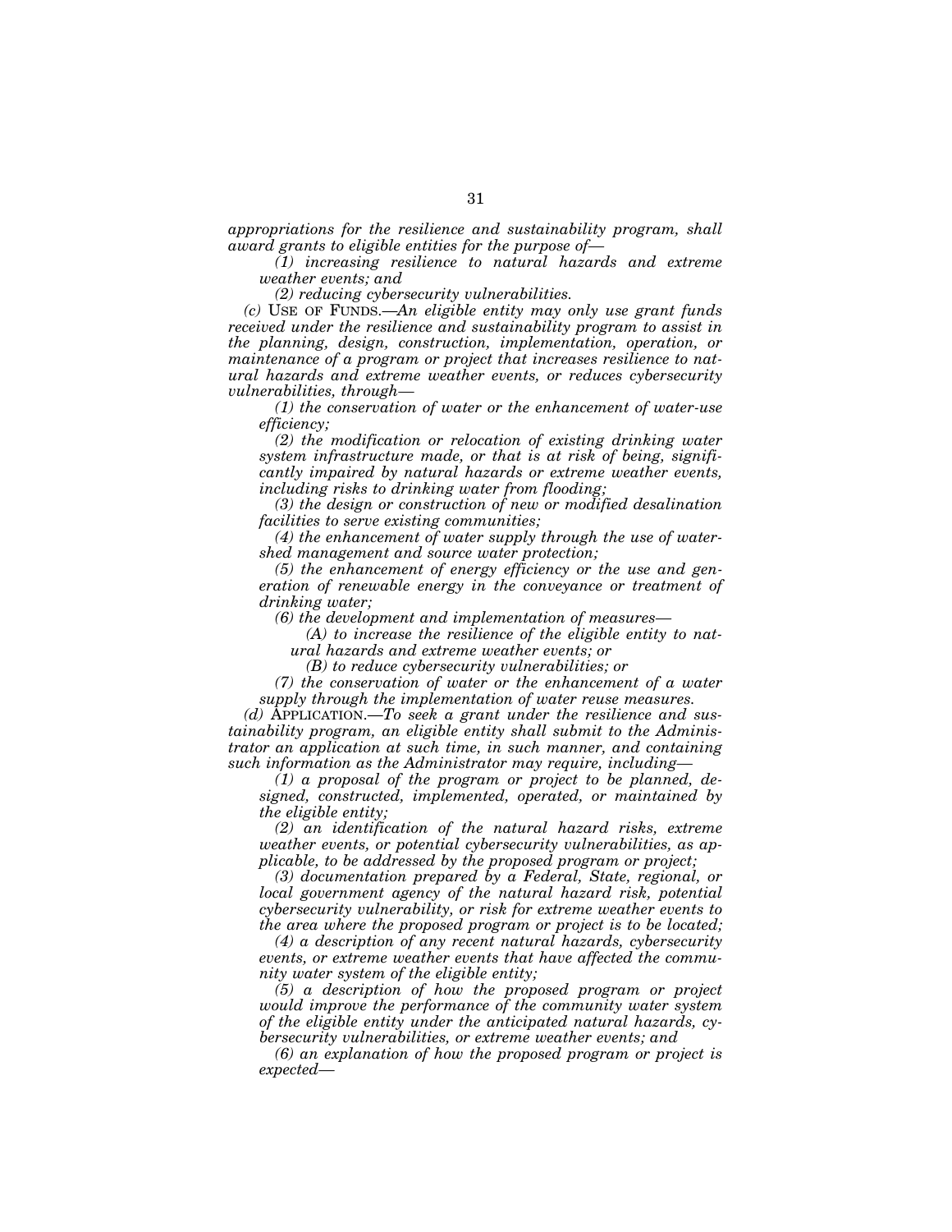*appropriations for the resilience and sustainability program, shall award grants to eligible entities for the purpose of—*

*(1) increasing resilience to natural hazards and extreme weather events; and*

*(2) reducing cybersecurity vulnerabilities.*

*(c)* USE OF FUNDS.—*An eligible entity may only use grant funds received under the resilience and sustainability program to assist in the planning, design, construction, implementation, operation, or maintenance of a program or project that increases resilience to natural hazards and extreme weather events, or reduces cybersecurity vulnerabilities, through—*

*(1) the conservation of water or the enhancement of water-use efficiency;*

*(2) the modification or relocation of existing drinking water system infrastructure made, or that is at risk of being, significantly impaired by natural hazards or extreme weather events, including risks to drinking water from flooding;*

*(3) the design or construction of new or modified desalination facilities to serve existing communities;*

*(4) the enhancement of water supply through the use of watershed management and source water protection;*

*(5) the enhancement of energy efficiency or the use and generation of renewable energy in the conveyance or treatment of drinking water;*

*(6) the development and implementation of measures—*

*(A) to increase the resilience of the eligible entity to natural hazards and extreme weather events; or*

*(B) to reduce cybersecurity vulnerabilities; or*

*(7) the conservation of water or the enhancement of a water supply through the implementation of water reuse measures.*

*(d)* APPLICATION.—*To seek a grant under the resilience and sustainability program, an eligible entity shall submit to the Administrator an application at such time, in such manner, and containing such information as the Administrator may require, including—*

*(1) a proposal of the program or project to be planned, designed, constructed, implemented, operated, or maintained by the eligible entity;*

*(2) an identification of the natural hazard risks, extreme weather events, or potential cybersecurity vulnerabilities, as applicable, to be addressed by the proposed program or project;*

*(3) documentation prepared by a Federal, State, regional, or local government agency of the natural hazard risk, potential cybersecurity vulnerability, or risk for extreme weather events to the area where the proposed program or project is to be located;*

*(4) a description of any recent natural hazards, cybersecurity events, or extreme weather events that have affected the community water system of the eligible entity;*

*(5) a description of how the proposed program or project would improve the performance of the community water system of the eligible entity under the anticipated natural hazards, cybersecurity vulnerabilities, or extreme weather events; and*

*(6) an explanation of how the proposed program or project is expected—*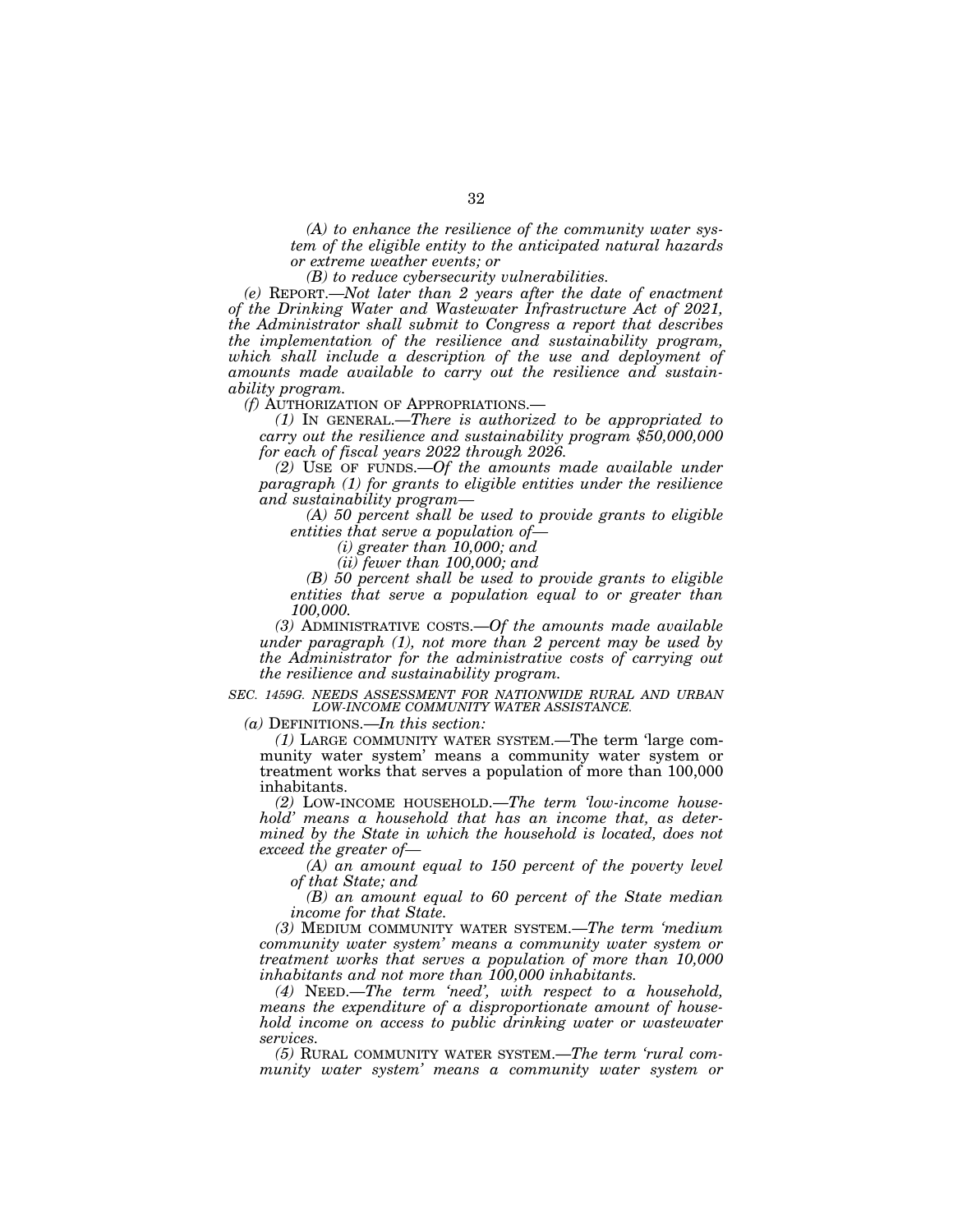*(A) to enhance the resilience of the community water system of the eligible entity to the anticipated natural hazards or extreme weather events; or*

*(B) to reduce cybersecurity vulnerabilities.*

*(e)* REPORT.—*Not later than 2 years after the date of enactment of the Drinking Water and Wastewater Infrastructure Act of 2021, the Administrator shall submit to Congress a report that describes the implementation of the resilience and sustainability program, which shall include a description of the use and deployment of amounts made available to carry out the resilience and sustainability program.*

*(f)* AUTHORIZATION OF APPROPRIATIONS.—

*(1)* IN GENERAL.—*There is authorized to be appropriated to carry out the resilience and sustainability program $50,000,000 for each of fiscal years 2022 through 2026.*

*(2)* USE OF FUNDS.—*Of the amounts made available under paragraph (1) for grants to eligible entities under the resilience and sustainability program—*

*(A) 50 percent shall be used to provide grants to eligible entities that serve a population of—*

*(i) greater than 10,000; and*

*(ii) fewer than 100,000; and*

*(B) 50 percent shall be used to provide grants to eligible entities that serve a population equal to or greater than 100,000.*

*(3)* ADMINISTRATIVE COSTS.—*Of the amounts made available under paragraph (1), not more than 2 percent may be used by the Administrator for the administrative costs of carrying out the resilience and sustainability program.*

*SEC. 1459G. NEEDS ASSESSMENT FOR NATIONWIDE RURAL AND URBAN LOW-INCOME COMMUNITY WATER ASSISTANCE.*

*(a)* DEFINITIONS.—*In this section:*

*(1)* LARGE COMMUNITY WATER SYSTEM.—The term 'large community water system' means a community water system or treatment works that serves a population of more than 100,000 inhabitants.

*(2)* LOW-INCOME HOUSEHOLD.—*The term 'low-income household' means a household that has an income that, as determined by the State in which the household is located, does not exceed the greater of—*

*(A) an amount equal to 150 percent of the poverty level of that State; and*

*(B) an amount equal to 60 percent of the State median income for that State.*

*(3)* MEDIUM COMMUNITY WATER SYSTEM.—*The term 'medium community water system' means a community water system or treatment works that serves a population of more than 10,000 inhabitants and not more than 100,000 inhabitants.*

*(4)* NEED.—*The term 'need', with respect to a household, means the expenditure of a disproportionate amount of household income on access to public drinking water or wastewater services.*

*(5)* RURAL COMMUNITY WATER SYSTEM.—*The term 'rural community water system' means a community water system or*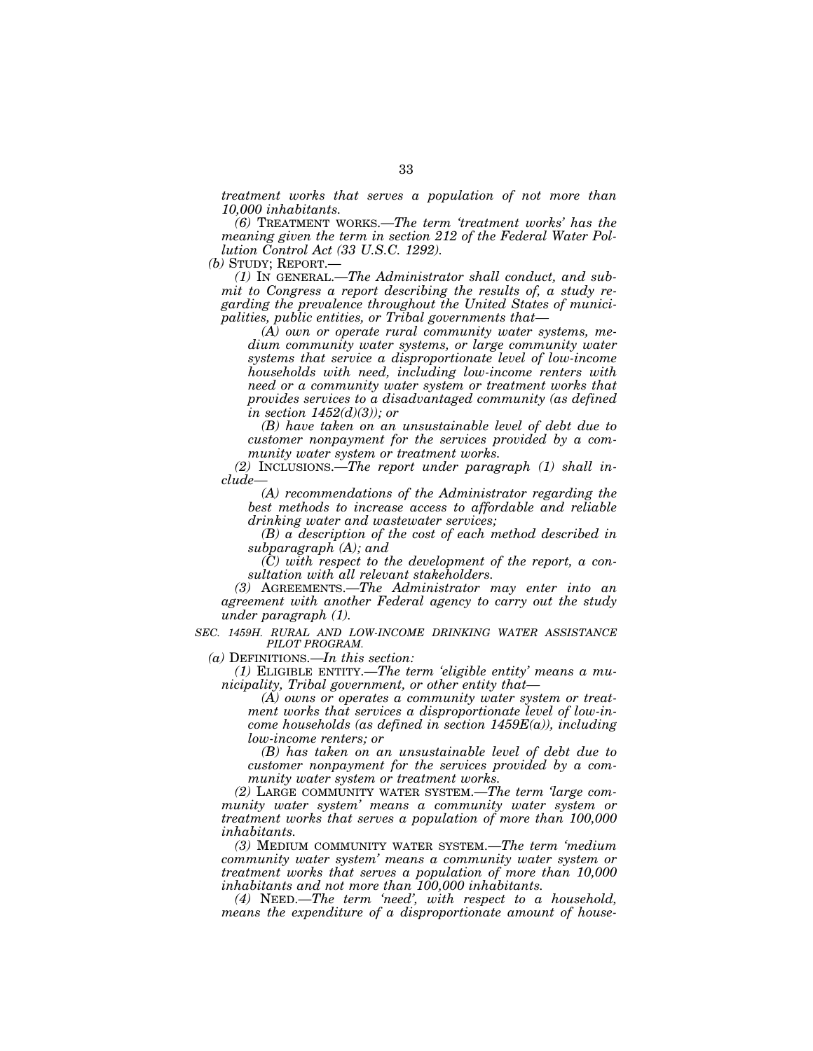*treatment works that serves a population of not more than 10,000 inhabitants.*

*(6)* TREATMENT WORKS.—*The term 'treatment works' has the meaning given the term in section 212 of the Federal Water Pollution Control Act (33 U.S.C. 1292).*

*(b)* STUDY; REPORT.—

*(1)* IN GENERAL.—*The Administrator shall conduct, and submit to Congress a report describing the results of, a study regarding the prevalence throughout the United States of municipalities, public entities, or Tribal governments that—*

*(A) own or operate rural community water systems, medium community water systems, or large community water systems that service a disproportionate level of low-income households with need, including low-income renters with need or a community water system or treatment works that provides services to a disadvantaged community (as defined in section 1452(d)(3)); or*

*(B) have taken on an unsustainable level of debt due to customer nonpayment for the services provided by a community water system or treatment works.*

*(2)* INCLUSIONS.—*The report under paragraph (1) shall include—*

*(A) recommendations of the Administrator regarding the best methods to increase access to affordable and reliable drinking water and wastewater services;*

*(B) a description of the cost of each method described in subparagraph (A); and*

*(C) with respect to the development of the report, a consultation with all relevant stakeholders.*

*(3)* AGREEMENTS.—*The Administrator may enter into an agreement with another Federal agency to carry out the study under paragraph (1).*

*SEC. 1459H. RURAL AND LOW-INCOME DRINKING WATER ASSISTANCE PILOT PROGRAM.*

*(a)* DEFINITIONS.—*In this section:*

*(1)* ELIGIBLE ENTITY.—*The term 'eligible entity' means a municipality, Tribal government, or other entity that—*

*(A) owns or operates a community water system or treatment works that services a disproportionate level of low-income households (as defined in section 1459E(a)), including low-income renters; or*

*(B) has taken on an unsustainable level of debt due to customer nonpayment for the services provided by a community water system or treatment works.*

*(2)* LARGE COMMUNITY WATER SYSTEM.—*The term 'large community water system' means a community water system or treatment works that serves a population of more than 100,000 inhabitants.*

*(3)* MEDIUM COMMUNITY WATER SYSTEM.—*The term 'medium community water system' means a community water system or treatment works that serves a population of more than 10,000 inhabitants and not more than 100,000 inhabitants.*

*(4)* NEED.—*The term 'need', with respect to a household, means the expenditure of a disproportionate amount of house-*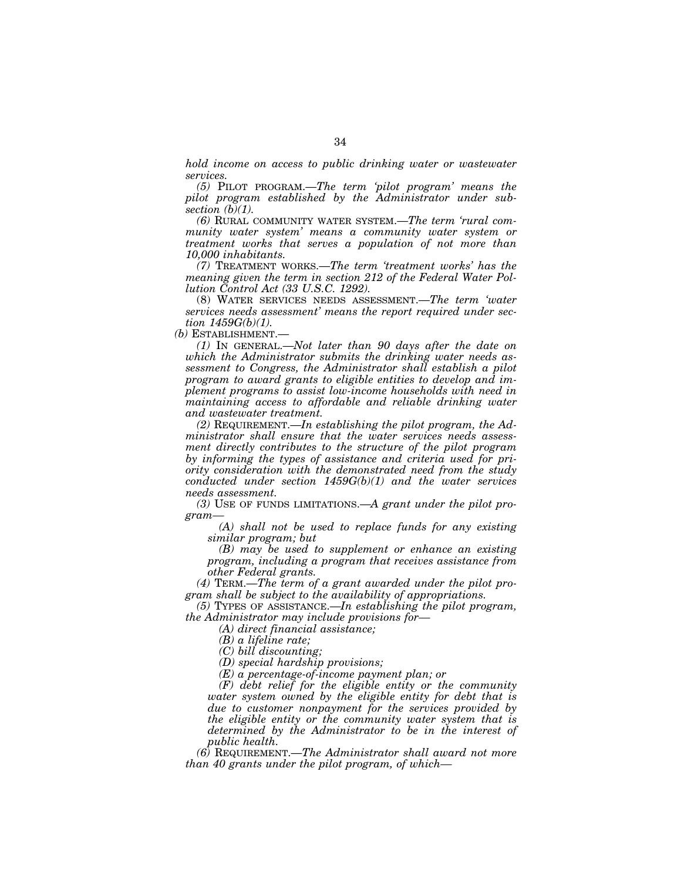*hold income on access to public drinking water or wastewater services.*

*(5)* PILOT PROGRAM.—*The term 'pilot program' means the pilot program established by the Administrator under subsection (b)(1).*

*(6)* RURAL COMMUNITY WATER SYSTEM.—*The term 'rural community water system' means a community water system or treatment works that serves a population of not more than 10,000 inhabitants.*

*(7)* TREATMENT WORKS.—*The term 'treatment works' has the meaning given the term in section 212 of the Federal Water Pollution Control Act (33 U.S.C. 1292).*

(8) WATER SERVICES NEEDS ASSESSMENT.—*The term 'water services needs assessment' means the report required under section 1459G(b)(1).*

*(b)* ESTABLISHMENT.—

*(1)* IN GENERAL.—*Not later than 90 days after the date on which the Administrator submits the drinking water needs assessment to Congress, the Administrator shall establish a pilot program to award grants to eligible entities to develop and implement programs to assist low-income households with need in maintaining access to affordable and reliable drinking water and wastewater treatment.*

*(2)* REQUIREMENT.—*In establishing the pilot program, the Administrator shall ensure that the water services needs assessment directly contributes to the structure of the pilot program by informing the types of assistance and criteria used for priority consideration with the demonstrated need from the study conducted under section 1459G(b)(1) and the water services needs assessment.*

*(3)* USE OF FUNDS LIMITATIONS.—*A grant under the pilot program—*

*(A) shall not be used to replace funds for any existing similar program; but*

*(B) may be used to supplement or enhance an existing program, including a program that receives assistance from other Federal grants.*

*(4)* TERM.—*The term of a grant awarded under the pilot program shall be subject to the availability of appropriations.*

*(5)* TYPES OF ASSISTANCE.—*In establishing the pilot program, the Administrator may include provisions for—*

*(A) direct financial assistance;*

*(B) a lifeline rate;*

*(C) bill discounting;*

*(D) special hardship provisions;*

*(E) a percentage-of-income payment plan; or*

*(F) debt relief for the eligible entity or the community water system owned by the eligible entity for debt that is due to customer nonpayment for the services provided by the eligible entity or the community water system that is determined by the Administrator to be in the interest of public health.*

*(6)* REQUIREMENT.—*The Administrator shall award not more than 40 grants under the pilot program, of which—*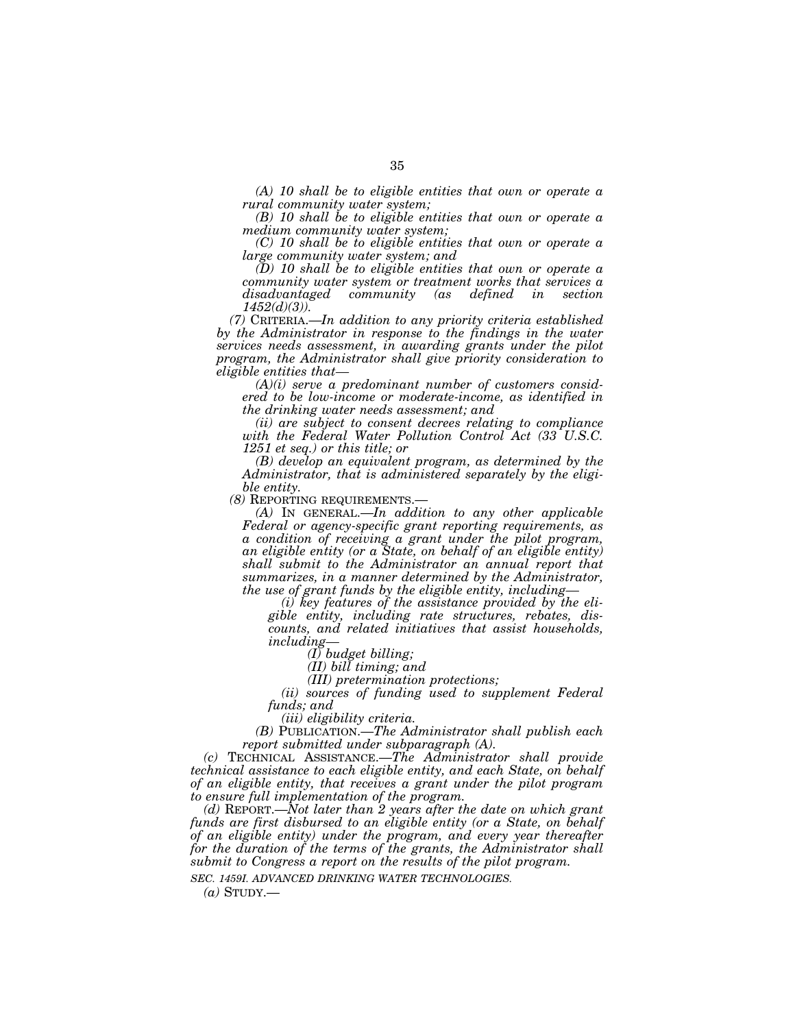*(A) 10 shall be to eligible entities that own or operate a rural community water system;*

*(B) 10 shall be to eligible entities that own or operate a medium community water system;*

*(C) 10 shall be to eligible entities that own or operate a large community water system; and*

*(D) 10 shall be to eligible entities that own or operate a community water system or treatment works that services a disadvantaged community (as defined in section 1452(d)(3)).*

*(7)* CRITERIA.—*In addition to any priority criteria established by the Administrator in response to the findings in the water services needs assessment, in awarding grants under the pilot program, the Administrator shall give priority consideration to eligible entities that—*

*(A)(i) serve a predominant number of customers considered to be low-income or moderate-income, as identified in the drinking water needs assessment; and*

*(ii) are subject to consent decrees relating to compliance with the Federal Water Pollution Control Act (33 U.S.C. 1251 et seq.) or this title; or*

*(B) develop an equivalent program, as determined by the Administrator, that is administered separately by the eligible entity.*

*(8)* REPORTING REQUIREMENTS.—

*(A)* IN GENERAL.—*In addition to any other applicable Federal or agency-specific grant reporting requirements, as a condition of receiving a grant under the pilot program, an eligible entity (or a State, on behalf of an eligible entity) shall submit to the Administrator an annual report that summarizes, in a manner determined by the Administrator, the use of grant funds by the eligible entity, including—*

*(i) key features of the assistance provided by the eligible entity, including rate structures, rebates, discounts, and related initiatives that assist households, including—*

*(I) budget billing;*

*(II) bill timing; and*

*(III) pretermination protections;*

*(ii) sources of funding used to supplement Federal funds; and*

*(iii) eligibility criteria.*

*(B)* PUBLICATION.—*The Administrator shall publish each report submitted under subparagraph (A).*

*(c)* TECHNICAL ASSISTANCE.—*The Administrator shall provide technical assistance to each eligible entity, and each State, on behalf of an eligible entity, that receives a grant under the pilot program to ensure full implementation of the program.*

*(d)* REPORT.—*Not later than 2 years after the date on which grant funds are first disbursed to an eligible entity (or a State, on behalf of an eligible entity) under the program, and every year thereafter for the duration of the terms of the grants, the Administrator shall submit to Congress a report on the results of the pilot program.*

*SEC. 1459I. ADVANCED DRINKING WATER TECHNOLOGIES.*

*(a)* STUDY.—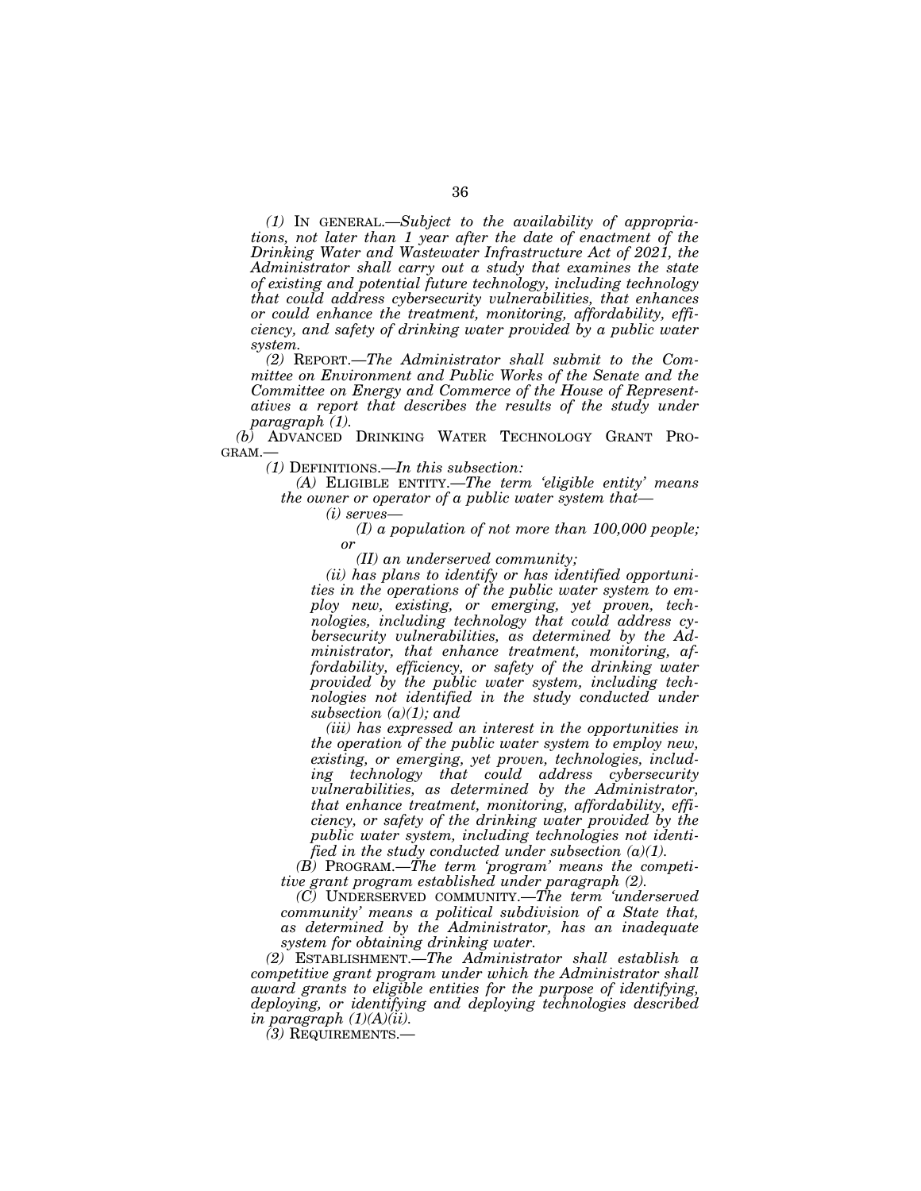*(1)* IN GENERAL.—*Subject to the availability of appropriations, not later than 1 year after the date of enactment of the Drinking Water and Wastewater Infrastructure Act of 2021, the Administrator shall carry out a study that examines the state of existing and potential future technology, including technology that could address cybersecurity vulnerabilities, that enhances or could enhance the treatment, monitoring, affordability, efficiency, and safety of drinking water provided by a public water system.*

*(2)* REPORT.—*The Administrator shall submit to the Committee on Environment and Public Works of the Senate and the Committee on Energy and Commerce of the House of Representatives a report that describes the results of the study under paragraph (1).*

*(b)* ADVANCED DRINKING WATER TECHNOLOGY GRANT PROGRAM.—

*(1)* DEFINITIONS.—*In this subsection:*

*(A)* ELIGIBLE ENTITY.—*The term 'eligible entity' means the owner or operator of a public water system that—*

*(i) serves—*

*(I) a population of not more than 100,000 people; or*

*(II) an underserved community;*

*(ii) has plans to identify or has identified opportunities in the operations of the public water system to employ new, existing, or emerging, yet proven, technologies, including technology that could address cybersecurity vulnerabilities, as determined by the Administrator, that enhance treatment, monitoring, affordability, efficiency, or safety of the drinking water provided by the public water system, including technologies not identified in the study conducted under subsection (a)(1); and*

*(iii) has expressed an interest in the opportunities in the operation of the public water system to employ new, existing, or emerging, yet proven, technologies, including technology that could address cybersecurity vulnerabilities, as determined by the Administrator, that enhance treatment, monitoring, affordability, efficiency, or safety of the drinking water provided by the public water system, including technologies not identified in the study conducted under subsection (a)(1).*

*(B)* PROGRAM.—*The term 'program' means the competitive grant program established under paragraph (2).*

*(C)* UNDERSERVED COMMUNITY.—*The term 'underserved community' means a political subdivision of a State that, as determined by the Administrator, has an inadequate system for obtaining drinking water.*

*(2)* ESTABLISHMENT.—*The Administrator shall establish a competitive grant program under which the Administrator shall award grants to eligible entities for the purpose of identifying, deploying, or identifying and deploying technologies described in paragraph (1)(A)(ii).*

*(3)* REQUIREMENTS.—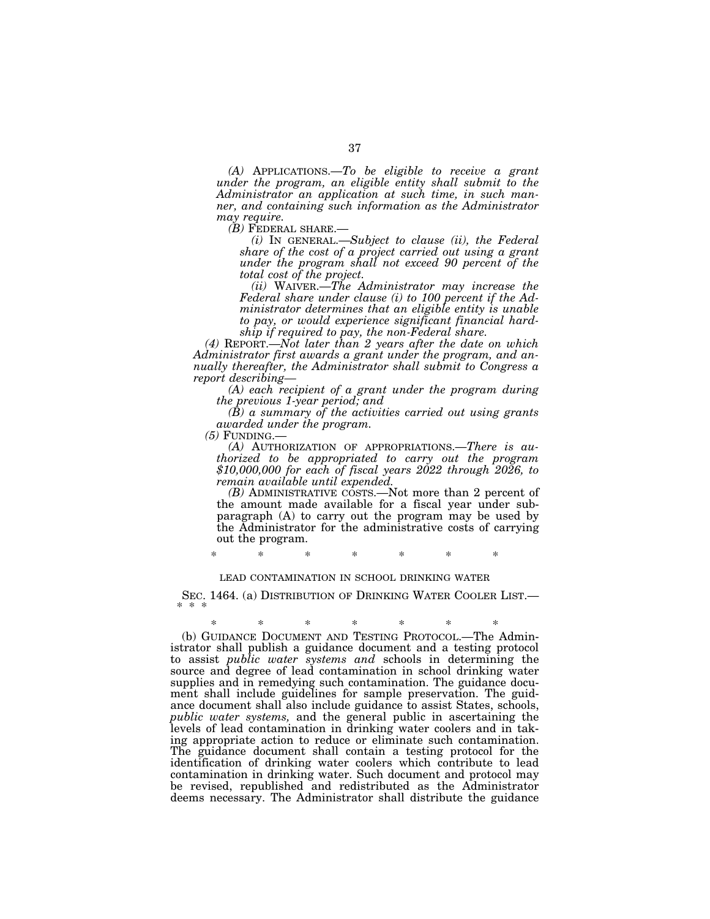*(A)* APPLICATIONS.—*To be eligible to receive a grant under the program, an eligible entity shall submit to the Administrator an application at such time, in such manner, and containing such information as the Administrator may require.*

*(B)* FEDERAL SHARE.—

*(i)* IN GENERAL.—*Subject to clause (ii), the Federal share of the cost of a project carried out using a grant under the program shall not exceed 90 percent of the total cost of the project.*

*(ii)* WAIVER.—*The Administrator may increase the Federal share under clause (i) to 100 percent if the Administrator determines that an eligible entity is unable to pay, or would experience significant financial hardship if required to pay, the non-Federal share.*

*(4)* REPORT.—*Not later than 2 years after the date on which Administrator first awards a grant under the program, and annually thereafter, the Administrator shall submit to Congress a report describing—*

*(A) each recipient of a grant under the program during the previous 1-year period; and*

*(B) a summary of the activities carried out using grants awarded under the program.*

*(5)* FUNDING.—

*(A)* AUTHORIZATION OF APPROPRIATIONS.—*There is authorized to be appropriated to carry out the program $10,000,000 for each of fiscal years 2022 through 2026, to remain available until expended.*

*(B)* ADMINISTRATIVE COSTS.—Not more than 2 percent of the amount made available for a fiscal year under subparagraph (A) to carry out the program may be used by the Administrator for the administrative costs of carrying out the program.

\* \* \* \* \* \* \*

LEAD CONTAMINATION IN SCHOOL DRINKING WATER

SEC. 1464. (a) DISTRIBUTION OF DRINKING WATER COOLER LIST.— \* \* \*

\* \* \* \* \* \* \*

(b) GUIDANCE DOCUMENT AND TESTING PROTOCOL.—The Administrator shall publish a guidance document and a testing protocol to assist *public water systems and* schools in determining the source and degree of lead contamination in school drinking water supplies and in remedying such contamination. The guidance document shall include guidelines for sample preservation. The guidance document shall also include guidance to assist States, schools, *public water systems,* and the general public in ascertaining the levels of lead contamination in drinking water coolers and in taking appropriate action to reduce or eliminate such contamination. The guidance document shall contain a testing protocol for the identification of drinking water coolers which contribute to lead contamination in drinking water. Such document and protocol may be revised, republished and redistributed as the Administrator deems necessary. The Administrator shall distribute the guidance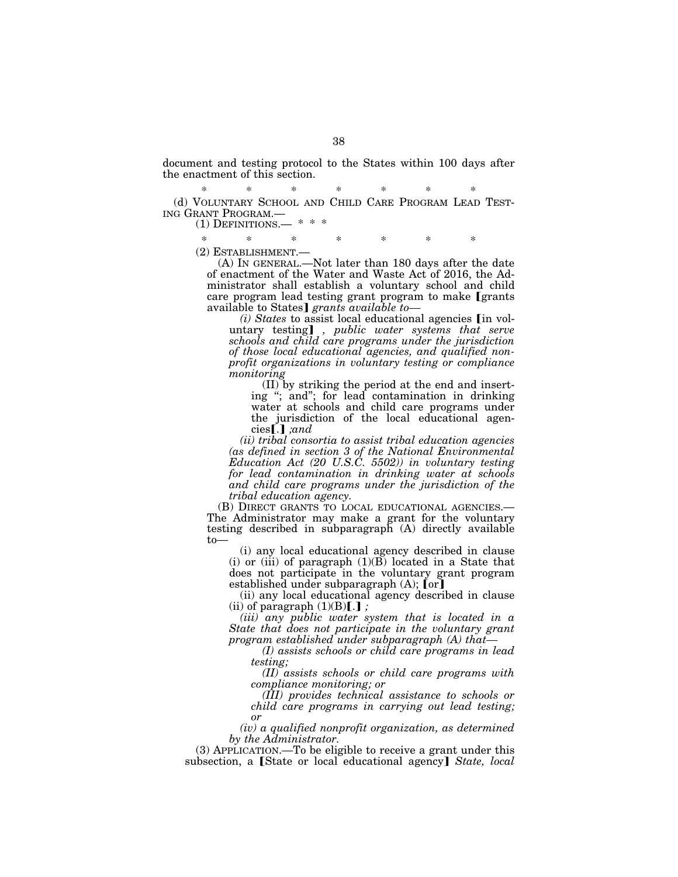document and testing protocol to the States within 100 days after the enactment of this section.

\* \* \* \* \* \* \*

(d) VOLUNTARY SCHOOL AND CHILD CARE PROGRAM LEAD TESTING GRANT PROGRAM.—

(1) DEFINITIONS.— \* \* \*

\* \* \* \* \* \* \*

(2) ESTABLISHMENT.—

(A) IN GENERAL.—Not later than 180 days after the date of enactment of the Water and Waste Act of 2016, the Administrator shall establish a voluntary school and child care program lead testing grant program to make ⟦grants available to States⟧ *grants available to—*

*(i) States* to assist local educational agencies ⟦in voluntary testing⟧ *, public water systems that serve schools and child care programs under the jurisdiction of those local educational agencies, and qualified nonprofit organizations in voluntary testing or compliance monitoring*

(II) by striking the period at the end and inserting "; and"; for lead contamination in drinking water at schools and child care programs under the jurisdiction of the local educational agencies⟦.⟧ *;and*

*(ii) tribal consortia to assist tribal education agencies (as defined in section 3 of the National Environmental Education Act (20 U.S.C. 5502)) in voluntary testing for lead contamination in drinking water at schools and child care programs under the jurisdiction of the tribal education agency.*

(B) DIRECT GRANTS TO LOCAL EDUCATIONAL AGENCIES.— The Administrator may make a grant for the voluntary testing described in subparagraph (A) directly available to—

(i) any local educational agency described in clause (i) or (iii) of paragraph (1)(B) located in a State that does not participate in the voluntary grant program established under subparagraph (A); ⟦or⟧

(ii) any local educational agency described in clause (ii) of paragraph (1)(B)⟦.⟧ *;*

*(iii) any public water system that is located in a State that does not participate in the voluntary grant program established under subparagraph (A) that—*

*(I) assists schools or child care programs in lead testing;*

*(II) assists schools or child care programs with compliance monitoring; or*

*(III) provides technical assistance to schools or child care programs in carrying out lead testing; or*

*(iv) a qualified nonprofit organization, as determined by the Administrator.*

(3) APPLICATION.—To be eligible to receive a grant under this subsection, a ⟦State or local educational agency⟧ *State, local*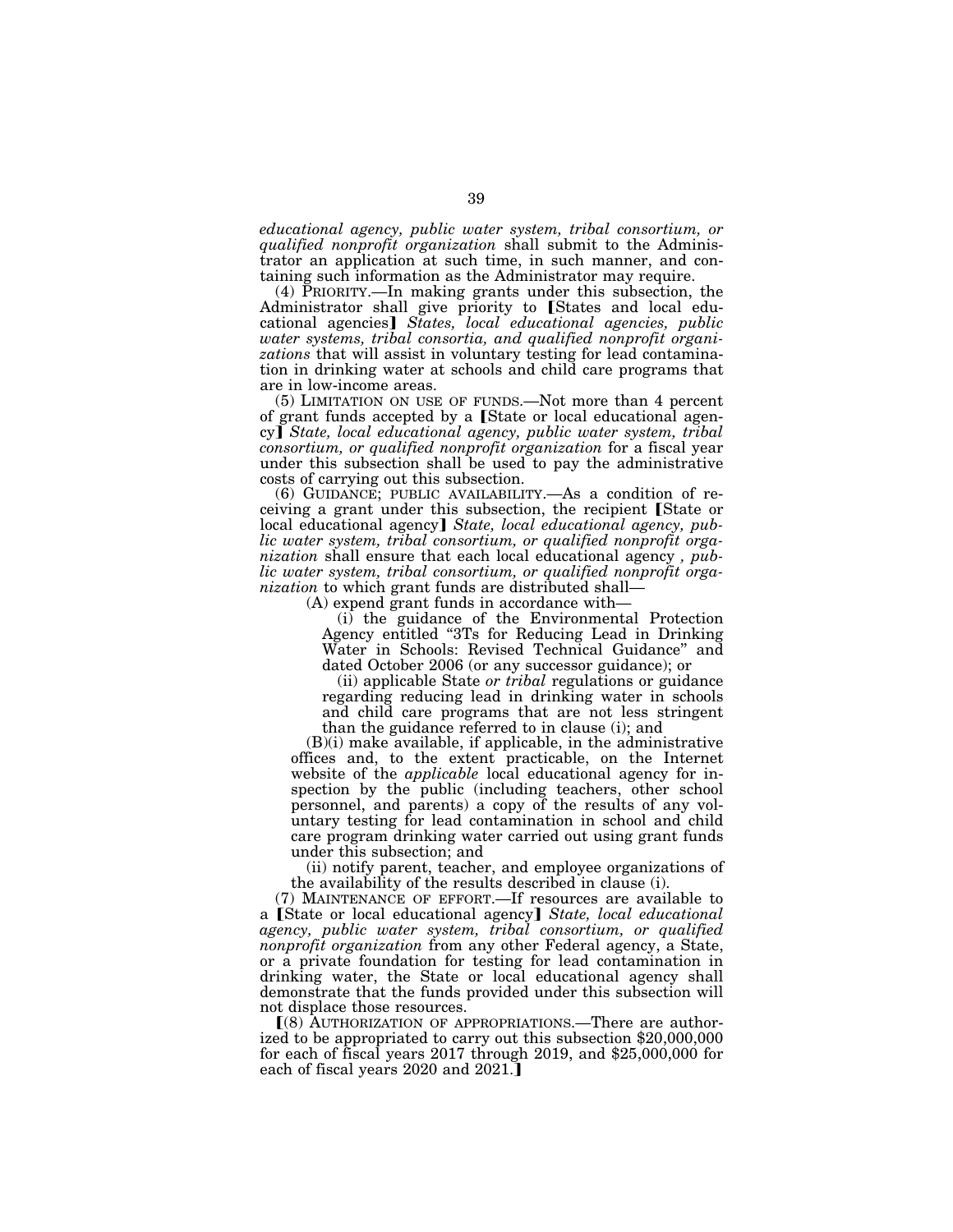*educational agency, public water system, tribal consortium, or qualified nonprofit organization* shall submit to the Administrator an application at such time, in such manner, and containing such information as the Administrator may require.

(4) PRIORITY.—In making grants under this subsection, the Administrator shall give priority to ⟦States and local educational agencies⟧ *States, local educational agencies, public water systems, tribal consortia, and qualified nonprofit organizations* that will assist in voluntary testing for lead contamination in drinking water at schools and child care programs that are in low-income areas.

(5) LIMITATION ON USE OF FUNDS.—Not more than 4 percent of grant funds accepted by a ⟦State or local educational agency⟧ *State, local educational agency, public water system, tribal consortium, or qualified nonprofit organization* for a fiscal year under this subsection shall be used to pay the administrative costs of carrying out this subsection.

(6) GUIDANCE; PUBLIC AVAILABILITY.—As a condition of receiving a grant under this subsection, the recipient ⟦State or local educational agency⟧ *State, local educational agency, public water system, tribal consortium, or qualified nonprofit organization* shall ensure that each local educational agency *, public water system, tribal consortium, or qualified nonprofit organization* to which grant funds are distributed shall—

(A) expend grant funds in accordance with—

(i) the guidance of the Environmental Protection Agency entitled "3Ts for Reducing Lead in Drinking Water in Schools: Revised Technical Guidance" and dated October 2006 (or any successor guidance); or

(ii) applicable State *or tribal* regulations or guidance regarding reducing lead in drinking water in schools and child care programs that are not less stringent than the guidance referred to in clause (i); and

(B)(i) make available, if applicable, in the administrative offices and, to the extent practicable, on the Internet website of the *applicable* local educational agency for inspection by the public (including teachers, other school personnel, and parents) a copy of the results of any voluntary testing for lead contamination in school and child care program drinking water carried out using grant funds under this subsection; and

(ii) notify parent, teacher, and employee organizations of the availability of the results described in clause (i).

(7) MAINTENANCE OF EFFORT.—If resources are available to a ⟦State or local educational agency⟧ *State, local educational agency, public water system, tribal consortium, or qualified nonprofit organization* from any other Federal agency, a State, or a private foundation for testing for lead contamination in drinking water, the State or local educational agency shall demonstrate that the funds provided under this subsection will not displace those resources.

⟦(8) AUTHORIZATION OF APPROPRIATIONS.—There are authorized to be appropriated to carry out this subsection $20,000,000 for each of fiscal years 2017 through 2019, and $25,000,000 for each of fiscal years 2020 and 2021.⟧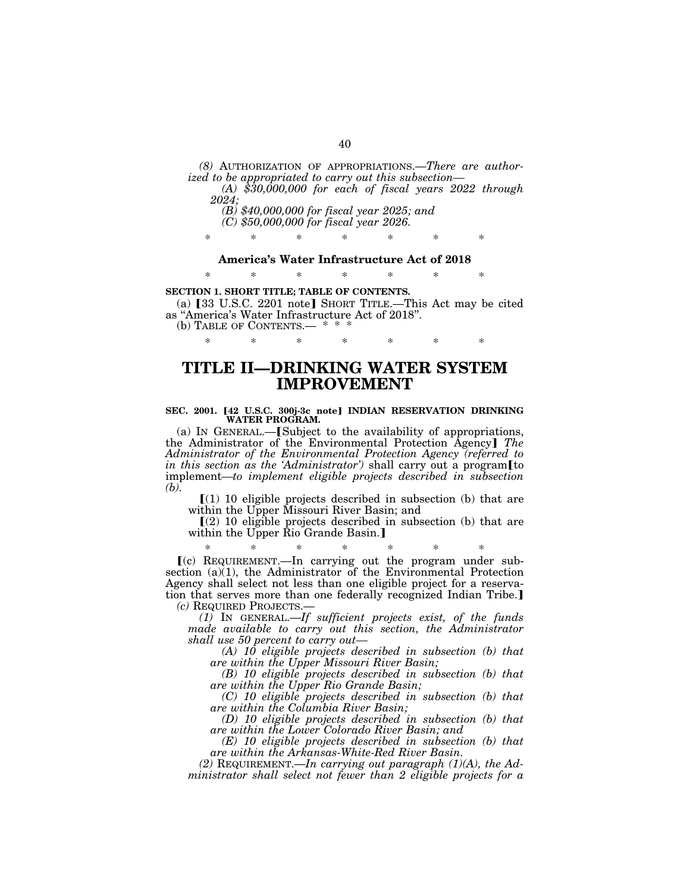*(8)* AUTHORIZATION OF APPROPRIATIONS.—*There are authorized to be appropriated to carry out this subsection—*

*(A) $30,000,000 for each of fiscal years 2022 through 2024;*

*(B) $40,000,000 for fiscal year 2025; and*

*(C) $50,000,000 for fiscal year 2026.*

\* \* \* \* \* \* \*

**America's Water Infrastructure Act of 2018**

\* \* \* \* \* \* \*

**SECTION 1. SHORT TITLE; TABLE OF CONTENTS.**

(a) 【33 U.S.C. 2201 note】 SHORT TITLE.—This Act may be cited as "America's Water Infrastructure Act of 2018".

(b) TABLE OF CONTENTS.— \* \* \*

\* \* \* \* \* \* \*

# TITLE II—DRINKING WATER SYSTEM IMPROVEMENT

**SEC. 2001. 【42 U.S.C. 300j-3c note】 INDIAN RESERVATION DRINKING WATER PROGRAM.**

(a) IN GENERAL.—【Subject to the availability of appropriations, the Administrator of the Environmental Protection Agency】 *The Administrator of the Environmental Protection Agency (referred to in this section as the 'Administrator')* shall carry out a program【to implement—*to implement eligible projects described in subsection (b).*

【(1) 10 eligible projects described in subsection (b) that are within the Upper Missouri River Basin; and

【(2) 10 eligible projects described in subsection (b) that are within the Upper Rio Grande Basin.】

\* \* \* \* \* \* \*

【(c) REQUIREMENT.—In carrying out the program under subsection (a)(1), the Administrator of the Environmental Protection Agency shall select not less than one eligible project for a reservation that serves more than one federally recognized Indian Tribe.】

*(c)* REQUIRED PROJECTS.—

*(1)* IN GENERAL.—*If sufficient projects exist, of the funds made available to carry out this section, the Administrator shall use 50 percent to carry out—*

*(A) 10 eligible projects described in subsection (b) that are within the Upper Missouri River Basin;*

*(B) 10 eligible projects described in subsection (b) that are within the Upper Rio Grande Basin;*

*(C) 10 eligible projects described in subsection (b) that are within the Columbia River Basin;*

*(D) 10 eligible projects described in subsection (b) that are within the Lower Colorado River Basin; and*

*(E) 10 eligible projects described in subsection (b) that are within the Arkansas-White-Red River Basin.*

*(2)* REQUIREMENT.—*In carrying out paragraph (1)(A), the Administrator shall select not fewer than 2 eligible projects for a*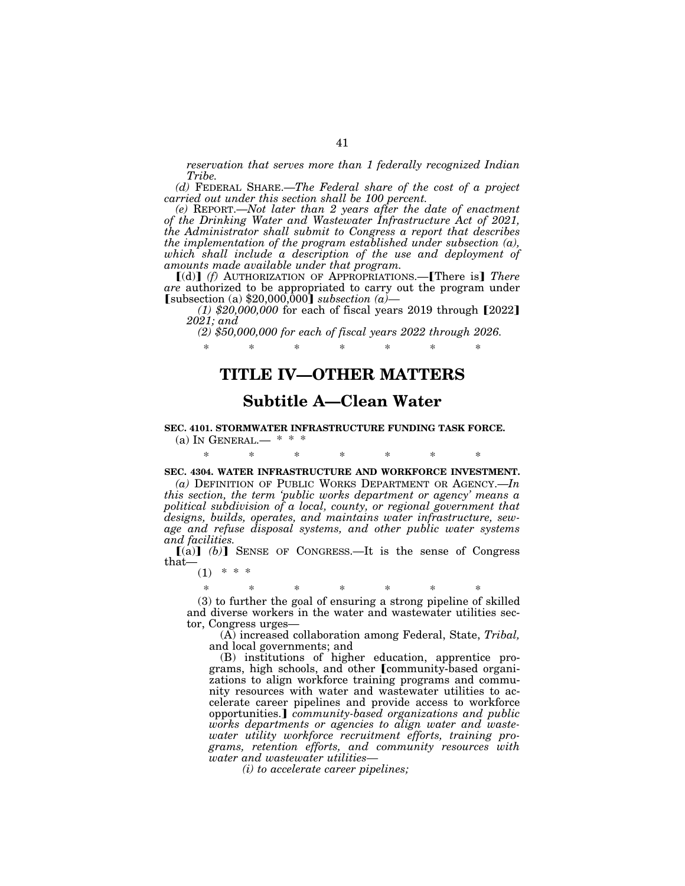*reservation that serves more than 1 federally recognized Indian Tribe.*

*(d)* FEDERAL SHARE.—*The Federal share of the cost of a project carried out under this section shall be 100 percent.*

*(e)* REPORT.—*Not later than 2 years after the date of enactment of the Drinking Water and Wastewater Infrastructure Act of 2021, the Administrator shall submit to Congress a report that describes the implementation of the program established under subsection (a), which shall include a description of the use and deployment of amounts made available under that program.*

【(d)】 *(f)* AUTHORIZATION OF APPROPRIATIONS.—【There is】 *There are* authorized to be appropriated to carry out the program under 【subsection (a) $20,000,000】 *subsection (a)*—

*(1) $20,000,000* for each of fiscal years 2019 through 【2022】 *2021; and*

*(2) $50,000,000 for each of fiscal years 2022 through 2026.*

\* \* \* \* \* \* \*

# TITLE IV—OTHER MATTERS

## Subtitle A—Clean Water

**SEC. 4101. STORMWATER INFRASTRUCTURE FUNDING TASK FORCE.**

(a) IN GENERAL.— \* \* \*

\* \* \* \* \* \* \*

**SEC. 4304. WATER INFRASTRUCTURE AND WORKFORCE INVESTMENT.**

*(a)* DEFINITION OF PUBLIC WORKS DEPARTMENT OR AGENCY.—*In this section, the term 'public works department or agency' means a political subdivision of a local, county, or regional government that designs, builds, operates, and maintains water infrastructure, sewage and refuse disposal systems, and other public water systems and facilities.*

【(a)】 *(b)*】 SENSE OF CONGRESS.—It is the sense of Congress that—

(1) \* \* \*

\* \* \* \* \* \* \*

(3) to further the goal of ensuring a strong pipeline of skilled and diverse workers in the water and wastewater utilities sector, Congress urges—

(A) increased collaboration among Federal, State, *Tribal,* and local governments; and

(B) institutions of higher education, apprentice programs, high schools, and other 【community-based organizations to align workforce training programs and community resources with water and wastewater utilities to accelerate career pipelines and provide access to workforce opportunities.】 *community-based organizations and public works departments or agencies to align water and wastewater utility workforce recruitment efforts, training programs, retention efforts, and community resources with water and wastewater utilities—*

*(i) to accelerate career pipelines;*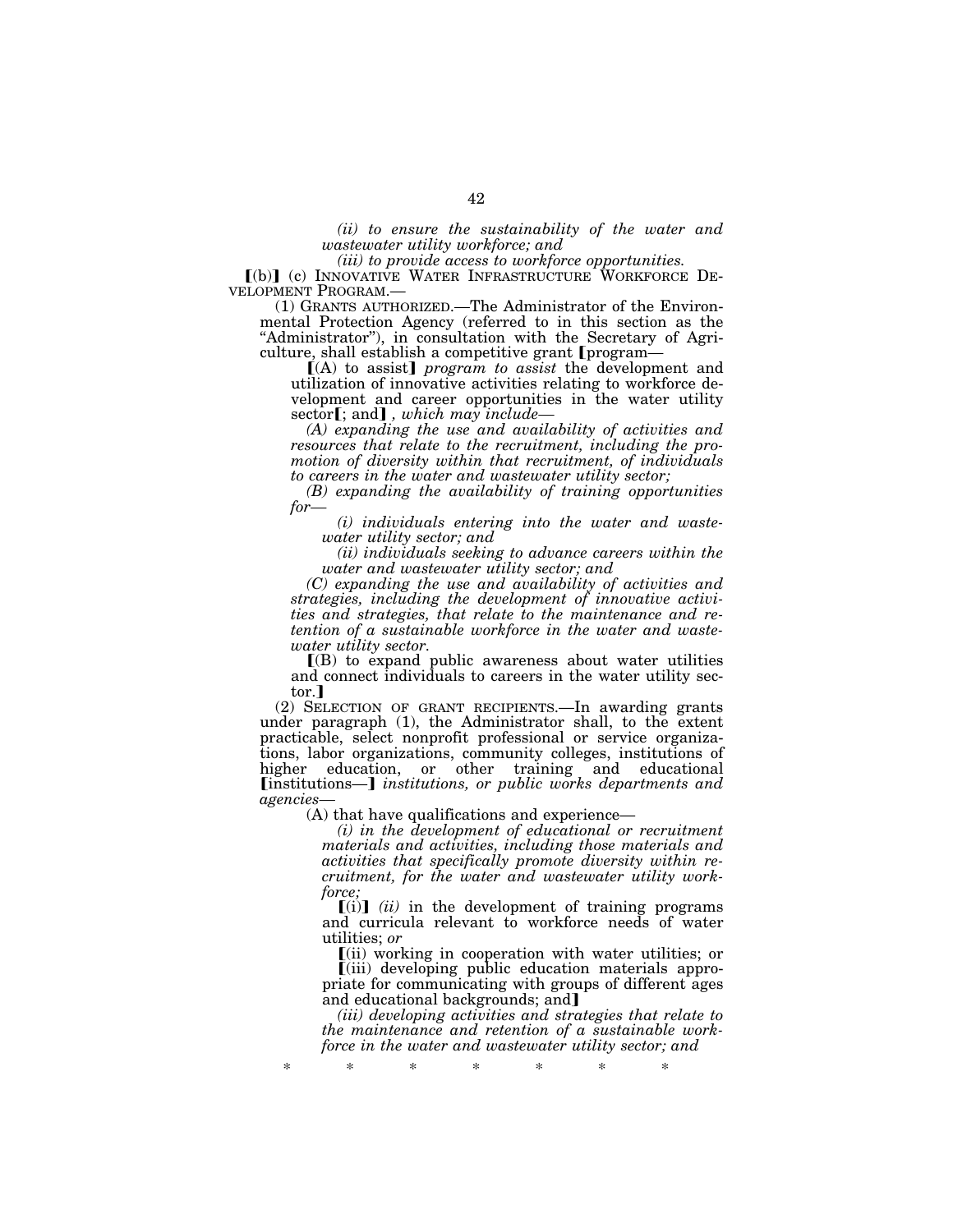*(ii) to ensure the sustainability of the water and wastewater utility workforce; and*

*(iii) to provide access to workforce opportunities.*

【(b)】 (c) INNOVATIVE WATER INFRASTRUCTURE WORKFORCE DEVELOPMENT PROGRAM.—

(1) GRANTS AUTHORIZED.—The Administrator of the Environmental Protection Agency (referred to in this section as the "Administrator"), in consultation with the Secretary of Agriculture, shall establish a competitive grant 【program—

【(A) to assist】 *program to assist* the development and utilization of innovative activities relating to workforce development and career opportunities in the water utility sector【; and】*, which may include—*

*(A) expanding the use and availability of activities and resources that relate to the recruitment, including the promotion of diversity within that recruitment, of individuals to careers in the water and wastewater utility sector;*

*(B) expanding the availability of training opportunities for—*

*(i) individuals entering into the water and wastewater utility sector; and*

*(ii) individuals seeking to advance careers within the water and wastewater utility sector; and*

*(C) expanding the use and availability of activities and strategies, including the development of innovative activities and strategies, that relate to the maintenance and retention of a sustainable workforce in the water and wastewater utility sector.*

【(B) to expand public awareness about water utilities and connect individuals to careers in the water utility sector.】

(2) SELECTION OF GRANT RECIPIENTS.—In awarding grants under paragraph (1), the Administrator shall, to the extent practicable, select nonprofit professional or service organizations, labor organizations, community colleges, institutions of higher education, or other training and educational 【institutions—】 *institutions, or public works departments and agencies—*

(A) that have qualifications and experience—

*(i) in the development of educational or recruitment materials and activities, including those materials and activities that specifically promote diversity within recruitment, for the water and wastewater utility workforce;*

【(i)】 *(ii)* in the development of training programs and curricula relevant to workforce needs of water utilities; *or*

【(ii) working in cooperation with water utilities; or

【(iii) developing public education materials appropriate for communicating with groups of different ages and educational backgrounds; and】

*(iii) developing activities and strategies that relate to the maintenance and retention of a sustainable workforce in the water and wastewater utility sector; and*

\* \* \* \* \* \* \*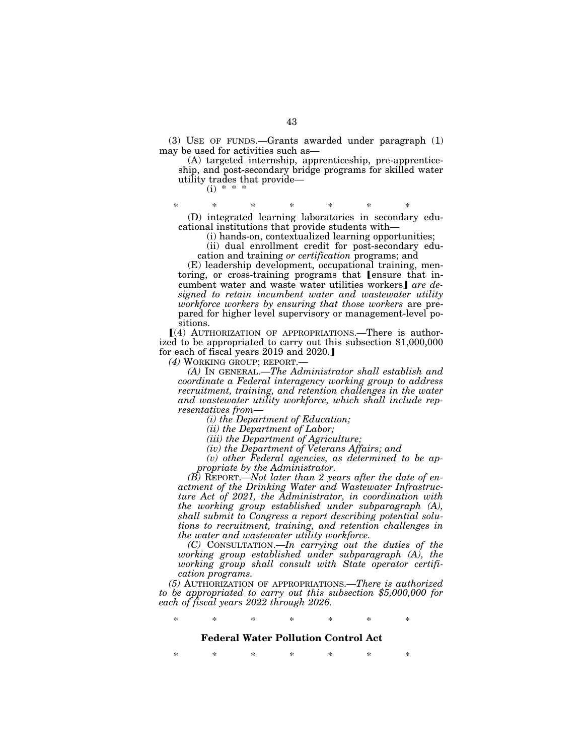(3) USE OF FUNDS.—Grants awarded under paragraph (1) may be used for activities such as—

(A) targeted internship, apprenticeship, pre-apprenticeship, and post-secondary bridge programs for skilled water utility trades that provide—

(i) * * *

\*       \*       \*       \*       \*       \*       \*

(D) integrated learning laboratories in secondary educational institutions that provide students with—

(i) hands-on, contextualized learning opportunities;

(ii) dual enrollment credit for post-secondary education and training *or certification* programs; and

(E) leadership development, occupational training, mentoring, or cross-training programs that ⟦ensure that incumbent water and waste water utilities workers⟧ *are designed to retain incumbent water and wastewater utility workforce workers by ensuring that those workers* are prepared for higher level supervisory or management-level positions.

⟦(4) AUTHORIZATION OF APPROPRIATIONS.—There is authorized to be appropriated to carry out this subsection $1,000,000 for each of fiscal years 2019 and 2020.⟧

*(4) WORKING GROUP; REPORT.—*

*(A) IN GENERAL.—The Administrator shall establish and coordinate a Federal interagency working group to address recruitment, training, and retention challenges in the water and wastewater utility workforce, which shall include representatives from—*

*(i) the Department of Education;*

*(ii) the Department of Labor;*

*(iii) the Department of Agriculture;*

*(iv) the Department of Veterans Affairs; and*

*(v) other Federal agencies, as determined to be appropriate by the Administrator.*

*(B) REPORT.—Not later than 2 years after the date of enactment of the Drinking Water and Wastewater Infrastructure Act of 2021, the Administrator, in coordination with the working group established under subparagraph (A), shall submit to Congress a report describing potential solutions to recruitment, training, and retention challenges in the water and wastewater utility workforce.*

*(C) CONSULTATION.—In carrying out the duties of the working group established under subparagraph (A), the working group shall consult with State operator certification programs.*

*(5) AUTHORIZATION OF APPROPRIATIONS.—There is authorized to be appropriated to carry out this subsection $5,000,000 for each of fiscal years 2022 through 2026.*

\*       \*       \*       \*       \*       \*       \*

**Federal Water Pollution Control Act**

\*       \*       \*       \*       \*       \*       \*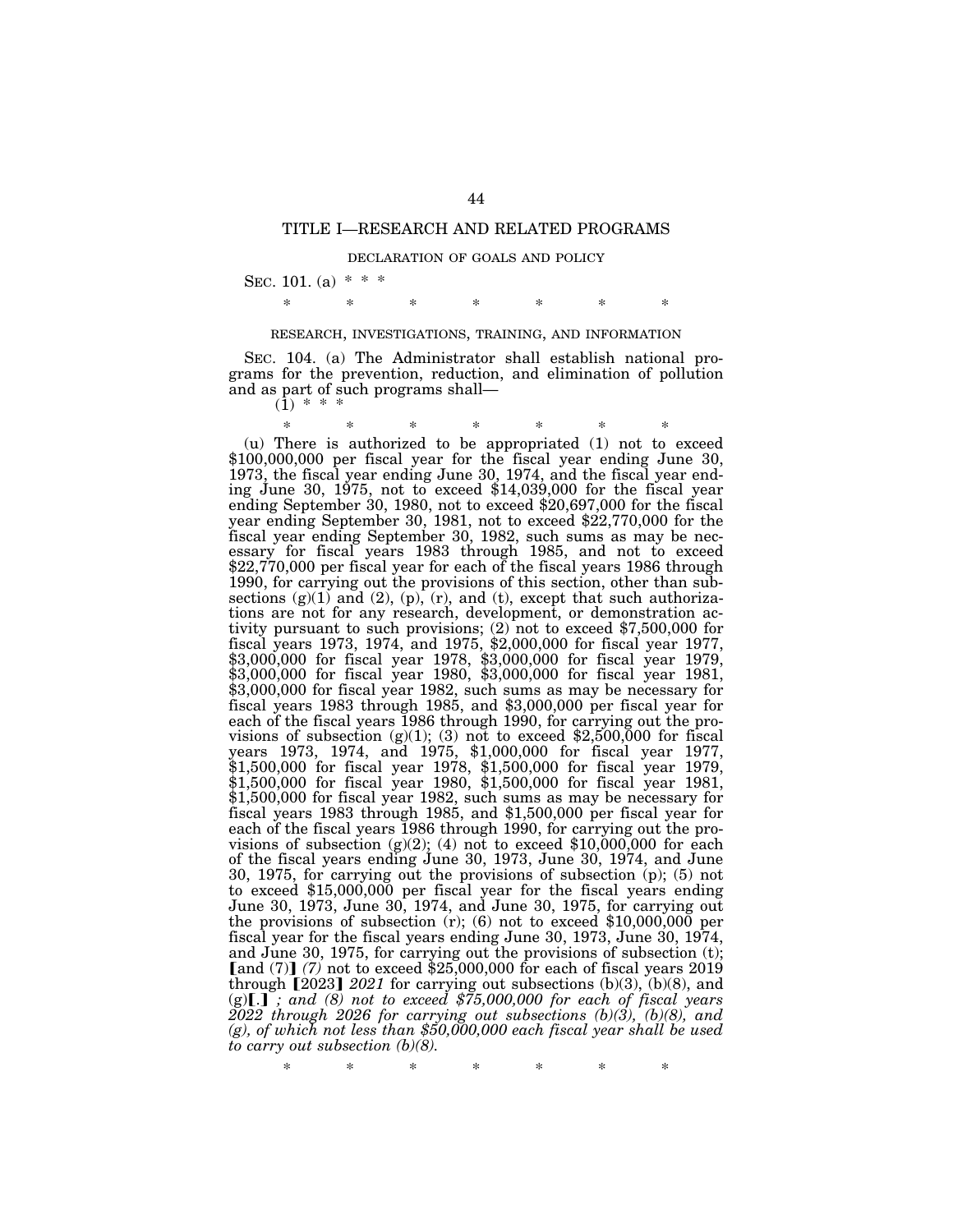## TITLE I—RESEARCH AND RELATED PROGRAMS

DECLARATION OF GOALS AND POLICY

SEC. 101. (a) * * *

\* \* \* \* \* \* \*

RESEARCH, INVESTIGATIONS, TRAINING, AND INFORMATION

SEC. 104. (a) The Administrator shall establish national programs for the prevention, reduction, and elimination of pollution and as part of such programs shall—

(1) * * *

\* \* \* \* \* \* \*

(u) There is authorized to be appropriated (1) not to exceed $100,000,000 per fiscal year for the fiscal year ending June 30, 1973, the fiscal year ending June 30, 1974, and the fiscal year ending June 30, 1975, not to exceed $14,039,000 for the fiscal year ending September 30, 1980, not to exceed $20,697,000 for the fiscal year ending September 30, 1981, not to exceed $22,770,000 for the fiscal year ending September 30, 1982, such sums as may be necessary for fiscal years 1983 through 1985, and not to exceed $22,770,000 per fiscal year for each of the fiscal years 1986 through 1990, for carrying out the provisions of this section, other than subsections (g)(1) and (2), (p), (r), and (t), except that such authorizations are not for any research, development, or demonstration activity pursuant to such provisions; (2) not to exceed $7,500,000 for fiscal years 1973, 1974, and 1975, $2,000,000 for fiscal year 1977, $3,000,000 for fiscal year 1978, $3,000,000 for fiscal year 1979, $3,000,000 for fiscal year 1980, $3,000,000 for fiscal year 1981, $3,000,000 for fiscal year 1982, such sums as may be necessary for fiscal years 1983 through 1985, and $3,000,000 per fiscal year for each of the fiscal years 1986 through 1990, for carrying out the provisions of subsection (g)(1); (3) not to exceed $2,500,000 for fiscal years 1973, 1974, and 1975, $1,000,000 for fiscal year 1977, $1,500,000 for fiscal year 1978, $1,500,000 for fiscal year 1979, $1,500,000 for fiscal year 1980, $1,500,000 for fiscal year 1981, $1,500,000 for fiscal year 1982, such sums as may be necessary for fiscal years 1983 through 1985, and $1,500,000 per fiscal year for each of the fiscal years 1986 through 1990, for carrying out the provisions of subsection (g)(2); (4) not to exceed $10,000,000 for each of the fiscal years ending June 30, 1973, June 30, 1974, and June 30, 1975, for carrying out the provisions of subsection (p); (5) not to exceed $15,000,000 per fiscal year for the fiscal years ending June 30, 1973, June 30, 1974, and June 30, 1975, for carrying out the provisions of subsection (r); (6) not to exceed $10,000,000 per fiscal year for the fiscal years ending June 30, 1973, June 30, 1974, and June 30, 1975, for carrying out the provisions of subsection (t); [and (7)] *(7)* not to exceed $25,000,000 for each of fiscal years 2019 through [2023] *2021* for carrying out subsections (b)(3), (b)(8), and (g)[.] *; and (8) not to exceed $75,000,000 for each of fiscal years 2022 through 2026 for carrying out subsections (b)(3), (b)(8), and (g), of which not less than $50,000,000 each fiscal year shall be used to carry out subsection (b)(8).*

\* \* \* \* \* \* \*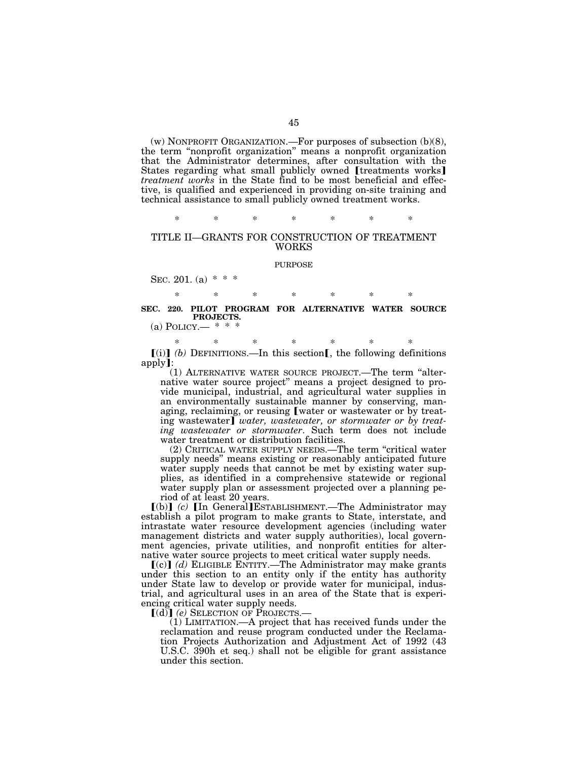(w) NONPROFIT ORGANIZATION.—For purposes of subsection (b)(8), the term "nonprofit organization" means a nonprofit organization that the Administrator determines, after consultation with the States regarding what small publicly owned [treatments works] *treatment works* in the State find to be most beneficial and effective, is qualified and experienced in providing on-site training and technical assistance to small publicly owned treatment works.

\* \* \* \* \* \* \*

## TITLE II—GRANTS FOR CONSTRUCTION OF TREATMENT WORKS

### PURPOSE

SEC. 201. (a) \* \* \*

\* \* \* \* \* \* \*

**SEC. 220. PILOT PROGRAM FOR ALTERNATIVE WATER SOURCE PROJECTS.**

(a) POLICY.— \* \* \*

\* \* \* \* \* \* \*

[(i)] *(b)* DEFINITIONS.—In this section[, the following definitions apply]:

(1) ALTERNATIVE WATER SOURCE PROJECT.—The term "alternative water source project" means a project designed to provide municipal, industrial, and agricultural water supplies in an environmentally sustainable manner by conserving, managing, reclaiming, or reusing [water or wastewater or by treating wastewater] *water, wastewater, or stormwater or by treating wastewater or stormwater*. Such term does not include water treatment or distribution facilities.

(2) CRITICAL WATER SUPPLY NEEDS.—The term "critical water supply needs" means existing or reasonably anticipated future water supply needs that cannot be met by existing water supplies, as identified in a comprehensive statewide or regional water supply plan or assessment projected over a planning period of at least 20 years.

[(b)] *(c)* [In General]ESTABLISHMENT.—The Administrator may establish a pilot program to make grants to State, interstate, and intrastate water resource development agencies (including water management districts and water supply authorities), local government agencies, private utilities, and nonprofit entities for alternative water source projects to meet critical water supply needs.

[(c)] *(d)* ELIGIBLE ENTITY.—The Administrator may make grants under this section to an entity only if the entity has authority under State law to develop or provide water for municipal, industrial, and agricultural uses in an area of the State that is experiencing critical water supply needs.

[(d)] *(e)* SELECTION OF PROJECTS.—

(1) LIMITATION.—A project that has received funds under the reclamation and reuse program conducted under the Reclamation Projects Authorization and Adjustment Act of 1992 (43 U.S.C. 390h et seq.) shall not be eligible for grant assistance under this section.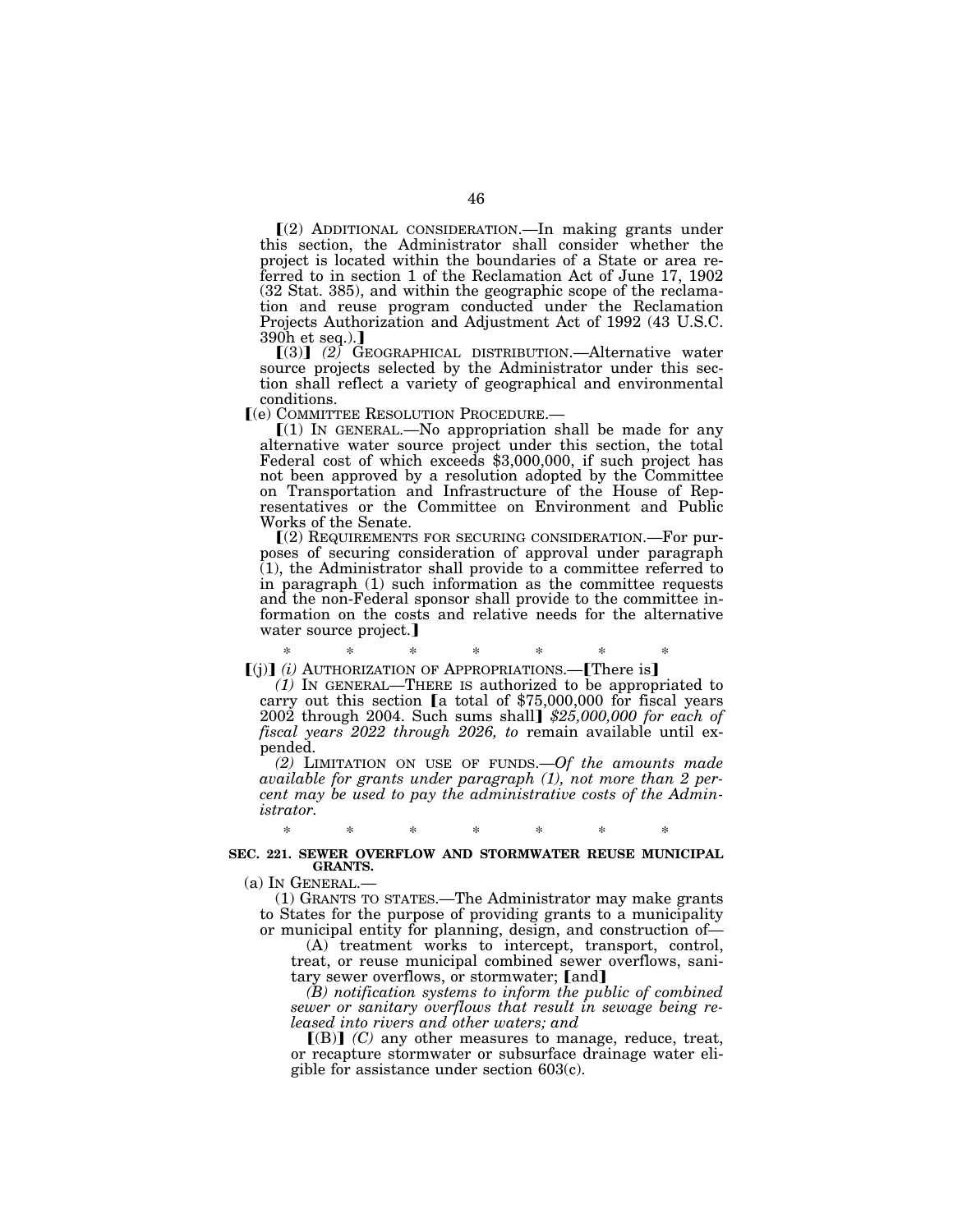【(2) ADDITIONAL CONSIDERATION.—In making grants under this section, the Administrator shall consider whether the project is located within the boundaries of a State or area referred to in section 1 of the Reclamation Act of June 17, 1902 (32 Stat. 385), and within the geographic scope of the reclamation and reuse program conducted under the Reclamation Projects Authorization and Adjustment Act of 1992 (43 U.S.C. 390h et seq.).】

【(3)】 *(2)* GEOGRAPHICAL DISTRIBUTION.—Alternative water source projects selected by the Administrator under this section shall reflect a variety of geographical and environmental conditions.

【(e) COMMITTEE RESOLUTION PROCEDURE.—

【(1) IN GENERAL.—No appropriation shall be made for any alternative water source project under this section, the total Federal cost of which exceeds $3,000,000, if such project has not been approved by a resolution adopted by the Committee on Transportation and Infrastructure of the House of Representatives or the Committee on Environment and Public Works of the Senate.

【(2) REQUIREMENTS FOR SECURING CONSIDERATION.—For purposes of securing consideration of approval under paragraph (1), the Administrator shall provide to a committee referred to in paragraph (1) such information as the committee requests and the non-Federal sponsor shall provide to the committee information on the costs and relative needs for the alternative water source project.】

\* \* \* \* \* \* \*

【(j)】 *(i)* AUTHORIZATION OF APPROPRIATIONS.—【There is】

*(1)* IN GENERAL—THERE IS authorized to be appropriated to carry out this section 【a total of $75,000,000 for fiscal years 2002 through 2004. Such sums shall】 *$25,000,000 for each of fiscal years 2022 through 2026, to* remain available until expended.

*(2)* LIMITATION ON USE OF FUNDS.—*Of the amounts made available for grants under paragraph (1), not more than 2 percent may be used to pay the administrative costs of the Administrator.*

\* \* \* \* \* \* \*

**SEC. 221. SEWER OVERFLOW AND STORMWATER REUSE MUNICIPAL GRANTS.**

(a) IN GENERAL.—

(1) GRANTS TO STATES.—The Administrator may make grants to States for the purpose of providing grants to a municipality or municipal entity for planning, design, and construction of—

(A) treatment works to intercept, transport, control, treat, or reuse municipal combined sewer overflows, sanitary sewer overflows, or stormwater; 【and】

*(B) notification systems to inform the public of combined sewer or sanitary overflows that result in sewage being released into rivers and other waters; and*

【(B)】 *(C)* any other measures to manage, reduce, treat, or recapture stormwater or subsurface drainage water eligible for assistance under section 603(c).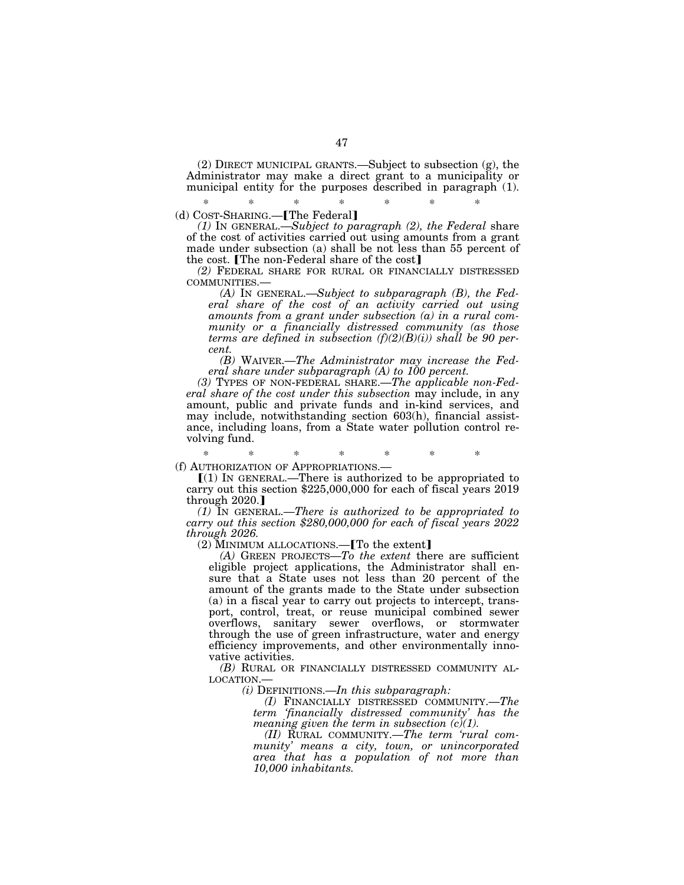(2) DIRECT MUNICIPAL GRANTS.—Subject to subsection (g), the Administrator may make a direct grant to a municipality or municipal entity for the purposes described in paragraph (1).

\* \* \* \* \* \* \*

(d) COST-SHARING.—【The Federal】

*(1)* IN GENERAL.—*Subject to paragraph (2), the Federal* share of the cost of activities carried out using amounts from a grant made under subsection (a) shall be not less than 55 percent of the cost. 【The non-Federal share of the cost】

*(2)* FEDERAL SHARE FOR RURAL OR FINANCIALLY DISTRESSED COMMUNITIES.—

*(A)* IN GENERAL.—*Subject to subparagraph (B), the Federal share of the cost of an activity carried out using amounts from a grant under subsection (a) in a rural community or a financially distressed community (as those terms are defined in subsection (f)(2)(B)(i)) shall be 90 percent.*

*(B)* WAIVER.—*The Administrator may increase the Federal share under subparagraph (A) to 100 percent.*

*(3)* TYPES OF NON-FEDERAL SHARE.—*The applicable non-Federal share of the cost under this subsection* may include, in any amount, public and private funds and in-kind services, and may include, notwithstanding section 603(h), financial assistance, including loans, from a State water pollution control revolving fund.

\* \* \* \* \* \* \*

(f) AUTHORIZATION OF APPROPRIATIONS.—

【(1) IN GENERAL.—There is authorized to be appropriated to carry out this section $225,000,000 for each of fiscal years 2019 through 2020.】

*(1)* IN GENERAL.—*There is authorized to be appropriated to carry out this section $280,000,000 for each of fiscal years 2022 through 2026.*

(2) MINIMUM ALLOCATIONS.—【To the extent】

*(A)* GREEN PROJECTS—*To the extent* there are sufficient eligible project applications, the Administrator shall ensure that a State uses not less than 20 percent of the amount of the grants made to the State under subsection (a) in a fiscal year to carry out projects to intercept, transport, control, treat, or reuse municipal combined sewer overflows, sanitary sewer overflows, or stormwater through the use of green infrastructure, water and energy efficiency improvements, and other environmentally innovative activities.

*(B)* RURAL OR FINANCIALLY DISTRESSED COMMUNITY ALLOCATION.—

*(i)* DEFINITIONS.—*In this subparagraph:*

*(I)* FINANCIALLY DISTRESSED COMMUNITY.—*The term 'financially distressed community' has the meaning given the term in subsection (c)(1).*

*(II)* RURAL COMMUNITY.—*The term 'rural community' means a city, town, or unincorporated area that has a population of not more than 10,000 inhabitants.*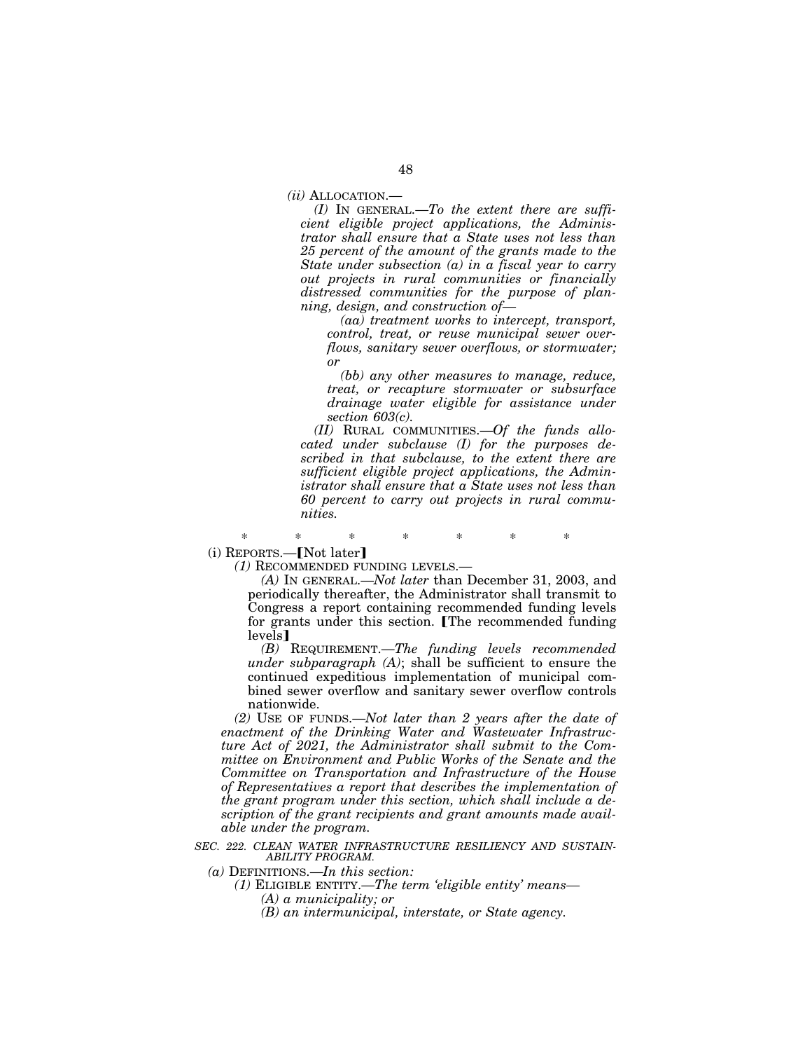*(ii)* ALLOCATION.—

*(I)* IN GENERAL.—*To the extent there are sufficient eligible project applications, the Administrator shall ensure that a State uses not less than 25 percent of the amount of the grants made to the State under subsection (a) in a fiscal year to carry out projects in rural communities or financially distressed communities for the purpose of planning, design, and construction of—*

*(aa) treatment works to intercept, transport, control, treat, or reuse municipal sewer overflows, sanitary sewer overflows, or stormwater; or*

*(bb) any other measures to manage, reduce, treat, or recapture stormwater or subsurface drainage water eligible for assistance under section 603(c).*

*(II)* RURAL COMMUNITIES.—*Of the funds allocated under subclause (I) for the purposes described in that subclause, to the extent there are sufficient eligible project applications, the Administrator shall ensure that a State uses not less than 60 percent to carry out projects in rural communities.*

\* \* \* \* \* \* \*

(i) REPORTS.—[Not later]

*(1)* RECOMMENDED FUNDING LEVELS.—

*(A)* IN GENERAL.—*Not later* than December 31, 2003, and periodically thereafter, the Administrator shall transmit to Congress a report containing recommended funding levels for grants under this section. [The recommended funding levels]

*(B)* REQUIREMENT.—*The funding levels recommended under subparagraph (A)*; shall be sufficient to ensure the continued expeditious implementation of municipal combined sewer overflow and sanitary sewer overflow controls nationwide.

*(2)* USE OF FUNDS.—*Not later than 2 years after the date of enactment of the Drinking Water and Wastewater Infrastructure Act of 2021, the Administrator shall submit to the Committee on Environment and Public Works of the Senate and the Committee on Transportation and Infrastructure of the House of Representatives a report that describes the implementation of the grant program under this section, which shall include a description of the grant recipients and grant amounts made available under the program.*

*SEC. 222. CLEAN WATER INFRASTRUCTURE RESILIENCY AND SUSTAINABILITY PROGRAM.*

*(a)* DEFINITIONS.—*In this section:*

*(1)* ELIGIBLE ENTITY.—*The term 'eligible entity' means—*

*(A) a municipality; or*

*(B) an intermunicipal, interstate, or State agency.*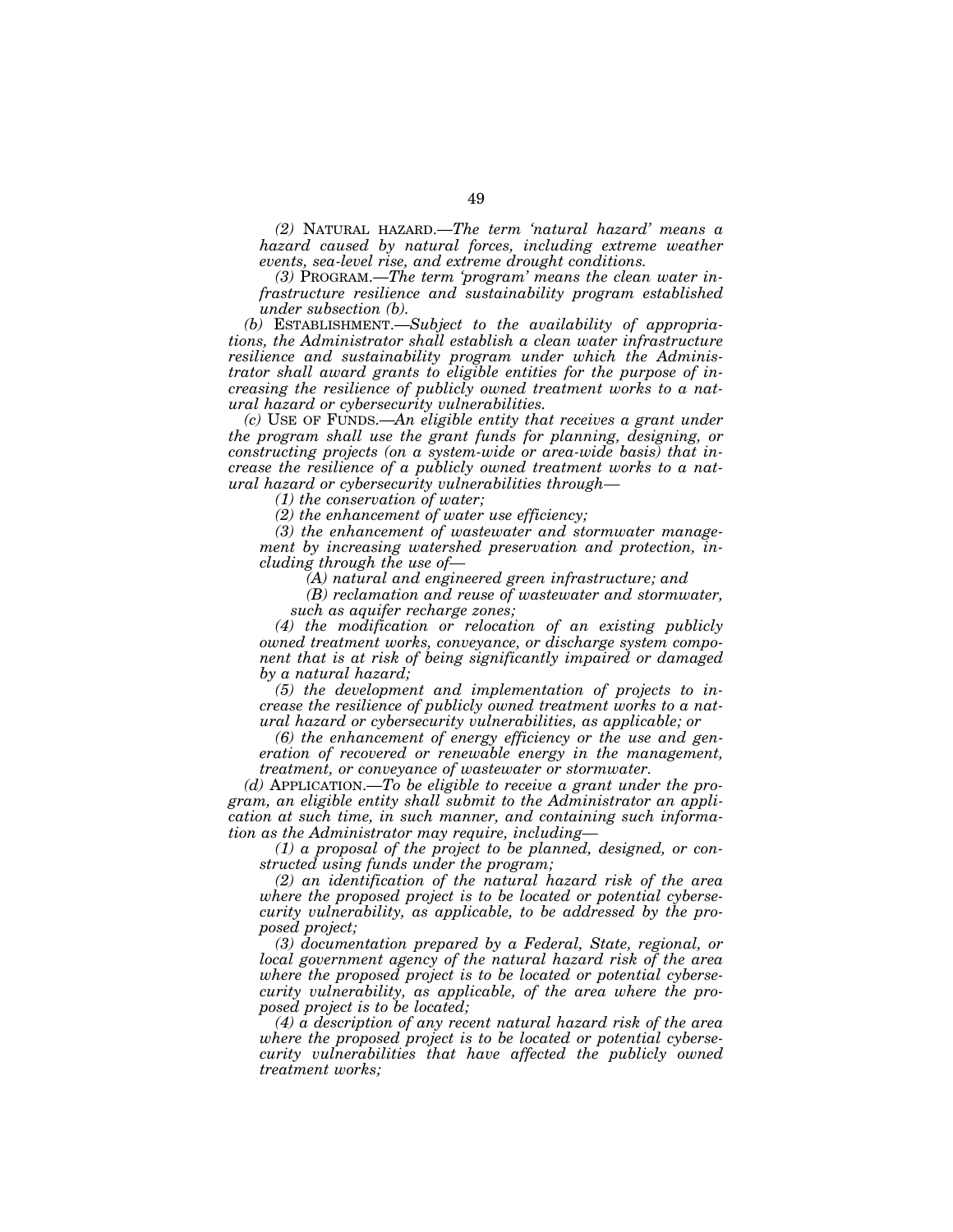*(2)* NATURAL HAZARD.—*The term 'natural hazard' means a hazard caused by natural forces, including extreme weather events, sea-level rise, and extreme drought conditions.*

*(3)* PROGRAM.—*The term 'program' means the clean water infrastructure resilience and sustainability program established under subsection (b).*

*(b)* ESTABLISHMENT.—*Subject to the availability of appropriations, the Administrator shall establish a clean water infrastructure resilience and sustainability program under which the Administrator shall award grants to eligible entities for the purpose of increasing the resilience of publicly owned treatment works to a natural hazard or cybersecurity vulnerabilities.*

*(c)* USE OF FUNDS.—*An eligible entity that receives a grant under the program shall use the grant funds for planning, designing, or constructing projects (on a system-wide or area-wide basis) that increase the resilience of a publicly owned treatment works to a natural hazard or cybersecurity vulnerabilities through—*

*(1) the conservation of water;*

*(2) the enhancement of water use efficiency;*

*(3) the enhancement of wastewater and stormwater management by increasing watershed preservation and protection, including through the use of—*

*(A) natural and engineered green infrastructure; and*

*(B) reclamation and reuse of wastewater and stormwater, such as aquifer recharge zones;*

*(4) the modification or relocation of an existing publicly owned treatment works, conveyance, or discharge system component that is at risk of being significantly impaired or damaged by a natural hazard;*

*(5) the development and implementation of projects to increase the resilience of publicly owned treatment works to a natural hazard or cybersecurity vulnerabilities, as applicable; or*

*(6) the enhancement of energy efficiency or the use and generation of recovered or renewable energy in the management, treatment, or conveyance of wastewater or stormwater.*

*(d)* APPLICATION.—*To be eligible to receive a grant under the program, an eligible entity shall submit to the Administrator an application at such time, in such manner, and containing such information as the Administrator may require, including—*

*(1) a proposal of the project to be planned, designed, or constructed using funds under the program;*

*(2) an identification of the natural hazard risk of the area where the proposed project is to be located or potential cybersecurity vulnerability, as applicable, to be addressed by the proposed project;*

*(3) documentation prepared by a Federal, State, regional, or local government agency of the natural hazard risk of the area where the proposed project is to be located or potential cybersecurity vulnerability, as applicable, of the area where the proposed project is to be located;*

*(4) a description of any recent natural hazard risk of the area where the proposed project is to be located or potential cybersecurity vulnerabilities that have affected the publicly owned treatment works;*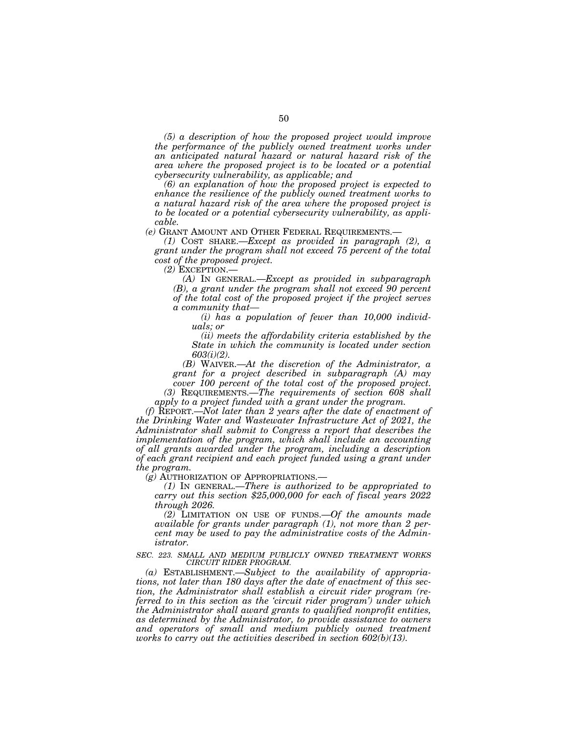*(5) a description of how the proposed project would improve the performance of the publicly owned treatment works under an anticipated natural hazard or natural hazard risk of the area where the proposed project is to be located or a potential cybersecurity vulnerability, as applicable; and*

*(6) an explanation of how the proposed project is expected to enhance the resilience of the publicly owned treatment works to a natural hazard risk of the area where the proposed project is to be located or a potential cybersecurity vulnerability, as applicable.*

*(e)* GRANT AMOUNT AND OTHER FEDERAL REQUIREMENTS.—

*(1)* COST SHARE.—*Except as provided in paragraph (2), a grant under the program shall not exceed 75 percent of the total cost of the proposed project.*

*(2)* EXCEPTION.—

*(A)* IN GENERAL.—*Except as provided in subparagraph (B), a grant under the program shall not exceed 90 percent of the total cost of the proposed project if the project serves a community that—*

*(i) has a population of fewer than 10,000 individuals; or*

*(ii) meets the affordability criteria established by the State in which the community is located under section 603(i)(2).*

*(B)* WAIVER.—*At the discretion of the Administrator, a grant for a project described in subparagraph (A) may cover 100 percent of the total cost of the proposed project.*

*(3)* REQUIREMENTS.—*The requirements of section 608 shall apply to a project funded with a grant under the program.*

*(f)* REPORT.—*Not later than 2 years after the date of enactment of the Drinking Water and Wastewater Infrastructure Act of 2021, the Administrator shall submit to Congress a report that describes the implementation of the program, which shall include an accounting of all grants awarded under the program, including a description of each grant recipient and each project funded using a grant under the program.*

*(g)* AUTHORIZATION OF APPROPRIATIONS.—

*(1)* IN GENERAL.—*There is authorized to be appropriated to carry out this section $25,000,000 for each of fiscal years 2022 through 2026.*

*(2)* LIMITATION ON USE OF FUNDS.—*Of the amounts made available for grants under paragraph (1), not more than 2 percent may be used to pay the administrative costs of the Administrator.*

*SEC. 223. SMALL AND MEDIUM PUBLICLY OWNED TREATMENT WORKS CIRCUIT RIDER PROGRAM.*

*(a)* ESTABLISHMENT.—*Subject to the availability of appropriations, not later than 180 days after the date of enactment of this section, the Administrator shall establish a circuit rider program (referred to in this section as the 'circuit rider program') under which the Administrator shall award grants to qualified nonprofit entities, as determined by the Administrator, to provide assistance to owners and operators of small and medium publicly owned treatment works to carry out the activities described in section 602(b)(13).*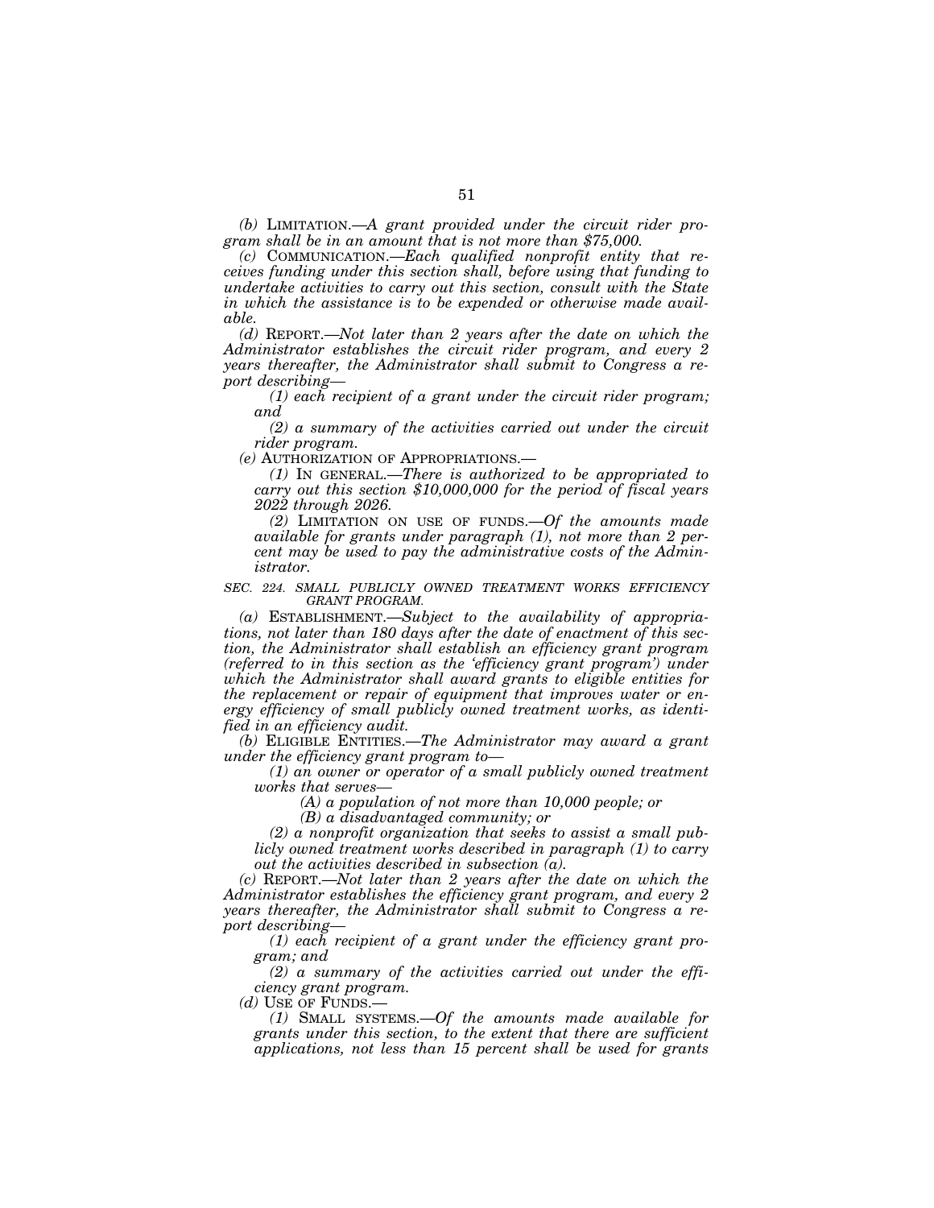*(b)* LIMITATION.—*A grant provided under the circuit rider program shall be in an amount that is not more than $75,000.*

*(c)* COMMUNICATION.—*Each qualified nonprofit entity that receives funding under this section shall, before using that funding to undertake activities to carry out this section, consult with the State in which the assistance is to be expended or otherwise made available.*

*(d)* REPORT.—*Not later than 2 years after the date on which the Administrator establishes the circuit rider program, and every 2 years thereafter, the Administrator shall submit to Congress a report describing—*

*(1) each recipient of a grant under the circuit rider program; and*

*(2) a summary of the activities carried out under the circuit rider program.*

*(e)* AUTHORIZATION OF APPROPRIATIONS.—

*(1)* IN GENERAL.—*There is authorized to be appropriated to carry out this section $10,000,000 for the period of fiscal years 2022 through 2026.*

*(2)* LIMITATION ON USE OF FUNDS.—*Of the amounts made available for grants under paragraph (1), not more than 2 percent may be used to pay the administrative costs of the Administrator.*

*SEC. 224. SMALL PUBLICLY OWNED TREATMENT WORKS EFFICIENCY GRANT PROGRAM.*

*(a)* ESTABLISHMENT.—*Subject to the availability of appropriations, not later than 180 days after the date of enactment of this section, the Administrator shall establish an efficiency grant program (referred to in this section as the 'efficiency grant program') under which the Administrator shall award grants to eligible entities for the replacement or repair of equipment that improves water or energy efficiency of small publicly owned treatment works, as identified in an efficiency audit.*

*(b)* ELIGIBLE ENTITIES.—*The Administrator may award a grant under the efficiency grant program to—*

*(1) an owner or operator of a small publicly owned treatment works that serves—*

*(A) a population of not more than 10,000 people; or*

*(B) a disadvantaged community; or*

*(2) a nonprofit organization that seeks to assist a small publicly owned treatment works described in paragraph (1) to carry out the activities described in subsection (a).*

*(c)* REPORT.—*Not later than 2 years after the date on which the Administrator establishes the efficiency grant program, and every 2 years thereafter, the Administrator shall submit to Congress a report describing—*

*(1) each recipient of a grant under the efficiency grant program; and*

*(2) a summary of the activities carried out under the efficiency grant program.*

*(d)* USE OF FUNDS.—

*(1)* SMALL SYSTEMS.—*Of the amounts made available for grants under this section, to the extent that there are sufficient applications, not less than 15 percent shall be used for grants*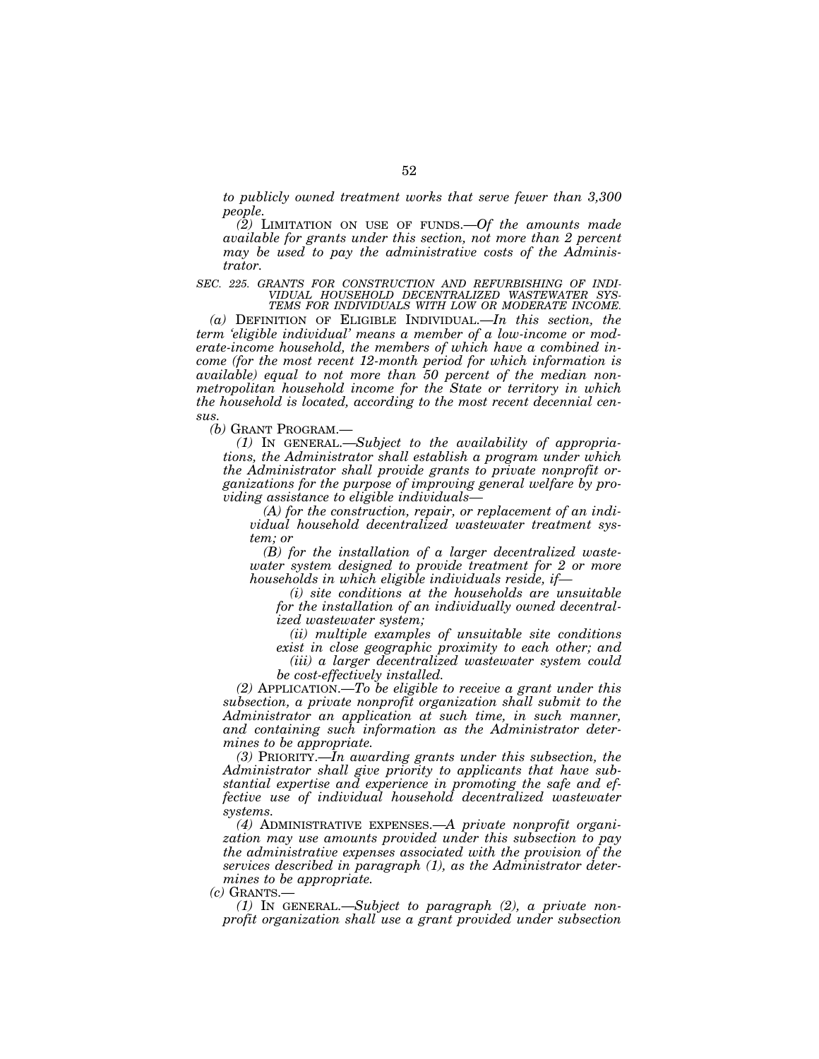*to publicly owned treatment works that serve fewer than 3,300 people.*

*(2)* LIMITATION ON USE OF FUNDS.—*Of the amounts made available for grants under this section, not more than 2 percent may be used to pay the administrative costs of the Administrator.*

*SEC. 225. GRANTS FOR CONSTRUCTION AND REFURBISHING OF INDIVIDUAL HOUSEHOLD DECENTRALIZED WASTEWATER SYSTEMS FOR INDIVIDUALS WITH LOW OR MODERATE INCOME.*

*(a)* DEFINITION OF ELIGIBLE INDIVIDUAL.—*In this section, the term 'eligible individual' means a member of a low-income or moderate-income household, the members of which have a combined income (for the most recent 12-month period for which information is available) equal to not more than 50 percent of the median nonmetropolitan household income for the State or territory in which the household is located, according to the most recent decennial census.*

*(b)* GRANT PROGRAM.—

*(1)* IN GENERAL.—*Subject to the availability of appropriations, the Administrator shall establish a program under which the Administrator shall provide grants to private nonprofit organizations for the purpose of improving general welfare by providing assistance to eligible individuals—*

*(A) for the construction, repair, or replacement of an individual household decentralized wastewater treatment system; or*

*(B) for the installation of a larger decentralized wastewater system designed to provide treatment for 2 or more households in which eligible individuals reside, if—*

*(i) site conditions at the households are unsuitable for the installation of an individually owned decentralized wastewater system;*

*(ii) multiple examples of unsuitable site conditions exist in close geographic proximity to each other; and*

*(iii) a larger decentralized wastewater system could be cost-effectively installed.*

*(2)* APPLICATION.—*To be eligible to receive a grant under this subsection, a private nonprofit organization shall submit to the Administrator an application at such time, in such manner, and containing such information as the Administrator determines to be appropriate.*

*(3)* PRIORITY.—*In awarding grants under this subsection, the Administrator shall give priority to applicants that have substantial expertise and experience in promoting the safe and effective use of individual household decentralized wastewater systems.*

*(4)* ADMINISTRATIVE EXPENSES.—*A private nonprofit organization may use amounts provided under this subsection to pay the administrative expenses associated with the provision of the services described in paragraph (1), as the Administrator determines to be appropriate.*

*(c)* GRANTS.—

*(1)* IN GENERAL.—*Subject to paragraph (2), a private nonprofit organization shall use a grant provided under subsection*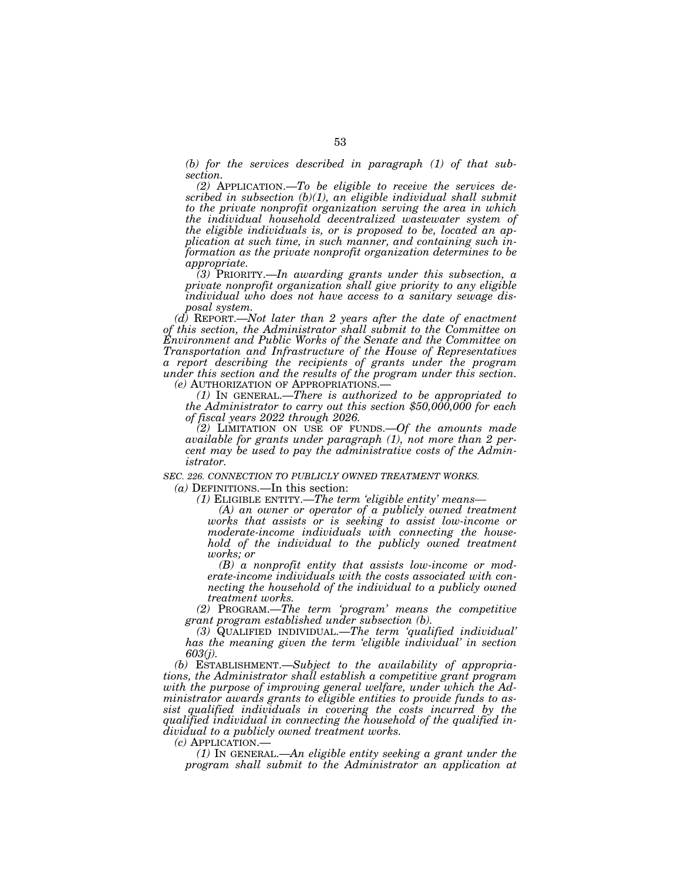*(b) for the services described in paragraph (1) of that subsection.*

*(2)* APPLICATION.—*To be eligible to receive the services described in subsection (b)(1), an eligible individual shall submit to the private nonprofit organization serving the area in which the individual household decentralized wastewater system of the eligible individuals is, or is proposed to be, located an application at such time, in such manner, and containing such information as the private nonprofit organization determines to be appropriate.*

*(3)* PRIORITY.—*In awarding grants under this subsection, a private nonprofit organization shall give priority to any eligible individual who does not have access to a sanitary sewage disposal system.*

*(d)* REPORT.—*Not later than 2 years after the date of enactment of this section, the Administrator shall submit to the Committee on Environment and Public Works of the Senate and the Committee on Transportation and Infrastructure of the House of Representatives a report describing the recipients of grants under the program under this section and the results of the program under this section.*

*(e)* AUTHORIZATION OF APPROPRIATIONS.—

*(1)* IN GENERAL.—*There is authorized to be appropriated to the Administrator to carry out this section $50,000,000 for each of fiscal years 2022 through 2026.*

*(2)* LIMITATION ON USE OF FUNDS.—*Of the amounts made available for grants under paragraph (1), not more than 2 percent may be used to pay the administrative costs of the Administrator.*

*SEC. 226. CONNECTION TO PUBLICLY OWNED TREATMENT WORKS.*

*(a)* DEFINITIONS.—In this section:

*(1)* ELIGIBLE ENTITY.—*The term 'eligible entity' means—*

*(A) an owner or operator of a publicly owned treatment works that assists or is seeking to assist low-income or moderate-income individuals with connecting the household of the individual to the publicly owned treatment works; or*

*(B) a nonprofit entity that assists low-income or moderate-income individuals with the costs associated with connecting the household of the individual to a publicly owned treatment works.*

*(2)* PROGRAM.—*The term 'program' means the competitive grant program established under subsection (b).*

*(3)* QUALIFIED INDIVIDUAL.—*The term 'qualified individual' has the meaning given the term 'eligible individual' in section 603(j).*

*(b)* ESTABLISHMENT.—*Subject to the availability of appropriations, the Administrator shall establish a competitive grant program with the purpose of improving general welfare, under which the Administrator awards grants to eligible entities to provide funds to assist qualified individuals in covering the costs incurred by the qualified individual in connecting the household of the qualified individual to a publicly owned treatment works.*

*(c)* APPLICATION.—

*(1)* IN GENERAL.—*An eligible entity seeking a grant under the program shall submit to the Administrator an application at*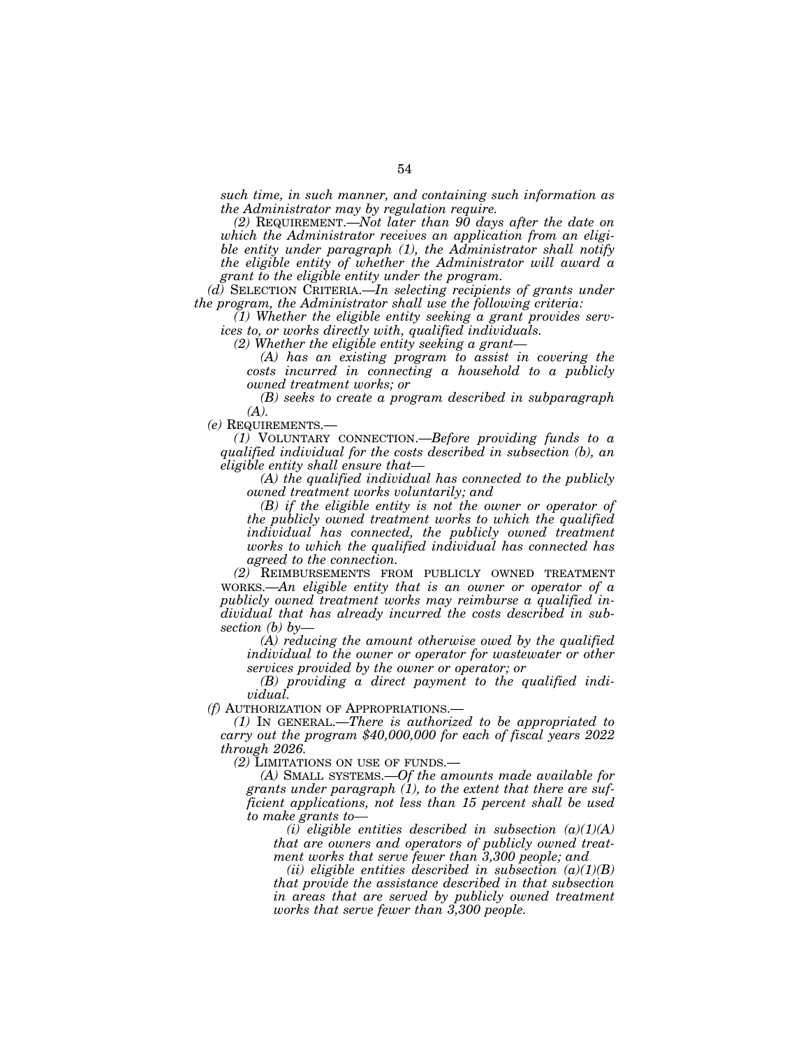*such time, in such manner, and containing such information as the Administrator may by regulation require.*

*(2)* REQUIREMENT.—*Not later than 90 days after the date on which the Administrator receives an application from an eligible entity under paragraph (1), the Administrator shall notify the eligible entity of whether the Administrator will award a grant to the eligible entity under the program.*

*(d)* SELECTION CRITERIA.—*In selecting recipients of grants under the program, the Administrator shall use the following criteria:*

*(1) Whether the eligible entity seeking a grant provides services to, or works directly with, qualified individuals.*

*(2) Whether the eligible entity seeking a grant—*

*(A) has an existing program to assist in covering the costs incurred in connecting a household to a publicly owned treatment works; or*

*(B) seeks to create a program described in subparagraph (A).*

*(e)* REQUIREMENTS.—

*(1)* VOLUNTARY CONNECTION.—*Before providing funds to a qualified individual for the costs described in subsection (b), an eligible entity shall ensure that—*

*(A) the qualified individual has connected to the publicly owned treatment works voluntarily; and*

*(B) if the eligible entity is not the owner or operator of the publicly owned treatment works to which the qualified individual has connected, the publicly owned treatment works to which the qualified individual has connected has agreed to the connection.*

*(2)* REIMBURSEMENTS FROM PUBLICLY OWNED TREATMENT WORKS.—*An eligible entity that is an owner or operator of a publicly owned treatment works may reimburse a qualified individual that has already incurred the costs described in subsection (b) by—*

*(A) reducing the amount otherwise owed by the qualified individual to the owner or operator for wastewater or other services provided by the owner or operator; or*

*(B) providing a direct payment to the qualified individual.*

*(f)* AUTHORIZATION OF APPROPRIATIONS.—

*(1)* IN GENERAL.—*There is authorized to be appropriated to carry out the program $40,000,000 for each of fiscal years 2022 through 2026.*

*(2)* LIMITATIONS ON USE OF FUNDS.—

*(A)* SMALL SYSTEMS.—*Of the amounts made available for grants under paragraph (1), to the extent that there are sufficient applications, not less than 15 percent shall be used to make grants to—*

*(i) eligible entities described in subsection (a)(1)(A) that are owners and operators of publicly owned treatment works that serve fewer than 3,300 people; and*

*(ii) eligible entities described in subsection (a)(1)(B) that provide the assistance described in that subsection in areas that are served by publicly owned treatment works that serve fewer than 3,300 people.*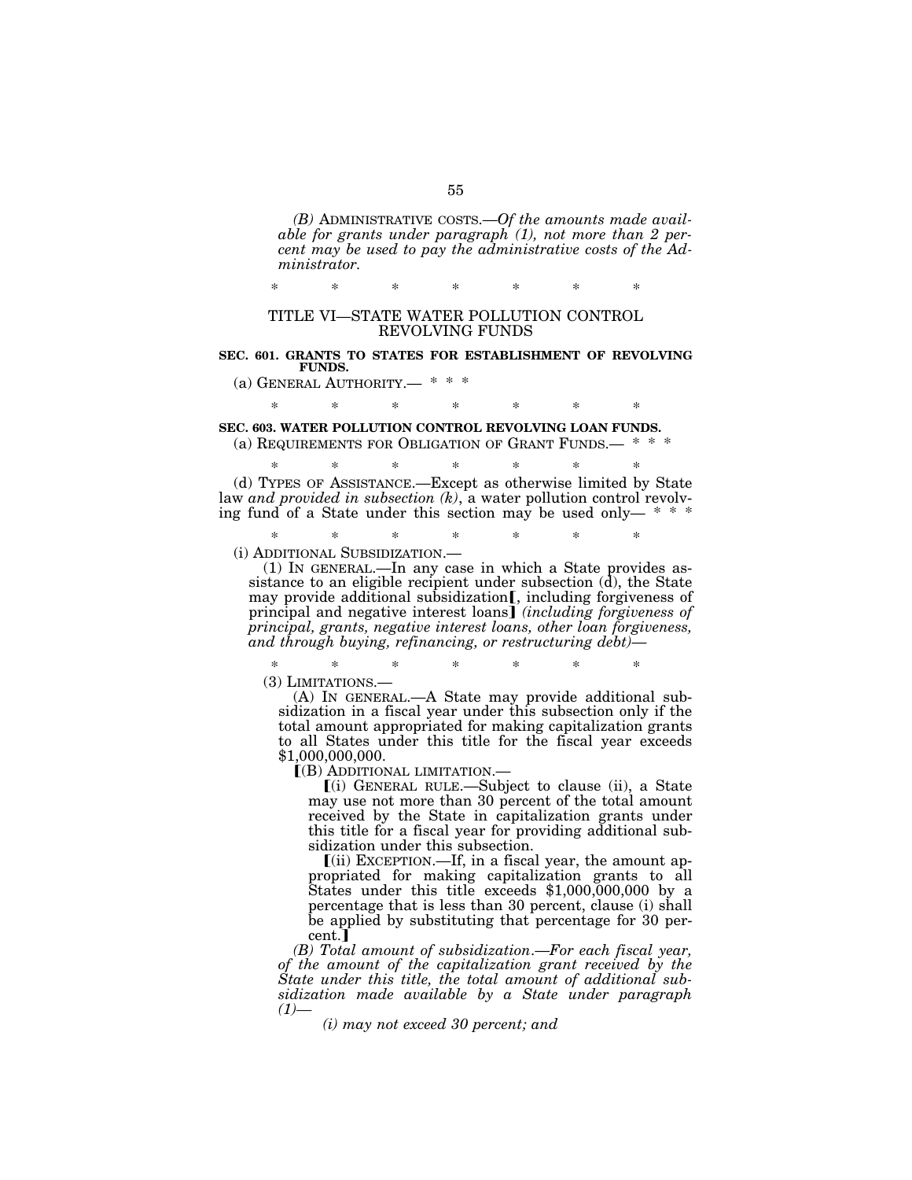*(B)* ADMINISTRATIVE COSTS.—*Of the amounts made available for grants under paragraph (1), not more than 2 percent may be used to pay the administrative costs of the Administrator.*

\* \* \* \* \* \* \*

## TITLE VI—STATE WATER POLLUTION CONTROL REVOLVING FUNDS

**SEC. 601. GRANTS TO STATES FOR ESTABLISHMENT OF REVOLVING FUNDS.**

(a) GENERAL AUTHORITY.— \* \* \*

\* \* \* \* \* \* \*

**SEC. 603. WATER POLLUTION CONTROL REVOLVING LOAN FUNDS.**

(a) REQUIREMENTS FOR OBLIGATION OF GRANT FUNDS.— \* \* \*

\* \* \* \* \* \* \*

(d) TYPES OF ASSISTANCE.—Except as otherwise limited by State law *and provided in subsection (k)*, a water pollution control revolving fund of a State under this section may be used only— \* \* \*

\* \* \* \* \* \* \*

(i) ADDITIONAL SUBSIDIZATION.—

(1) IN GENERAL.—In any case in which a State provides assistance to an eligible recipient under subsection (d), the State may provide additional subsidization【, including forgiveness of principal and negative interest loans】 *(including forgiveness of principal, grants, negative interest loans, other loan forgiveness, and through buying, refinancing, or restructuring debt)*—

\* \* \* \* \* \* \*

(3) LIMITATIONS.—

(A) IN GENERAL.—A State may provide additional subsidization in a fiscal year under this subsection only if the total amount appropriated for making capitalization grants to all States under this title for the fiscal year exceeds $1,000,000,000.

【(B) ADDITIONAL LIMITATION.—

【(i) GENERAL RULE.—Subject to clause (ii), a State may use not more than 30 percent of the total amount received by the State in capitalization grants under this title for a fiscal year for providing additional subsidization under this subsection.

【(ii) EXCEPTION.—If, in a fiscal year, the amount appropriated for making capitalization grants to all States under this title exceeds $1,000,000,000 by a percentage that is less than 30 percent, clause (i) shall be applied by substituting that percentage for 30 percent.】

*(B) Total amount of subsidization.—For each fiscal year, of the amount of the capitalization grant received by the State under this title, the total amount of additional subsidization made available by a State under paragraph (1)—*

*(i) may not exceed 30 percent; and*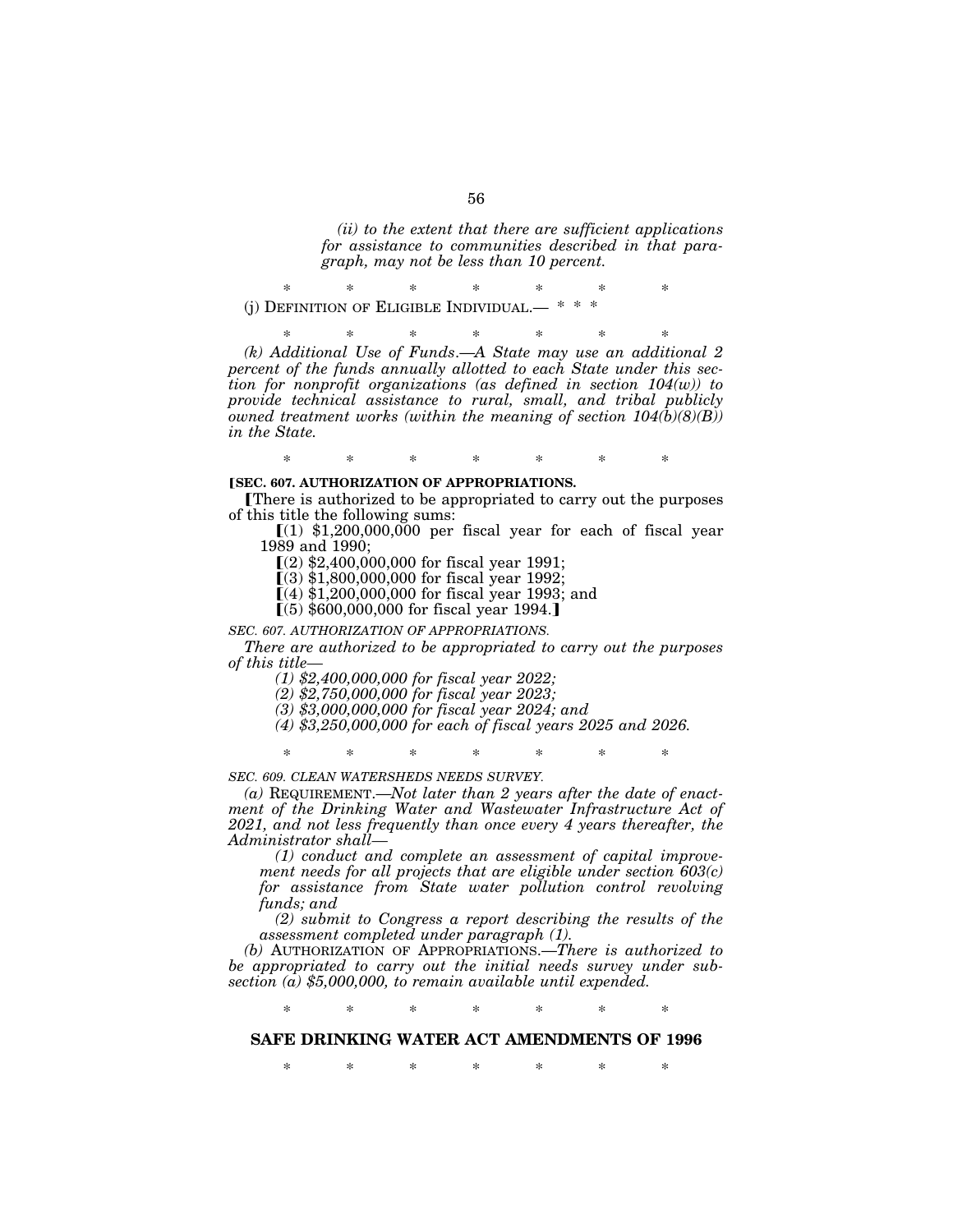*(ii) to the extent that there are sufficient applications for assistance to communities described in that paragraph, may not be less than 10 percent.*

\* \* \* \* \* \* \*

(j) DEFINITION OF ELIGIBLE INDIVIDUAL.— \* \* \*

\* \* \* \* \* \* \*

*(k) Additional Use of Funds.—A State may use an additional 2 percent of the funds annually allotted to each State under this section for nonprofit organizations (as defined in section 104(w)) to provide technical assistance to rural, small, and tribal publicly owned treatment works (within the meaning of section 104(b)(8)(B)) in the State.*

\* \* \* \* \* \* \*

**[SEC. 607. AUTHORIZATION OF APPROPRIATIONS.**

[There is authorized to be appropriated to carry out the purposes of this title the following sums:

[(1) $1,200,000,000 per fiscal year for each of fiscal year 1989 and 1990;

[(2) $2,400,000,000 for fiscal year 1991;

[(3) $1,800,000,000 for fiscal year 1992;

[(4) $1,200,000,000 for fiscal year 1993; and

[(5) $600,000,000 for fiscal year 1994.]

*SEC. 607. AUTHORIZATION OF APPROPRIATIONS.*

*There are authorized to be appropriated to carry out the purposes of this title—*

*(1) $2,400,000,000 for fiscal year 2022;*

*(2) $2,750,000,000 for fiscal year 2023;*

*(3) $3,000,000,000 for fiscal year 2024; and*

*(4) $3,250,000,000 for each of fiscal years 2025 and 2026.*

\* \* \* \* \* \* \*

*SEC. 609. CLEAN WATERSHEDS NEEDS SURVEY.*

*(a)* REQUIREMENT.*—Not later than 2 years after the date of enactment of the Drinking Water and Wastewater Infrastructure Act of 2021, and not less frequently than once every 4 years thereafter, the Administrator shall—*

*(1) conduct and complete an assessment of capital improvement needs for all projects that are eligible under section 603(c) for assistance from State water pollution control revolving funds; and*

*(2) submit to Congress a report describing the results of the assessment completed under paragraph (1).*

*(b)* AUTHORIZATION OF APPROPRIATIONS.*—There is authorized to be appropriated to carry out the initial needs survey under subsection (a) $5,000,000, to remain available until expended.*

\* \* \* \* \* \* \*

## SAFE DRINKING WATER ACT AMENDMENTS OF 1996

\* \* \* \* \* \* \*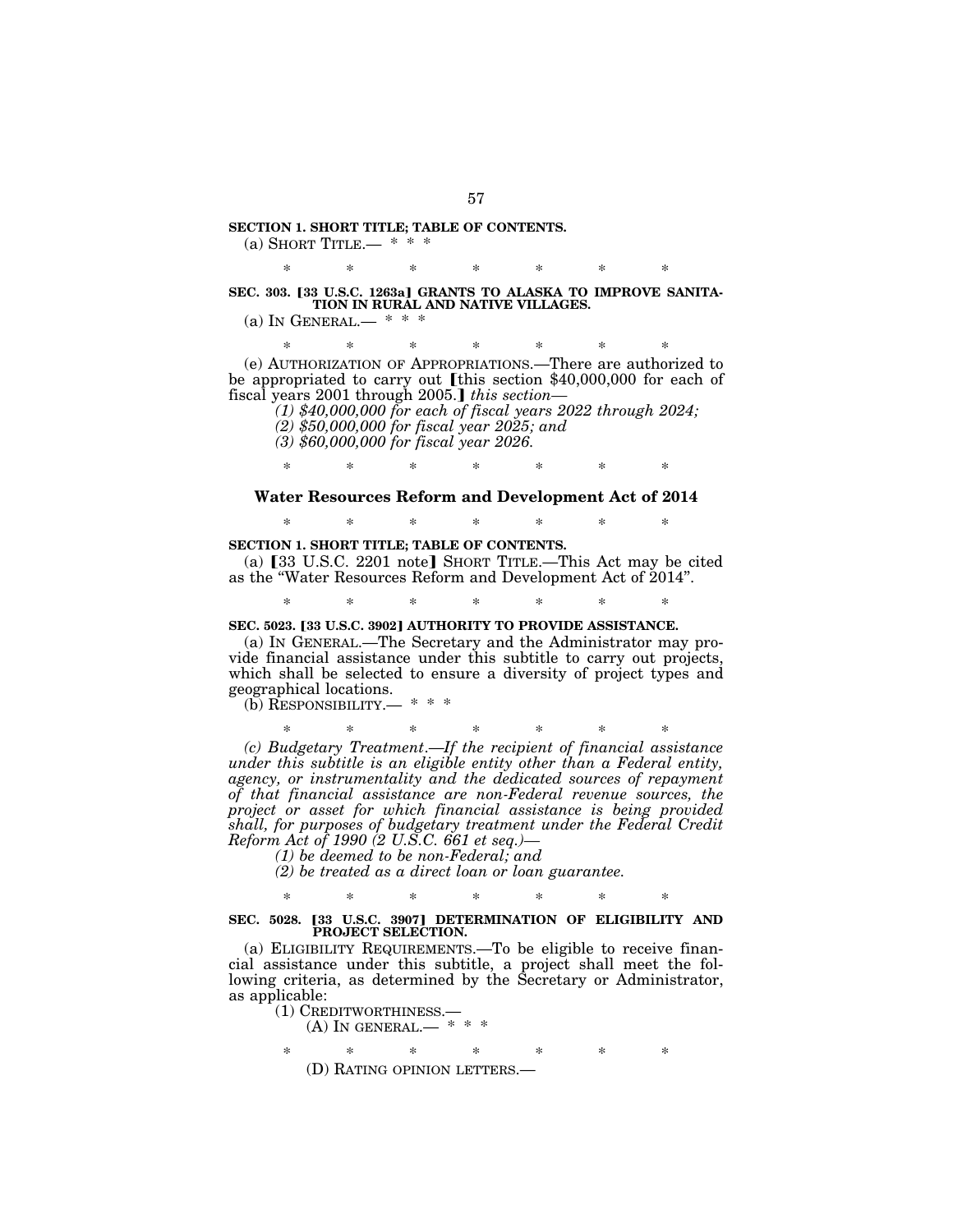**SECTION 1. SHORT TITLE; TABLE OF CONTENTS.**

(a) SHORT TITLE.— * * *

\* \* \* \* \* \* \*

**SEC. 303. [33 U.S.C. 1263a] GRANTS TO ALASKA TO IMPROVE SANITATION IN RURAL AND NATIVE VILLAGES.**

(a) IN GENERAL.— * * *

\* \* \* \* \* \* \*

(e) AUTHORIZATION OF APPROPRIATIONS.—There are authorized to be appropriated to carry out [this section $40,000,000 for each of fiscal years 2001 through 2005.] *this section—*

*(1) $40,000,000 for each of fiscal years 2022 through 2024;*

*(2) $50,000,000 for fiscal year 2025; and*

*(3) $60,000,000 for fiscal year 2026.*

\* \* \* \* \* \* \*

## Water Resources Reform and Development Act of 2014

\* \* \* \* \* \* \*

**SECTION 1. SHORT TITLE; TABLE OF CONTENTS.**

(a) [33 U.S.C. 2201 note] SHORT TITLE.—This Act may be cited as the "Water Resources Reform and Development Act of 2014".

\* \* \* \* \* \* \*

**SEC. 5023. [33 U.S.C. 3902] AUTHORITY TO PROVIDE ASSISTANCE.**

(a) IN GENERAL.—The Secretary and the Administrator may provide financial assistance under this subtitle to carry out projects, which shall be selected to ensure a diversity of project types and geographical locations.

(b) RESPONSIBILITY.— * * *

\* \* \* \* \* \* \*

*(c) Budgetary Treatment.—If the recipient of financial assistance under this subtitle is an eligible entity other than a Federal entity, agency, or instrumentality and the dedicated sources of repayment of that financial assistance are non-Federal revenue sources, the project or asset for which financial assistance is being provided shall, for purposes of budgetary treatment under the Federal Credit Reform Act of 1990 (2 U.S.C. 661 et seq.)—*

*(1) be deemed to be non-Federal; and*

*(2) be treated as a direct loan or loan guarantee.*

\* \* \* \* \* \* \*

**SEC. 5028. [33 U.S.C. 3907] DETERMINATION OF ELIGIBILITY AND PROJECT SELECTION.**

(a) ELIGIBILITY REQUIREMENTS.—To be eligible to receive financial assistance under this subtitle, a project shall meet the following criteria, as determined by the Secretary or Administrator, as applicable:

(1) CREDITWORTHINESS.—

(A) IN GENERAL.— * * *

\* \* \* \* \* \* \*

(D) RATING OPINION LETTERS.—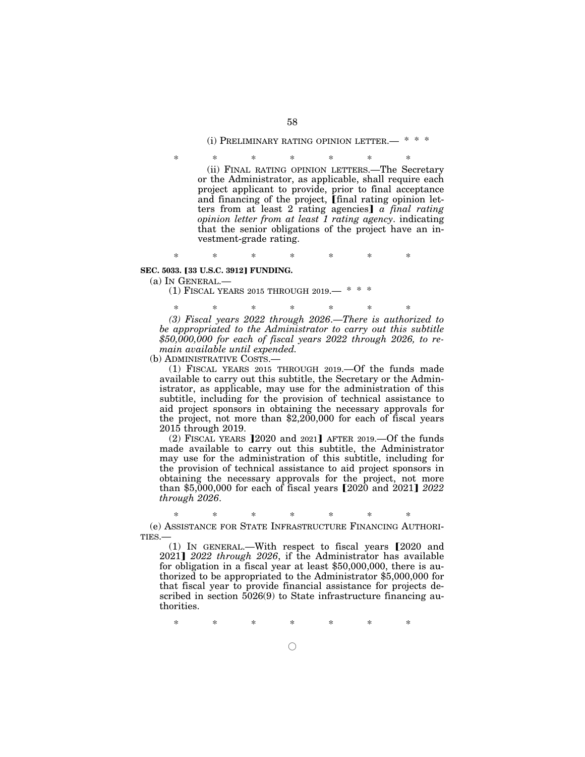(i) PRELIMINARY RATING OPINION LETTER.— * * *

\* \* \* \* \* \* \*

(ii) FINAL RATING OPINION LETTERS.—The Secretary or the Administrator, as applicable, shall require each project applicant to provide, prior to final acceptance and financing of the project, [final rating opinion letters from at least 2 rating agencies] *a final rating opinion letter from at least 1 rating agency*. indicating that the senior obligations of the project have an investment-grade rating.

\* \* \* \* \* \* \*

**SEC. 5033. [33 U.S.C. 3912] FUNDING.**

(a) IN GENERAL.—

(1) FISCAL YEARS 2015 THROUGH 2019.— * * *

\* \* \* \* \* \* \*

*(3) Fiscal years 2022 through 2026.—There is authorized to be appropriated to the Administrator to carry out this subtitle $50,000,000 for each of fiscal years 2022 through 2026, to remain available until expended.*

(b) ADMINISTRATIVE COSTS.—

(1) FISCAL YEARS 2015 THROUGH 2019.—Of the funds made available to carry out this subtitle, the Secretary or the Administrator, as applicable, may use for the administration of this subtitle, including for the provision of technical assistance to aid project sponsors in obtaining the necessary approvals for the project, not more than $2,200,000 for each of fiscal years 2015 through 2019.

(2) FISCAL YEARS ]2020 and 2021] AFTER 2019.—Of the funds made available to carry out this subtitle, the Administrator may use for the administration of this subtitle, including for the provision of technical assistance to aid project sponsors in obtaining the necessary approvals for the project, not more than $5,000,000 for each of fiscal years [2020 and 2021] *2022 through 2026*.

\* \* \* \* \* \* \*

(e) ASSISTANCE FOR STATE INFRASTRUCTURE FINANCING AUTHORITIES.—

(1) IN GENERAL.—With respect to fiscal years [2020 and 2021] *2022 through 2026*, if the Administrator has available for obligation in a fiscal year at least $50,000,000, there is authorized to be appropriated to the Administrator $5,000,000 for that fiscal year to provide financial assistance for projects described in section 5026(9) to State infrastructure financing authorities.

\* \* \* \* \* \* \*